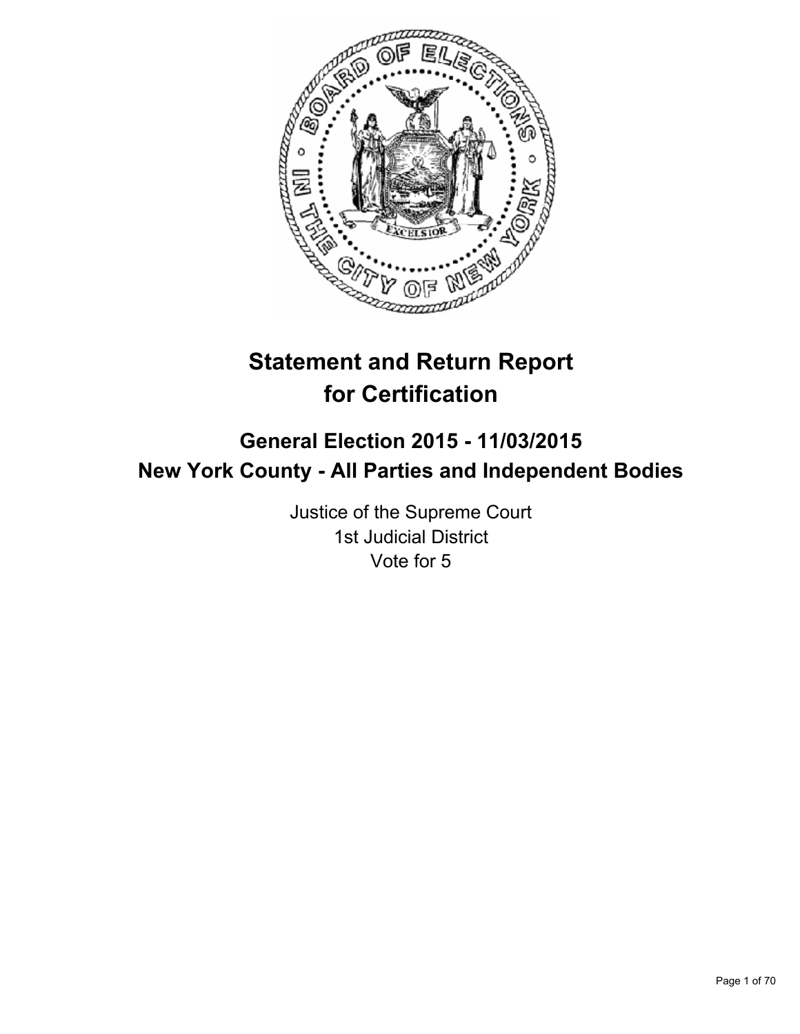# Statement and Return Report for Certification

## General Election 2015 - 11/03/2015
## New York County - All Parties and Independent Bodies

Justice of the Supreme Court
1st Judicial District
Vote for 5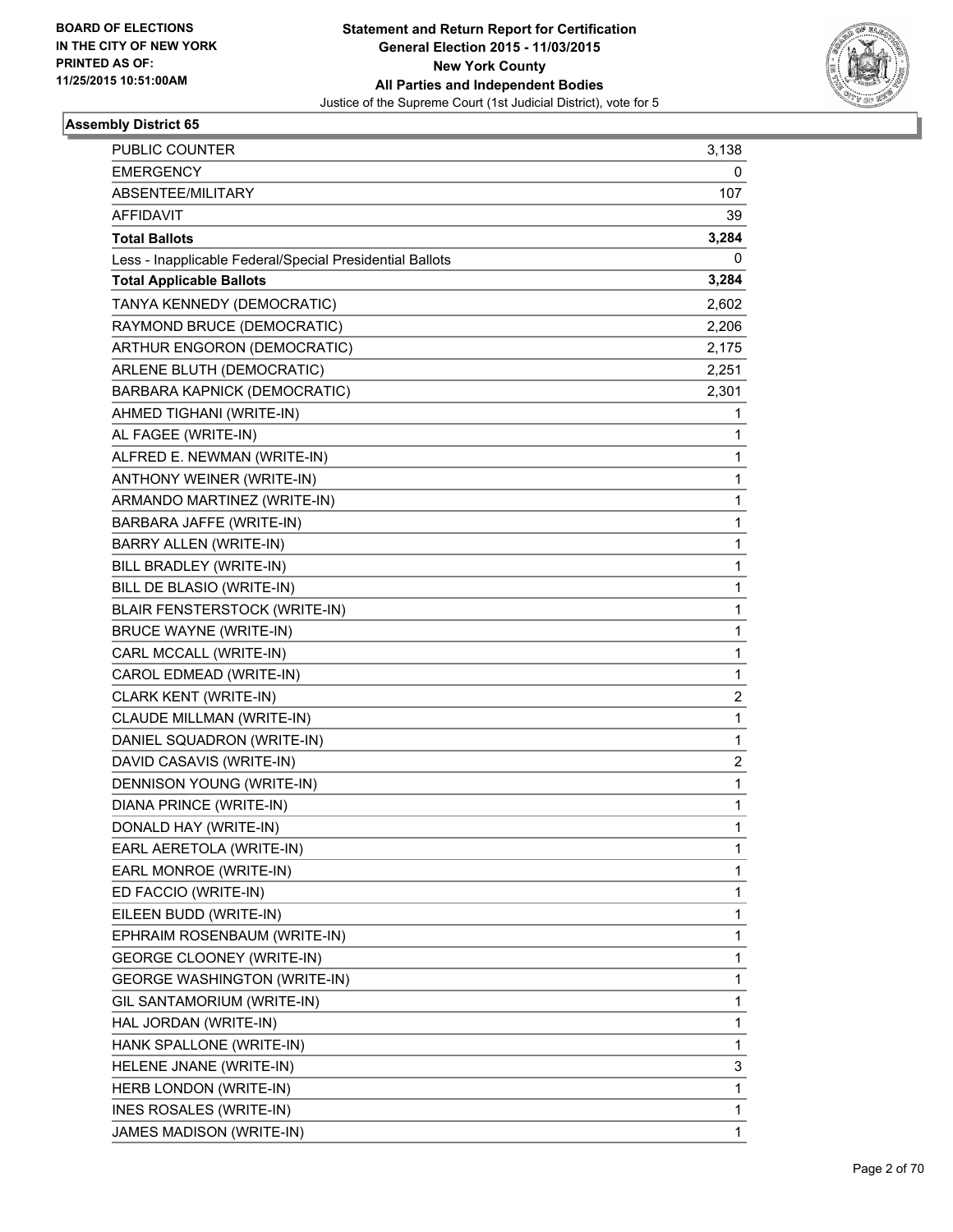**BOARD OF ELECTIONS IN THE CITY OF NEW YORK PRINTED AS OF: 11/25/2015 10:51:00AM**

# Statement and Return Report for Certification
## General Election 2015 - 11/03/2015
## New York County
## All Parties and Independent Bodies
Justice of the Supreme Court (1st Judicial District), vote for 5

### Assembly District 65

| | |
|---|---|
| PUBLIC COUNTER | 3,138 |
| EMERGENCY | 0 |
| ABSENTEE/MILITARY | 107 |
| AFFIDAVIT | 39 |
| **Total Ballots** | **3,284** |
| Less - Inapplicable Federal/Special Presidential Ballots | 0 |
| **Total Applicable Ballots** | **3,284** |
| TANYA KENNEDY (DEMOCRATIC) | 2,602 |
| RAYMOND BRUCE (DEMOCRATIC) | 2,206 |
| ARTHUR ENGORON (DEMOCRATIC) | 2,175 |
| ARLENE BLUTH (DEMOCRATIC) | 2,251 |
| BARBARA KAPNICK (DEMOCRATIC) | 2,301 |
| AHMED TIGHANI (WRITE-IN) | 1 |
| AL FAGEE (WRITE-IN) | 1 |
| ALFRED E. NEWMAN (WRITE-IN) | 1 |
| ANTHONY WEINER (WRITE-IN) | 1 |
| ARMANDO MARTINEZ (WRITE-IN) | 1 |
| BARBARA JAFFE (WRITE-IN) | 1 |
| BARRY ALLEN (WRITE-IN) | 1 |
| BILL BRADLEY (WRITE-IN) | 1 |
| BILL DE BLASIO (WRITE-IN) | 1 |
| BLAIR FENSTERSTOCK (WRITE-IN) | 1 |
| BRUCE WAYNE (WRITE-IN) | 1 |
| CARL MCCALL (WRITE-IN) | 1 |
| CAROL EDMEAD (WRITE-IN) | 1 |
| CLARK KENT (WRITE-IN) | 2 |
| CLAUDE MILLMAN (WRITE-IN) | 1 |
| DANIEL SQUADRON (WRITE-IN) | 1 |
| DAVID CASAVIS (WRITE-IN) | 2 |
| DENNISON YOUNG (WRITE-IN) | 1 |
| DIANA PRINCE (WRITE-IN) | 1 |
| DONALD HAY (WRITE-IN) | 1 |
| EARL AERETOLA (WRITE-IN) | 1 |
| EARL MONROE (WRITE-IN) | 1 |
| ED FACCIO (WRITE-IN) | 1 |
| EILEEN BUDD (WRITE-IN) | 1 |
| EPHRAIM ROSENBAUM (WRITE-IN) | 1 |
| GEORGE CLOONEY (WRITE-IN) | 1 |
| GEORGE WASHINGTON (WRITE-IN) | 1 |
| GIL SANTAMORIUM (WRITE-IN) | 1 |
| HAL JORDAN (WRITE-IN) | 1 |
| HANK SPALLONE (WRITE-IN) | 1 |
| HELENE JNANE (WRITE-IN) | 3 |
| HERB LONDON (WRITE-IN) | 1 |
| INES ROSALES (WRITE-IN) | 1 |
| JAMES MADISON (WRITE-IN) | 1 |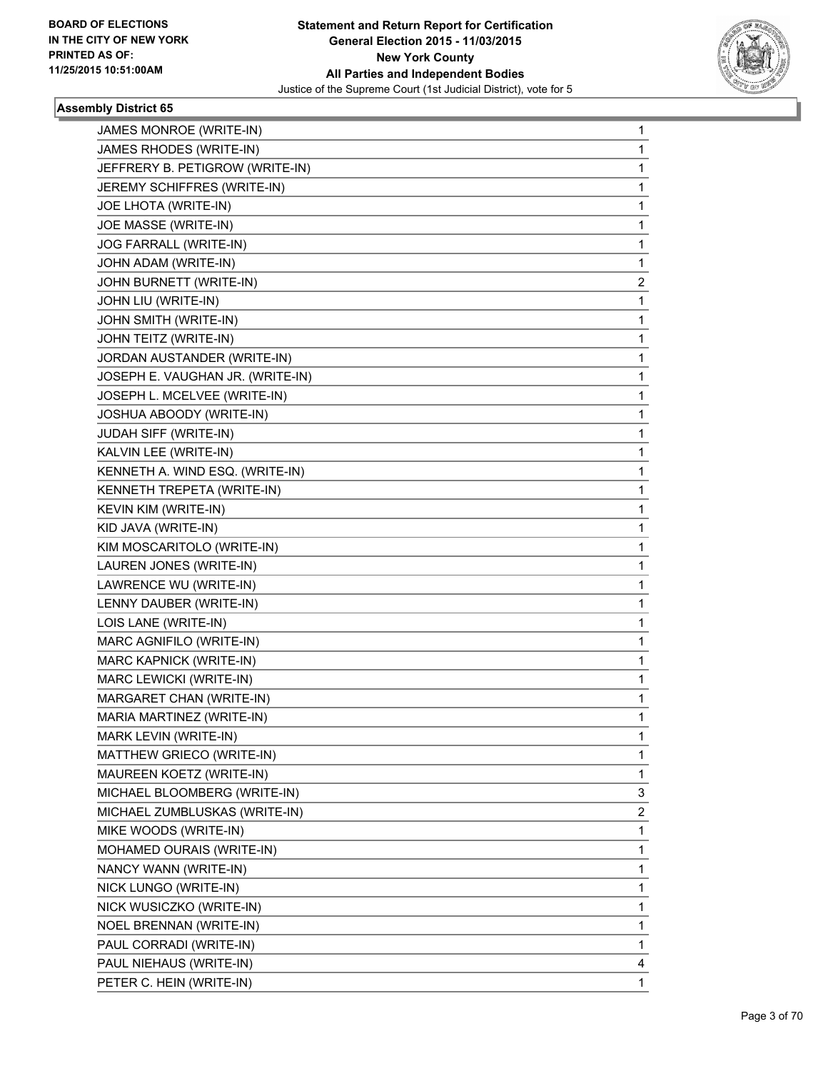BOARD OF ELECTIONS
IN THE CITY OF NEW YORK
PRINTED AS OF:
11/25/2015 10:51:00AM

**Statement and Return Report for Certification**
**General Election 2015 - 11/03/2015**
**New York County**
**All Parties and Independent Bodies**
Justice of the Supreme Court (1st Judicial District), vote for 5

### Assembly District 65

| | |
|---|---|
| JAMES MONROE (WRITE-IN) | 1 |
| JAMES RHODES (WRITE-IN) | 1 |
| JEFFRERY B. PETIGROW (WRITE-IN) | 1 |
| JEREMY SCHIFFRES (WRITE-IN) | 1 |
| JOE LHOTA (WRITE-IN) | 1 |
| JOE MASSE (WRITE-IN) | 1 |
| JOG FARRALL (WRITE-IN) | 1 |
| JOHN ADAM (WRITE-IN) | 1 |
| JOHN BURNETT (WRITE-IN) | 2 |
| JOHN LIU (WRITE-IN) | 1 |
| JOHN SMITH (WRITE-IN) | 1 |
| JOHN TEITZ (WRITE-IN) | 1 |
| JORDAN AUSTANDER (WRITE-IN) | 1 |
| JOSEPH E. VAUGHAN JR. (WRITE-IN) | 1 |
| JOSEPH L. MCELVEE (WRITE-IN) | 1 |
| JOSHUA ABOODY (WRITE-IN) | 1 |
| JUDAH SIFF (WRITE-IN) | 1 |
| KALVIN LEE (WRITE-IN) | 1 |
| KENNETH A. WIND ESQ. (WRITE-IN) | 1 |
| KENNETH TREPETA (WRITE-IN) | 1 |
| KEVIN KIM (WRITE-IN) | 1 |
| KID JAVA (WRITE-IN) | 1 |
| KIM MOSCARITOLO (WRITE-IN) | 1 |
| LAUREN JONES (WRITE-IN) | 1 |
| LAWRENCE WU (WRITE-IN) | 1 |
| LENNY DAUBER (WRITE-IN) | 1 |
| LOIS LANE (WRITE-IN) | 1 |
| MARC AGNIFILO (WRITE-IN) | 1 |
| MARC KAPNICK (WRITE-IN) | 1 |
| MARC LEWICKI (WRITE-IN) | 1 |
| MARGARET CHAN (WRITE-IN) | 1 |
| MARIA MARTINEZ (WRITE-IN) | 1 |
| MARK LEVIN (WRITE-IN) | 1 |
| MATTHEW GRIECO (WRITE-IN) | 1 |
| MAUREEN KOETZ (WRITE-IN) | 1 |
| MICHAEL BLOOMBERG (WRITE-IN) | 3 |
| MICHAEL ZUMBLUSKAS (WRITE-IN) | 2 |
| MIKE WOODS (WRITE-IN) | 1 |
| MOHAMED OURAIS (WRITE-IN) | 1 |
| NANCY WANN (WRITE-IN) | 1 |
| NICK LUNGO (WRITE-IN) | 1 |
| NICK WUSICZKO (WRITE-IN) | 1 |
| NOEL BRENNAN (WRITE-IN) | 1 |
| PAUL CORRADI (WRITE-IN) | 1 |
| PAUL NIEHAUS (WRITE-IN) | 4 |
| PETER C. HEIN (WRITE-IN) | 1 |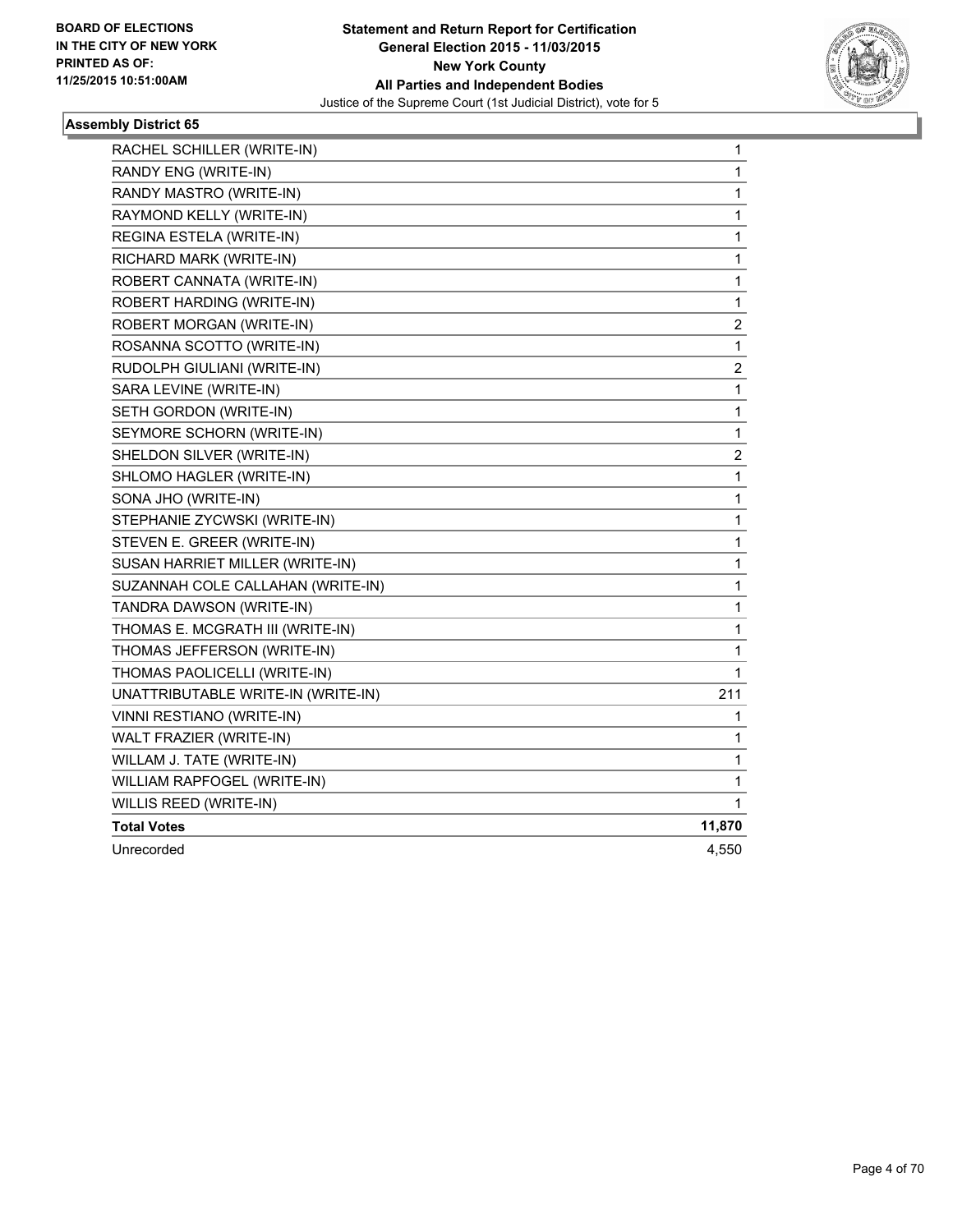**BOARD OF ELECTIONS IN THE CITY OF NEW YORK PRINTED AS OF: 11/25/2015 10:51:00AM**

**Statement and Return Report for Certification General Election 2015 - 11/03/2015 New York County All Parties and Independent Bodies**

Justice of the Supreme Court (1st Judicial District), vote for 5

### Assembly District 65

| | |
|---|---|
| RACHEL SCHILLER (WRITE-IN) | 1 |
| RANDY ENG (WRITE-IN) | 1 |
| RANDY MASTRO (WRITE-IN) | 1 |
| RAYMOND KELLY (WRITE-IN) | 1 |
| REGINA ESTELA (WRITE-IN) | 1 |
| RICHARD MARK (WRITE-IN) | 1 |
| ROBERT CANNATA (WRITE-IN) | 1 |
| ROBERT HARDING (WRITE-IN) | 1 |
| ROBERT MORGAN (WRITE-IN) | 2 |
| ROSANNA SCOTTO (WRITE-IN) | 1 |
| RUDOLPH GIULIANI (WRITE-IN) | 2 |
| SARA LEVINE (WRITE-IN) | 1 |
| SETH GORDON (WRITE-IN) | 1 |
| SEYMORE SCHORN (WRITE-IN) | 1 |
| SHELDON SILVER (WRITE-IN) | 2 |
| SHLOMO HAGLER (WRITE-IN) | 1 |
| SONA JHO (WRITE-IN) | 1 |
| STEPHANIE ZYCWSKI (WRITE-IN) | 1 |
| STEVEN E. GREER (WRITE-IN) | 1 |
| SUSAN HARRIET MILLER (WRITE-IN) | 1 |
| SUZANNAH COLE CALLAHAN (WRITE-IN) | 1 |
| TANDRA DAWSON (WRITE-IN) | 1 |
| THOMAS E. MCGRATH III (WRITE-IN) | 1 |
| THOMAS JEFFERSON (WRITE-IN) | 1 |
| THOMAS PAOLICELLI (WRITE-IN) | 1 |
| UNATTRIBUTABLE WRITE-IN (WRITE-IN) | 211 |
| VINNI RESTIANO (WRITE-IN) | 1 |
| WALT FRAZIER (WRITE-IN) | 1 |
| WILLAM J. TATE (WRITE-IN) | 1 |
| WILLIAM RAPFOGEL (WRITE-IN) | 1 |
| WILLIS REED (WRITE-IN) | 1 |
| **Total Votes** | **11,870** |
| Unrecorded | 4,550 |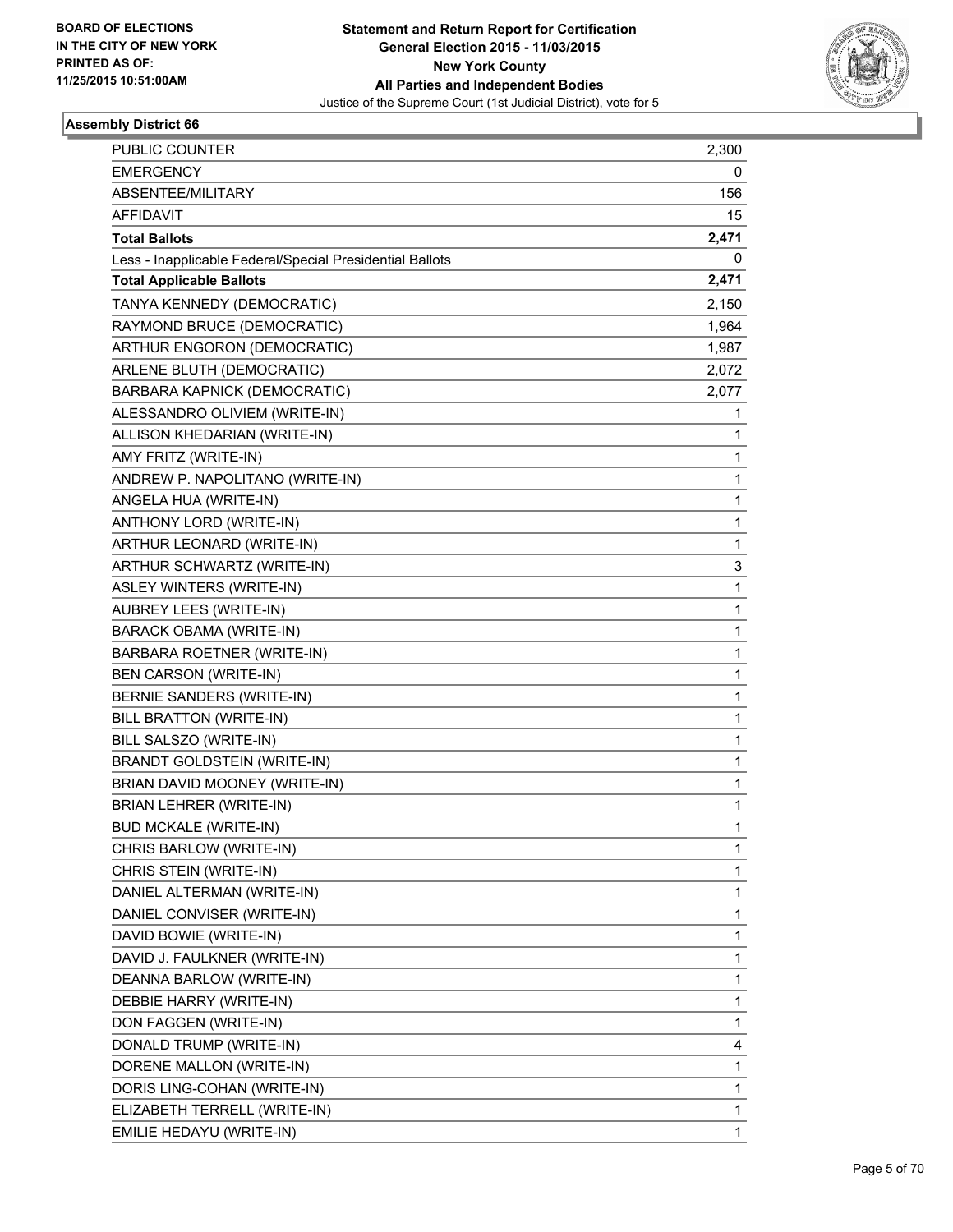BOARD OF ELECTIONS
IN THE CITY OF NEW YORK
PRINTED AS OF:
11/25/2015 10:51:00AM

**Statement and Return Report for Certification**
**General Election 2015 - 11/03/2015**
**New York County**
**All Parties and Independent Bodies**
Justice of the Supreme Court (1st Judicial District), vote for 5

### Assembly District 66

| | |
|---|---|
| PUBLIC COUNTER | 2,300 |
| EMERGENCY | 0 |
| ABSENTEE/MILITARY | 156 |
| AFFIDAVIT | 15 |
| **Total Ballots** | **2,471** |
| Less - Inapplicable Federal/Special Presidential Ballots | 0 |
| **Total Applicable Ballots** | **2,471** |
| TANYA KENNEDY (DEMOCRATIC) | 2,150 |
| RAYMOND BRUCE (DEMOCRATIC) | 1,964 |
| ARTHUR ENGORON (DEMOCRATIC) | 1,987 |
| ARLENE BLUTH (DEMOCRATIC) | 2,072 |
| BARBARA KAPNICK (DEMOCRATIC) | 2,077 |
| ALESSANDRO OLIVIEM (WRITE-IN) | 1 |
| ALLISON KHEDARIAN (WRITE-IN) | 1 |
| AMY FRITZ (WRITE-IN) | 1 |
| ANDREW P. NAPOLITANO (WRITE-IN) | 1 |
| ANGELA HUA (WRITE-IN) | 1 |
| ANTHONY LORD (WRITE-IN) | 1 |
| ARTHUR LEONARD (WRITE-IN) | 1 |
| ARTHUR SCHWARTZ (WRITE-IN) | 3 |
| ASLEY WINTERS (WRITE-IN) | 1 |
| AUBREY LEES (WRITE-IN) | 1 |
| BARACK OBAMA (WRITE-IN) | 1 |
| BARBARA ROETNER (WRITE-IN) | 1 |
| BEN CARSON (WRITE-IN) | 1 |
| BERNIE SANDERS (WRITE-IN) | 1 |
| BILL BRATTON (WRITE-IN) | 1 |
| BILL SALSZO (WRITE-IN) | 1 |
| BRANDT GOLDSTEIN (WRITE-IN) | 1 |
| BRIAN DAVID MOONEY (WRITE-IN) | 1 |
| BRIAN LEHRER (WRITE-IN) | 1 |
| BUD MCKALE (WRITE-IN) | 1 |
| CHRIS BARLOW (WRITE-IN) | 1 |
| CHRIS STEIN (WRITE-IN) | 1 |
| DANIEL ALTERMAN (WRITE-IN) | 1 |
| DANIEL CONVISER (WRITE-IN) | 1 |
| DAVID BOWIE (WRITE-IN) | 1 |
| DAVID J. FAULKNER (WRITE-IN) | 1 |
| DEANNA BARLOW (WRITE-IN) | 1 |
| DEBBIE HARRY (WRITE-IN) | 1 |
| DON FAGGEN (WRITE-IN) | 1 |
| DONALD TRUMP (WRITE-IN) | 4 |
| DORENE MALLON (WRITE-IN) | 1 |
| DORIS LING-COHAN (WRITE-IN) | 1 |
| ELIZABETH TERRELL (WRITE-IN) | 1 |
| EMILIE HEDAYU (WRITE-IN) | 1 |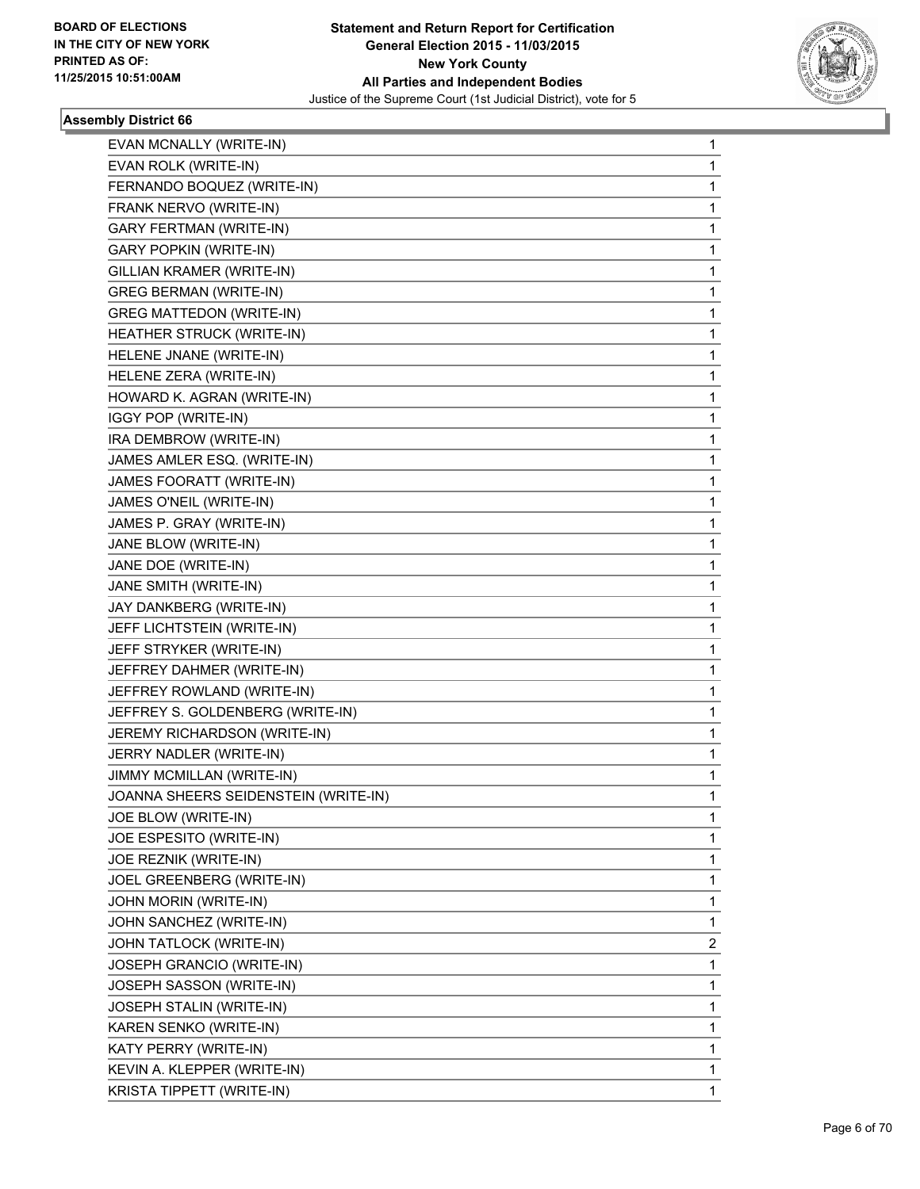## Assembly District 66

| | |
|---|---|
| EVAN MCNALLY (WRITE-IN) | 1 |
| EVAN ROLK (WRITE-IN) | 1 |
| FERNANDO BOQUEZ (WRITE-IN) | 1 |
| FRANK NERVO (WRITE-IN) | 1 |
| GARY FERTMAN (WRITE-IN) | 1 |
| GARY POPKIN (WRITE-IN) | 1 |
| GILLIAN KRAMER (WRITE-IN) | 1 |
| GREG BERMAN (WRITE-IN) | 1 |
| GREG MATTEDON (WRITE-IN) | 1 |
| HEATHER STRUCK (WRITE-IN) | 1 |
| HELENE JNANE (WRITE-IN) | 1 |
| HELENE ZERA (WRITE-IN) | 1 |
| HOWARD K. AGRAN (WRITE-IN) | 1 |
| IGGY POP (WRITE-IN) | 1 |
| IRA DEMBROW (WRITE-IN) | 1 |
| JAMES AMLER ESQ. (WRITE-IN) | 1 |
| JAMES FOORATT (WRITE-IN) | 1 |
| JAMES O'NEIL (WRITE-IN) | 1 |
| JAMES P. GRAY (WRITE-IN) | 1 |
| JANE BLOW (WRITE-IN) | 1 |
| JANE DOE (WRITE-IN) | 1 |
| JANE SMITH (WRITE-IN) | 1 |
| JAY DANKBERG (WRITE-IN) | 1 |
| JEFF LICHTSTEIN (WRITE-IN) | 1 |
| JEFF STRYKER (WRITE-IN) | 1 |
| JEFFREY DAHMER (WRITE-IN) | 1 |
| JEFFREY ROWLAND (WRITE-IN) | 1 |
| JEFFREY S. GOLDENBERG (WRITE-IN) | 1 |
| JEREMY RICHARDSON (WRITE-IN) | 1 |
| JERRY NADLER (WRITE-IN) | 1 |
| JIMMY MCMILLAN (WRITE-IN) | 1 |
| JOANNA SHEERS SEIDENSTEIN (WRITE-IN) | 1 |
| JOE BLOW (WRITE-IN) | 1 |
| JOE ESPESITO (WRITE-IN) | 1 |
| JOE REZNIK (WRITE-IN) | 1 |
| JOEL GREENBERG (WRITE-IN) | 1 |
| JOHN MORIN (WRITE-IN) | 1 |
| JOHN SANCHEZ (WRITE-IN) | 1 |
| JOHN TATLOCK (WRITE-IN) | 2 |
| JOSEPH GRANCIO (WRITE-IN) | 1 |
| JOSEPH SASSON (WRITE-IN) | 1 |
| JOSEPH STALIN (WRITE-IN) | 1 |
| KAREN SENKO (WRITE-IN) | 1 |
| KATY PERRY (WRITE-IN) | 1 |
| KEVIN A. KLEPPER (WRITE-IN) | 1 |
| KRISTA TIPPETT (WRITE-IN) | 1 |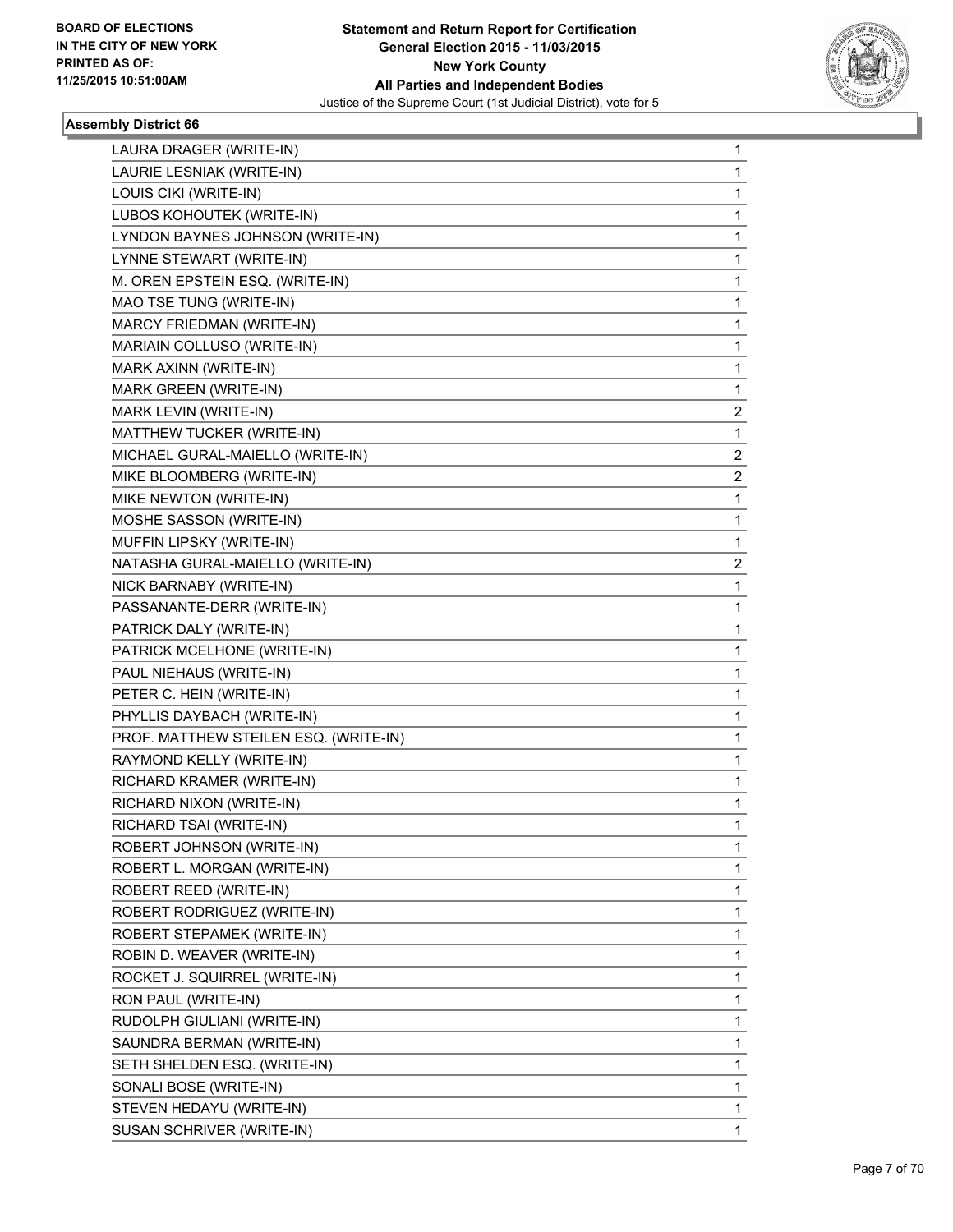**BOARD OF ELECTIONS IN THE CITY OF NEW YORK PRINTED AS OF: 11/25/2015 10:51:00AM**

**Statement and Return Report for Certification General Election 2015 - 11/03/2015 New York County All Parties and Independent Bodies**
Justice of the Supreme Court (1st Judicial District), vote for 5

### Assembly District 66

| | |
|---|---|
| LAURA DRAGER (WRITE-IN) | 1 |
| LAURIE LESNIAK (WRITE-IN) | 1 |
| LOUIS CIKI (WRITE-IN) | 1 |
| LUBOS KOHOUTEK (WRITE-IN) | 1 |
| LYNDON BAYNES JOHNSON (WRITE-IN) | 1 |
| LYNNE STEWART (WRITE-IN) | 1 |
| M. OREN EPSTEIN ESQ. (WRITE-IN) | 1 |
| MAO TSE TUNG (WRITE-IN) | 1 |
| MARCY FRIEDMAN (WRITE-IN) | 1 |
| MARIAIN COLLUSO (WRITE-IN) | 1 |
| MARK AXINN (WRITE-IN) | 1 |
| MARK GREEN (WRITE-IN) | 1 |
| MARK LEVIN (WRITE-IN) | 2 |
| MATTHEW TUCKER (WRITE-IN) | 1 |
| MICHAEL GURAL-MAIELLO (WRITE-IN) | 2 |
| MIKE BLOOMBERG (WRITE-IN) | 2 |
| MIKE NEWTON (WRITE-IN) | 1 |
| MOSHE SASSON (WRITE-IN) | 1 |
| MUFFIN LIPSKY (WRITE-IN) | 1 |
| NATASHA GURAL-MAIELLO (WRITE-IN) | 2 |
| NICK BARNABY (WRITE-IN) | 1 |
| PASSANANTE-DERR (WRITE-IN) | 1 |
| PATRICK DALY (WRITE-IN) | 1 |
| PATRICK MCELHONE (WRITE-IN) | 1 |
| PAUL NIEHAUS (WRITE-IN) | 1 |
| PETER C. HEIN (WRITE-IN) | 1 |
| PHYLLIS DAYBACH (WRITE-IN) | 1 |
| PROF. MATTHEW STEILEN ESQ. (WRITE-IN) | 1 |
| RAYMOND KELLY (WRITE-IN) | 1 |
| RICHARD KRAMER (WRITE-IN) | 1 |
| RICHARD NIXON (WRITE-IN) | 1 |
| RICHARD TSAI (WRITE-IN) | 1 |
| ROBERT JOHNSON (WRITE-IN) | 1 |
| ROBERT L. MORGAN (WRITE-IN) | 1 |
| ROBERT REED (WRITE-IN) | 1 |
| ROBERT RODRIGUEZ (WRITE-IN) | 1 |
| ROBERT STEPAMEK (WRITE-IN) | 1 |
| ROBIN D. WEAVER (WRITE-IN) | 1 |
| ROCKET J. SQUIRREL (WRITE-IN) | 1 |
| RON PAUL (WRITE-IN) | 1 |
| RUDOLPH GIULIANI (WRITE-IN) | 1 |
| SAUNDRA BERMAN (WRITE-IN) | 1 |
| SETH SHELDEN ESQ. (WRITE-IN) | 1 |
| SONALI BOSE (WRITE-IN) | 1 |
| STEVEN HEDAYU (WRITE-IN) | 1 |
| SUSAN SCHRIVER (WRITE-IN) | 1 |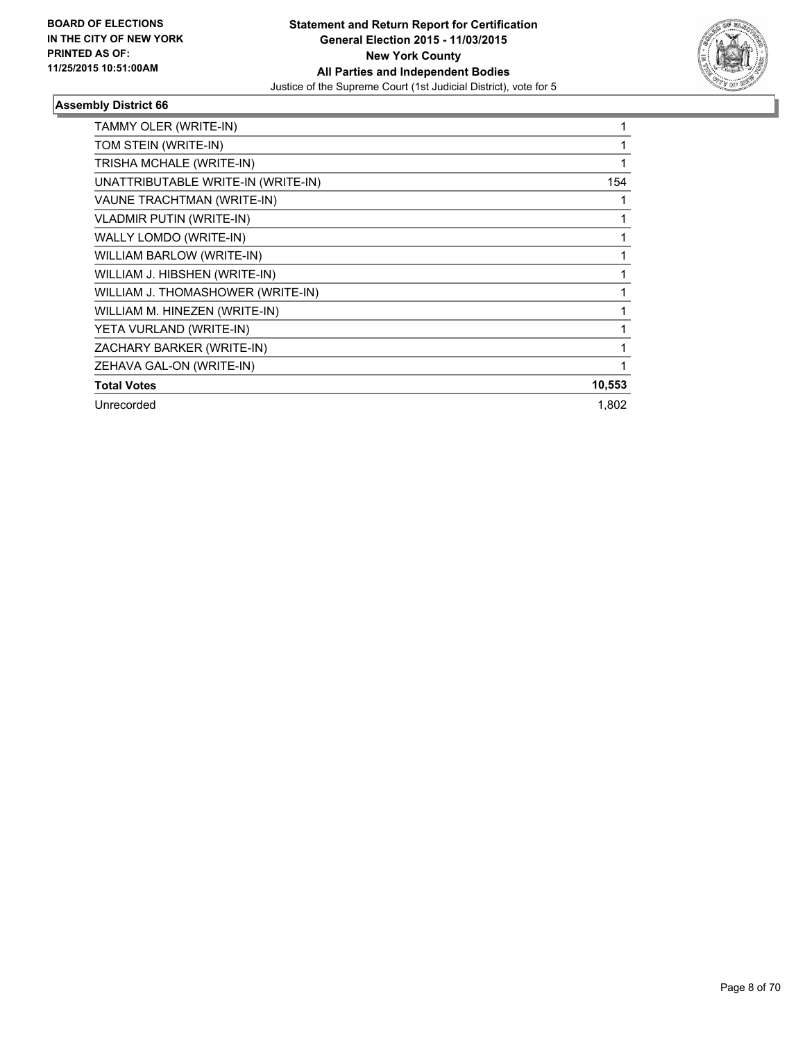### Assembly District 66

| | |
|---|---|
| TAMMY OLER (WRITE-IN) | 1 |
| TOM STEIN (WRITE-IN) | 1 |
| TRISHA MCHALE (WRITE-IN) | 1 |
| UNATTRIBUTABLE WRITE-IN (WRITE-IN) | 154 |
| VAUNE TRACHTMAN (WRITE-IN) | 1 |
| VLADMIR PUTIN (WRITE-IN) | 1 |
| WALLY LOMDO (WRITE-IN) | 1 |
| WILLIAM BARLOW (WRITE-IN) | 1 |
| WILLIAM J. HIBSHEN (WRITE-IN) | 1 |
| WILLIAM J. THOMASHOWER (WRITE-IN) | 1 |
| WILLIAM M. HINEZEN (WRITE-IN) | 1 |
| YETA VURLAND (WRITE-IN) | 1 |
| ZACHARY BARKER (WRITE-IN) | 1 |
| ZEHAVA GAL-ON (WRITE-IN) | 1 |
| **Total Votes** | **10,553** |
| Unrecorded | 1,802 |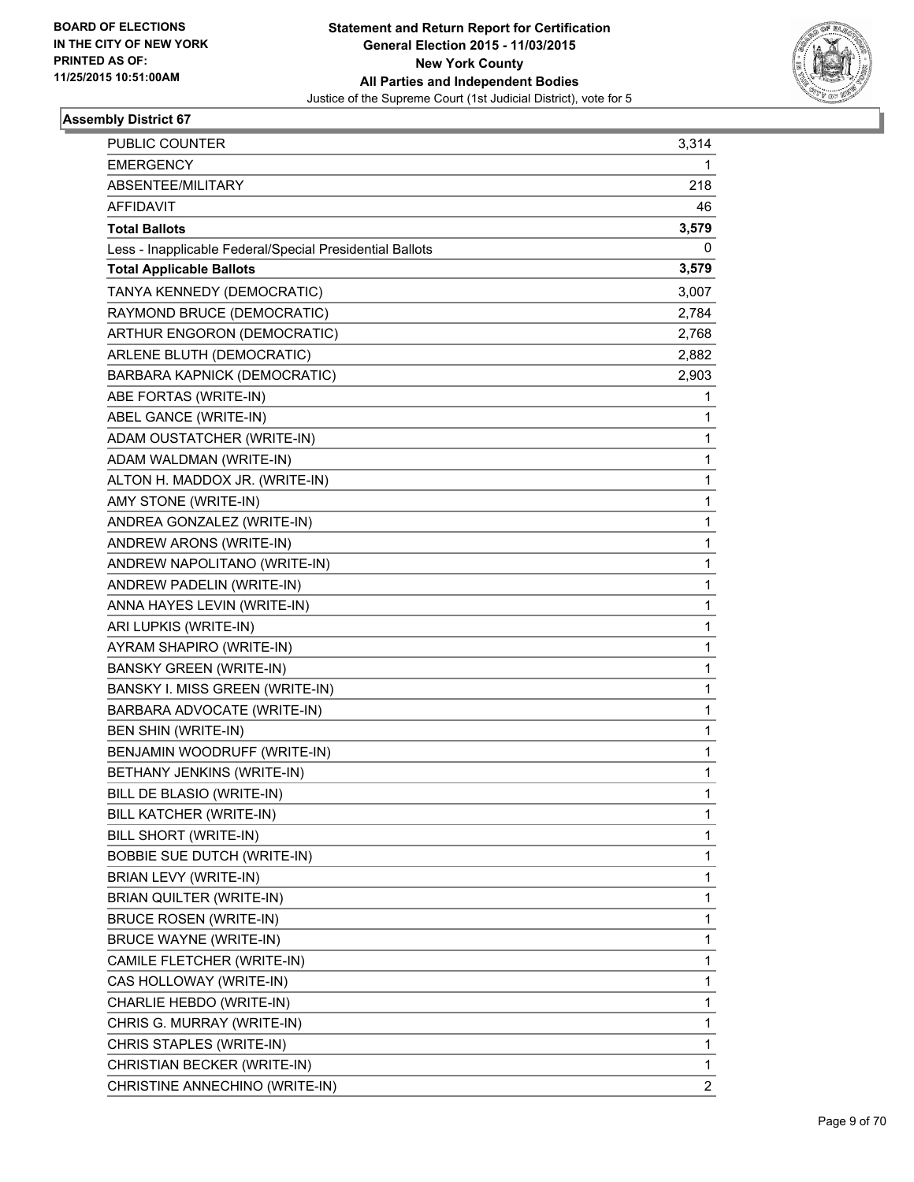BOARD OF ELECTIONS
IN THE CITY OF NEW YORK
PRINTED AS OF:
11/25/2015 10:51:00AM

**Statement and Return Report for Certification**
**General Election 2015 - 11/03/2015**
**New York County**
**All Parties and Independent Bodies**
Justice of the Supreme Court (1st Judicial District), vote for 5

### Assembly District 67

| | |
|---|---|
| PUBLIC COUNTER | 3,314 |
| EMERGENCY | 1 |
| ABSENTEE/MILITARY | 218 |
| AFFIDAVIT | 46 |
| **Total Ballots** | **3,579** |
| Less - Inapplicable Federal/Special Presidential Ballots | 0 |
| **Total Applicable Ballots** | **3,579** |
| TANYA KENNEDY (DEMOCRATIC) | 3,007 |
| RAYMOND BRUCE (DEMOCRATIC) | 2,784 |
| ARTHUR ENGORON (DEMOCRATIC) | 2,768 |
| ARLENE BLUTH (DEMOCRATIC) | 2,882 |
| BARBARA KAPNICK (DEMOCRATIC) | 2,903 |
| ABE FORTAS (WRITE-IN) | 1 |
| ABEL GANCE (WRITE-IN) | 1 |
| ADAM OUSTATCHER (WRITE-IN) | 1 |
| ADAM WALDMAN (WRITE-IN) | 1 |
| ALTON H. MADDOX JR. (WRITE-IN) | 1 |
| AMY STONE (WRITE-IN) | 1 |
| ANDREA GONZALEZ (WRITE-IN) | 1 |
| ANDREW ARONS (WRITE-IN) | 1 |
| ANDREW NAPOLITANO (WRITE-IN) | 1 |
| ANDREW PADELIN (WRITE-IN) | 1 |
| ANNA HAYES LEVIN (WRITE-IN) | 1 |
| ARI LUPKIS (WRITE-IN) | 1 |
| AYRAM SHAPIRO (WRITE-IN) | 1 |
| BANSKY GREEN (WRITE-IN) | 1 |
| BANSKY I. MISS GREEN (WRITE-IN) | 1 |
| BARBARA ADVOCATE (WRITE-IN) | 1 |
| BEN SHIN (WRITE-IN) | 1 |
| BENJAMIN WOODRUFF (WRITE-IN) | 1 |
| BETHANY JENKINS (WRITE-IN) | 1 |
| BILL DE BLASIO (WRITE-IN) | 1 |
| BILL KATCHER (WRITE-IN) | 1 |
| BILL SHORT (WRITE-IN) | 1 |
| BOBBIE SUE DUTCH (WRITE-IN) | 1 |
| BRIAN LEVY (WRITE-IN) | 1 |
| BRIAN QUILTER (WRITE-IN) | 1 |
| BRUCE ROSEN (WRITE-IN) | 1 |
| BRUCE WAYNE (WRITE-IN) | 1 |
| CAMILE FLETCHER (WRITE-IN) | 1 |
| CAS HOLLOWAY (WRITE-IN) | 1 |
| CHARLIE HEBDO (WRITE-IN) | 1 |
| CHRIS G. MURRAY (WRITE-IN) | 1 |
| CHRIS STAPLES (WRITE-IN) | 1 |
| CHRISTIAN BECKER (WRITE-IN) | 1 |
| CHRISTINE ANNECHINO (WRITE-IN) | 2 |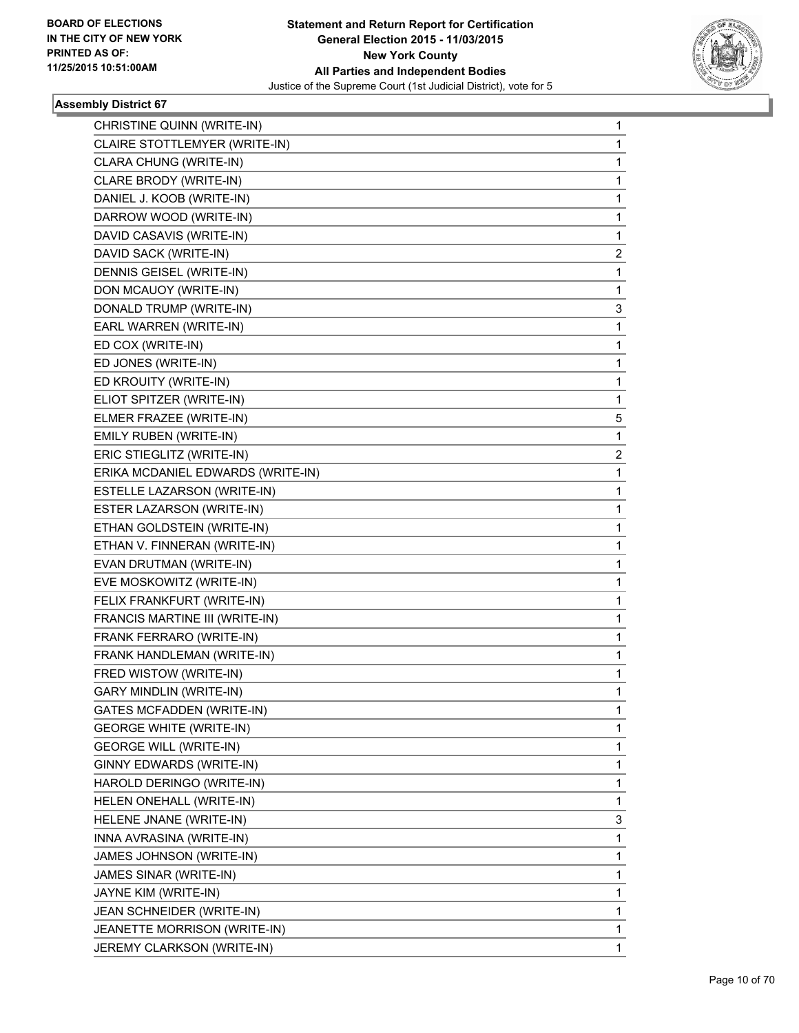## Assembly District 67

| | |
|---|---|
| CHRISTINE QUINN (WRITE-IN) | 1 |
| CLAIRE STOTTLEMYER (WRITE-IN) | 1 |
| CLARA CHUNG (WRITE-IN) | 1 |
| CLARE BRODY (WRITE-IN) | 1 |
| DANIEL J. KOOB (WRITE-IN) | 1 |
| DARROW WOOD (WRITE-IN) | 1 |
| DAVID CASAVIS (WRITE-IN) | 1 |
| DAVID SACK (WRITE-IN) | 2 |
| DENNIS GEISEL (WRITE-IN) | 1 |
| DON MCAUOY (WRITE-IN) | 1 |
| DONALD TRUMP (WRITE-IN) | 3 |
| EARL WARREN (WRITE-IN) | 1 |
| ED COX (WRITE-IN) | 1 |
| ED JONES (WRITE-IN) | 1 |
| ED KROUITY (WRITE-IN) | 1 |
| ELIOT SPITZER (WRITE-IN) | 1 |
| ELMER FRAZEE (WRITE-IN) | 5 |
| EMILY RUBEN (WRITE-IN) | 1 |
| ERIC STIEGLITZ (WRITE-IN) | 2 |
| ERIKA MCDANIEL EDWARDS (WRITE-IN) | 1 |
| ESTELLE LAZARSON (WRITE-IN) | 1 |
| ESTER LAZARSON (WRITE-IN) | 1 |
| ETHAN GOLDSTEIN (WRITE-IN) | 1 |
| ETHAN V. FINNERAN (WRITE-IN) | 1 |
| EVAN DRUTMAN (WRITE-IN) | 1 |
| EVE MOSKOWITZ (WRITE-IN) | 1 |
| FELIX FRANKFURT (WRITE-IN) | 1 |
| FRANCIS MARTINE III (WRITE-IN) | 1 |
| FRANK FERRARO (WRITE-IN) | 1 |
| FRANK HANDLEMAN (WRITE-IN) | 1 |
| FRED WISTOW (WRITE-IN) | 1 |
| GARY MINDLIN (WRITE-IN) | 1 |
| GATES MCFADDEN (WRITE-IN) | 1 |
| GEORGE WHITE (WRITE-IN) | 1 |
| GEORGE WILL (WRITE-IN) | 1 |
| GINNY EDWARDS (WRITE-IN) | 1 |
| HAROLD DERINGO (WRITE-IN) | 1 |
| HELEN ONEHALL (WRITE-IN) | 1 |
| HELENE JNANE (WRITE-IN) | 3 |
| INNA AVRASINA (WRITE-IN) | 1 |
| JAMES JOHNSON (WRITE-IN) | 1 |
| JAMES SINAR (WRITE-IN) | 1 |
| JAYNE KIM (WRITE-IN) | 1 |
| JEAN SCHNEIDER (WRITE-IN) | 1 |
| JEANETTE MORRISON (WRITE-IN) | 1 |
| JEREMY CLARKSON (WRITE-IN) | 1 |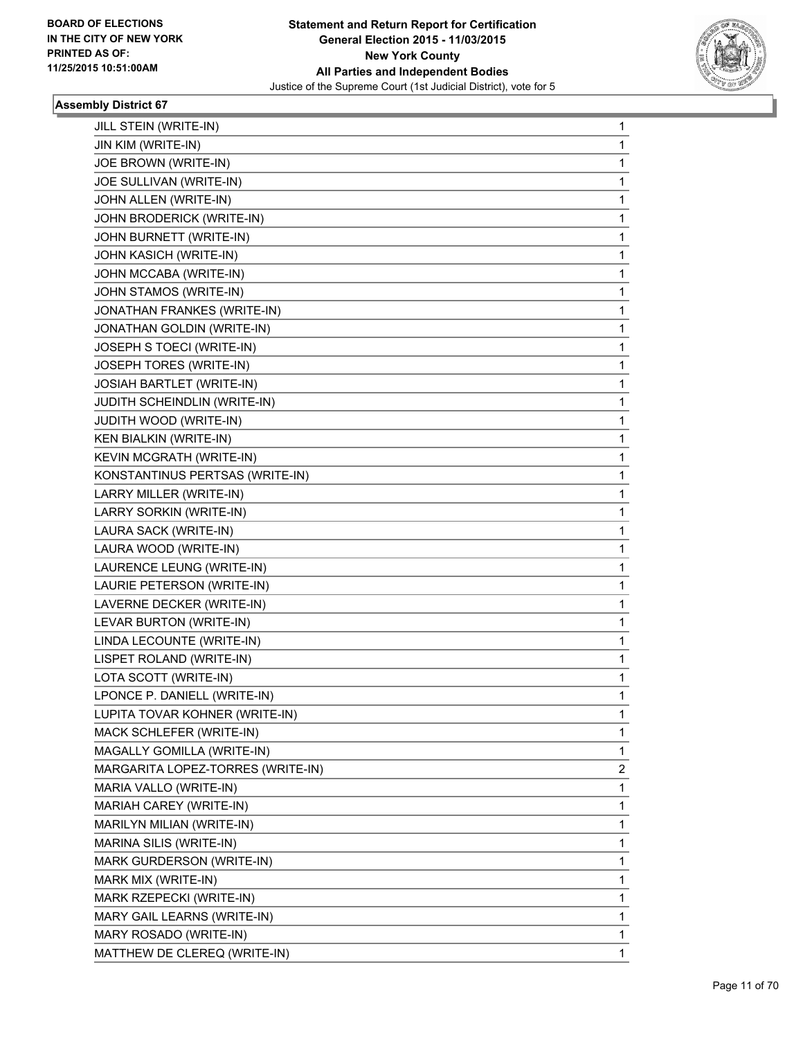**BOARD OF ELECTIONS IN THE CITY OF NEW YORK PRINTED AS OF: 11/25/2015 10:51:00AM**

**Statement and Return Report for Certification General Election 2015 - 11/03/2015 New York County All Parties and Independent Bodies**

Justice of the Supreme Court (1st Judicial District), vote for 5

### Assembly District 67

| | |
|---|---|
| JILL STEIN (WRITE-IN) | 1 |
| JIN KIM (WRITE-IN) | 1 |
| JOE BROWN (WRITE-IN) | 1 |
| JOE SULLIVAN (WRITE-IN) | 1 |
| JOHN ALLEN (WRITE-IN) | 1 |
| JOHN BRODERICK (WRITE-IN) | 1 |
| JOHN BURNETT (WRITE-IN) | 1 |
| JOHN KASICH (WRITE-IN) | 1 |
| JOHN MCCABA (WRITE-IN) | 1 |
| JOHN STAMOS (WRITE-IN) | 1 |
| JONATHAN FRANKES (WRITE-IN) | 1 |
| JONATHAN GOLDIN (WRITE-IN) | 1 |
| JOSEPH S TOECI (WRITE-IN) | 1 |
| JOSEPH TORES (WRITE-IN) | 1 |
| JOSIAH BARTLET (WRITE-IN) | 1 |
| JUDITH SCHEINDLIN (WRITE-IN) | 1 |
| JUDITH WOOD (WRITE-IN) | 1 |
| KEN BIALKIN (WRITE-IN) | 1 |
| KEVIN MCGRATH (WRITE-IN) | 1 |
| KONSTANTINUS PERTSAS (WRITE-IN) | 1 |
| LARRY MILLER (WRITE-IN) | 1 |
| LARRY SORKIN (WRITE-IN) | 1 |
| LAURA SACK (WRITE-IN) | 1 |
| LAURA WOOD (WRITE-IN) | 1 |
| LAURENCE LEUNG (WRITE-IN) | 1 |
| LAURIE PETERSON (WRITE-IN) | 1 |
| LAVERNE DECKER (WRITE-IN) | 1 |
| LEVAR BURTON (WRITE-IN) | 1 |
| LINDA LECOUNTE (WRITE-IN) | 1 |
| LISPET ROLAND (WRITE-IN) | 1 |
| LOTA SCOTT (WRITE-IN) | 1 |
| LPONCE P. DANIELL (WRITE-IN) | 1 |
| LUPITA TOVAR KOHNER (WRITE-IN) | 1 |
| MACK SCHLEFER (WRITE-IN) | 1 |
| MAGALLY GOMILLA (WRITE-IN) | 1 |
| MARGARITA LOPEZ-TORRES (WRITE-IN) | 2 |
| MARIA VALLO (WRITE-IN) | 1 |
| MARIAH CAREY (WRITE-IN) | 1 |
| MARILYN MILIAN (WRITE-IN) | 1 |
| MARINA SILIS (WRITE-IN) | 1 |
| MARK GURDERSON (WRITE-IN) | 1 |
| MARK MIX (WRITE-IN) | 1 |
| MARK RZEPECKI (WRITE-IN) | 1 |
| MARY GAIL LEARNS (WRITE-IN) | 1 |
| MARY ROSADO (WRITE-IN) | 1 |
| MATTHEW DE CLEREQ (WRITE-IN) | 1 |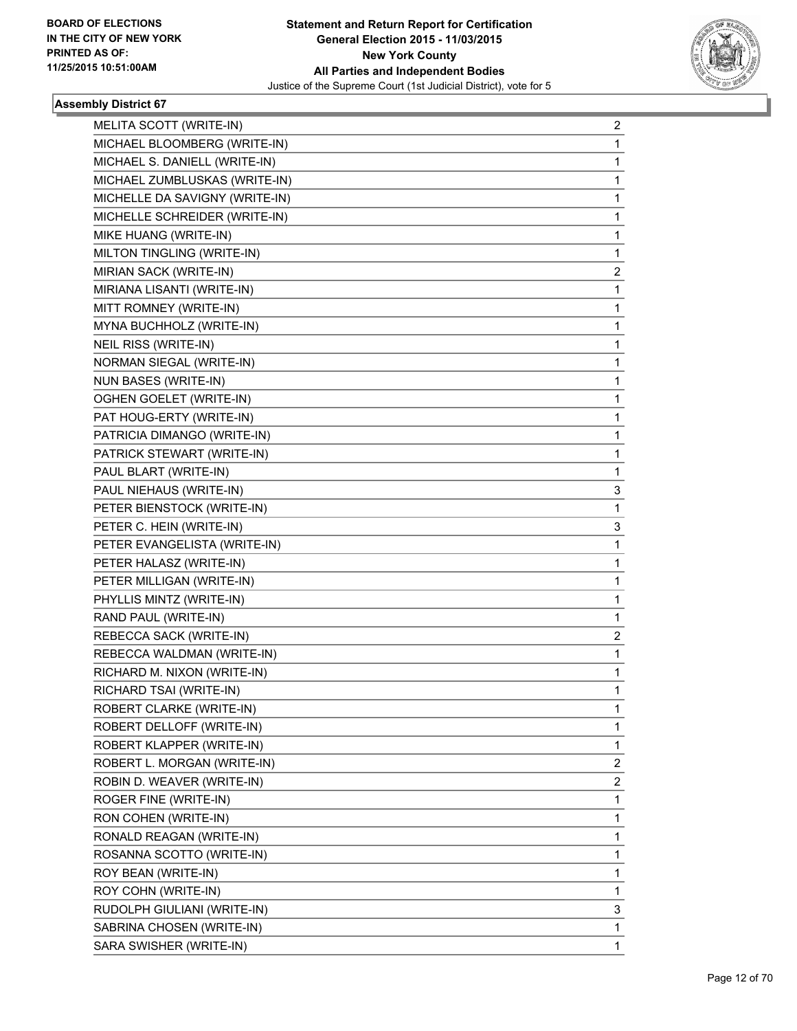## Assembly District 67

| | |
|---|---|
| MELITA SCOTT (WRITE-IN) | 2 |
| MICHAEL BLOOMBERG (WRITE-IN) | 1 |
| MICHAEL S. DANIELL (WRITE-IN) | 1 |
| MICHAEL ZUMBLUSKAS (WRITE-IN) | 1 |
| MICHELLE DA SAVIGNY (WRITE-IN) | 1 |
| MICHELLE SCHREIDER (WRITE-IN) | 1 |
| MIKE HUANG (WRITE-IN) | 1 |
| MILTON TINGLING (WRITE-IN) | 1 |
| MIRIAN SACK (WRITE-IN) | 2 |
| MIRIANA LISANTI (WRITE-IN) | 1 |
| MITT ROMNEY (WRITE-IN) | 1 |
| MYNA BUCHHOLZ (WRITE-IN) | 1 |
| NEIL RISS (WRITE-IN) | 1 |
| NORMAN SIEGAL (WRITE-IN) | 1 |
| NUN BASES (WRITE-IN) | 1 |
| OGHEN GOELET (WRITE-IN) | 1 |
| PAT HOUG-ERTY (WRITE-IN) | 1 |
| PATRICIA DIMANGO (WRITE-IN) | 1 |
| PATRICK STEWART (WRITE-IN) | 1 |
| PAUL BLART (WRITE-IN) | 1 |
| PAUL NIEHAUS (WRITE-IN) | 3 |
| PETER BIENSTOCK (WRITE-IN) | 1 |
| PETER C. HEIN (WRITE-IN) | 3 |
| PETER EVANGELISTA (WRITE-IN) | 1 |
| PETER HALASZ (WRITE-IN) | 1 |
| PETER MILLIGAN (WRITE-IN) | 1 |
| PHYLLIS MINTZ (WRITE-IN) | 1 |
| RAND PAUL (WRITE-IN) | 1 |
| REBECCA SACK (WRITE-IN) | 2 |
| REBECCA WALDMAN (WRITE-IN) | 1 |
| RICHARD M. NIXON (WRITE-IN) | 1 |
| RICHARD TSAI (WRITE-IN) | 1 |
| ROBERT CLARKE (WRITE-IN) | 1 |
| ROBERT DELLOFF (WRITE-IN) | 1 |
| ROBERT KLAPPER (WRITE-IN) | 1 |
| ROBERT L. MORGAN (WRITE-IN) | 2 |
| ROBIN D. WEAVER (WRITE-IN) | 2 |
| ROGER FINE (WRITE-IN) | 1 |
| RON COHEN (WRITE-IN) | 1 |
| RONALD REAGAN (WRITE-IN) | 1 |
| ROSANNA SCOTTO (WRITE-IN) | 1 |
| ROY BEAN (WRITE-IN) | 1 |
| ROY COHN (WRITE-IN) | 1 |
| RUDOLPH GIULIANI (WRITE-IN) | 3 |
| SABRINA CHOSEN (WRITE-IN) | 1 |
| SARA SWISHER (WRITE-IN) | 1 |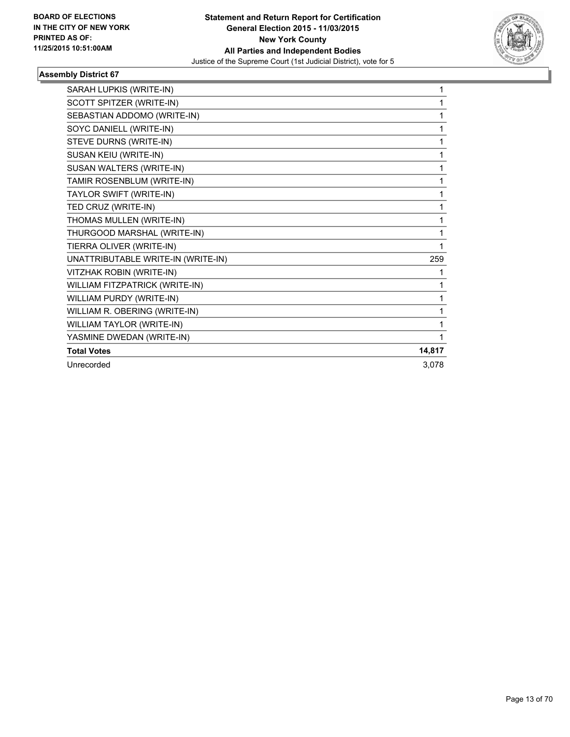BOARD OF ELECTIONS IN THE CITY OF NEW YORK PRINTED AS OF: 11/25/2015 10:51:00AM

**Statement and Return Report for Certification**
**General Election 2015 - 11/03/2015**
**New York County**
**All Parties and Independent Bodies**
Justice of the Supreme Court (1st Judicial District), vote for 5

### Assembly District 67

| | |
|---|---|
| SARAH LUPKIS (WRITE-IN) | 1 |
| SCOTT SPITZER (WRITE-IN) | 1 |
| SEBASTIAN ADDOMO (WRITE-IN) | 1 |
| SOYC DANIELL (WRITE-IN) | 1 |
| STEVE DURNS (WRITE-IN) | 1 |
| SUSAN KEIU (WRITE-IN) | 1 |
| SUSAN WALTERS (WRITE-IN) | 1 |
| TAMIR ROSENBLUM (WRITE-IN) | 1 |
| TAYLOR SWIFT (WRITE-IN) | 1 |
| TED CRUZ (WRITE-IN) | 1 |
| THOMAS MULLEN (WRITE-IN) | 1 |
| THURGOOD MARSHAL (WRITE-IN) | 1 |
| TIERRA OLIVER (WRITE-IN) | 1 |
| UNATTRIBUTABLE WRITE-IN (WRITE-IN) | 259 |
| VITZHAK ROBIN (WRITE-IN) | 1 |
| WILLIAM FITZPATRICK (WRITE-IN) | 1 |
| WILLIAM PURDY (WRITE-IN) | 1 |
| WILLIAM R. OBERING (WRITE-IN) | 1 |
| WILLIAM TAYLOR (WRITE-IN) | 1 |
| YASMINE DWEDAN (WRITE-IN) | 1 |
| **Total Votes** | **14,817** |
| Unrecorded | 3,078 |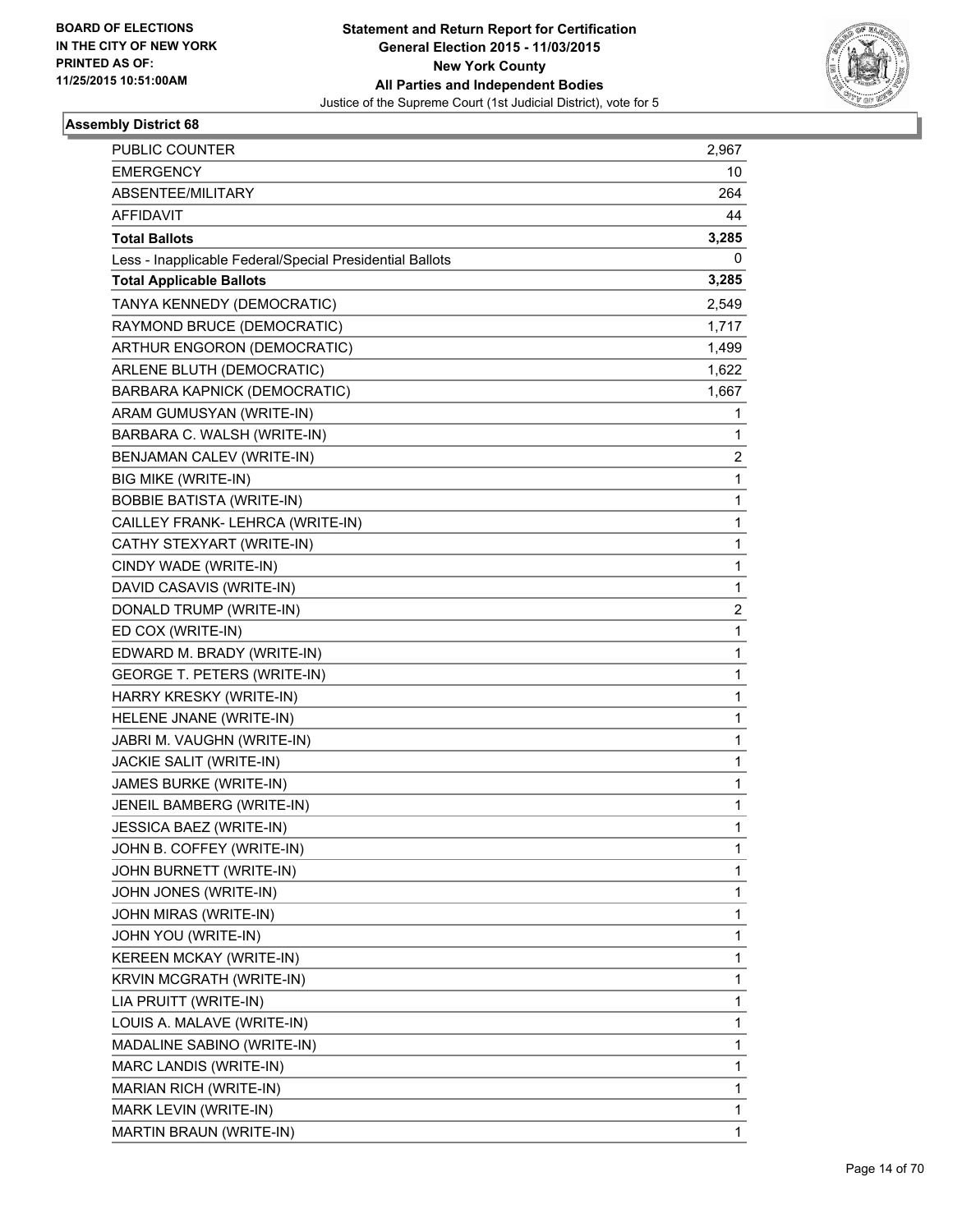## Assembly District 68

| | |
|---|---|
| PUBLIC COUNTER | 2,967 |
| EMERGENCY | 10 |
| ABSENTEE/MILITARY | 264 |
| AFFIDAVIT | 44 |
| **Total Ballots** | **3,285** |
| Less - Inapplicable Federal/Special Presidential Ballots | 0 |
| **Total Applicable Ballots** | **3,285** |
| TANYA KENNEDY (DEMOCRATIC) | 2,549 |
| RAYMOND BRUCE (DEMOCRATIC) | 1,717 |
| ARTHUR ENGORON (DEMOCRATIC) | 1,499 |
| ARLENE BLUTH (DEMOCRATIC) | 1,622 |
| BARBARA KAPNICK (DEMOCRATIC) | 1,667 |
| ARAM GUMUSYAN (WRITE-IN) | 1 |
| BARBARA C. WALSH (WRITE-IN) | 1 |
| BENJAMAN CALEV (WRITE-IN) | 2 |
| BIG MIKE (WRITE-IN) | 1 |
| BOBBIE BATISTA (WRITE-IN) | 1 |
| CAILLEY FRANK- LEHRCA (WRITE-IN) | 1 |
| CATHY STEXYART (WRITE-IN) | 1 |
| CINDY WADE (WRITE-IN) | 1 |
| DAVID CASAVIS (WRITE-IN) | 1 |
| DONALD TRUMP (WRITE-IN) | 2 |
| ED COX (WRITE-IN) | 1 |
| EDWARD M. BRADY (WRITE-IN) | 1 |
| GEORGE T. PETERS (WRITE-IN) | 1 |
| HARRY KRESKY (WRITE-IN) | 1 |
| HELENE JNANE (WRITE-IN) | 1 |
| JABRI M. VAUGHN (WRITE-IN) | 1 |
| JACKIE SALIT (WRITE-IN) | 1 |
| JAMES BURKE (WRITE-IN) | 1 |
| JENEIL BAMBERG (WRITE-IN) | 1 |
| JESSICA BAEZ (WRITE-IN) | 1 |
| JOHN B. COFFEY (WRITE-IN) | 1 |
| JOHN BURNETT (WRITE-IN) | 1 |
| JOHN JONES (WRITE-IN) | 1 |
| JOHN MIRAS (WRITE-IN) | 1 |
| JOHN YOU (WRITE-IN) | 1 |
| KEREEN MCKAY (WRITE-IN) | 1 |
| KRVIN MCGRATH (WRITE-IN) | 1 |
| LIA PRUITT (WRITE-IN) | 1 |
| LOUIS A. MALAVE (WRITE-IN) | 1 |
| MADALINE SABINO (WRITE-IN) | 1 |
| MARC LANDIS (WRITE-IN) | 1 |
| MARIAN RICH (WRITE-IN) | 1 |
| MARK LEVIN (WRITE-IN) | 1 |
| MARTIN BRAUN (WRITE-IN) | 1 |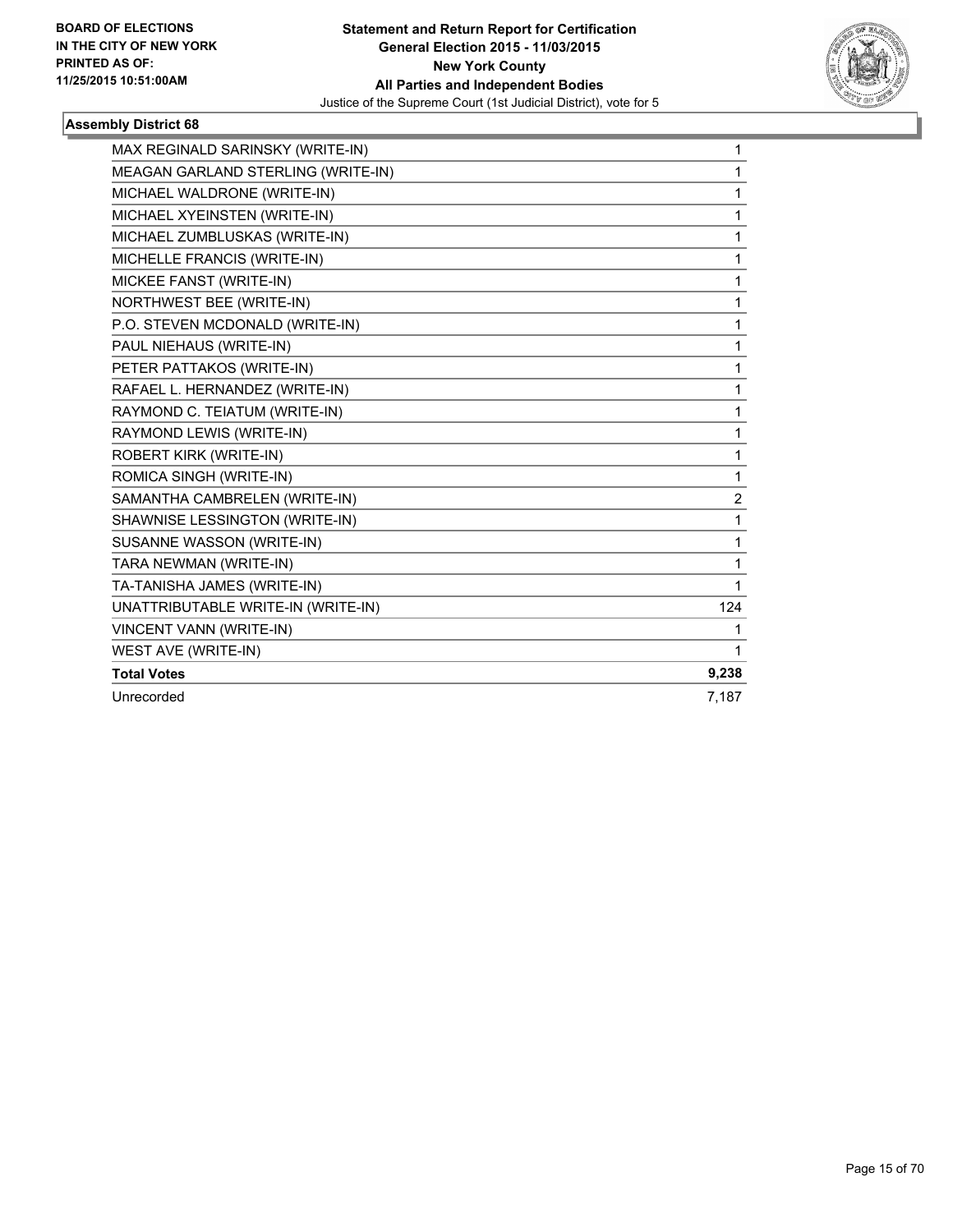### Assembly District 68

| | |
|---|---|
| MAX REGINALD SARINSKY (WRITE-IN) | 1 |
| MEAGAN GARLAND STERLING (WRITE-IN) | 1 |
| MICHAEL WALDRONE (WRITE-IN) | 1 |
| MICHAEL XYEINSTEN (WRITE-IN) | 1 |
| MICHAEL ZUMBLUSKAS (WRITE-IN) | 1 |
| MICHELLE FRANCIS (WRITE-IN) | 1 |
| MICKEE FANST (WRITE-IN) | 1 |
| NORTHWEST BEE (WRITE-IN) | 1 |
| P.O. STEVEN MCDONALD (WRITE-IN) | 1 |
| PAUL NIEHAUS (WRITE-IN) | 1 |
| PETER PATTAKOS (WRITE-IN) | 1 |
| RAFAEL L. HERNANDEZ (WRITE-IN) | 1 |
| RAYMOND C. TEIATUM (WRITE-IN) | 1 |
| RAYMOND LEWIS (WRITE-IN) | 1 |
| ROBERT KIRK (WRITE-IN) | 1 |
| ROMICA SINGH (WRITE-IN) | 1 |
| SAMANTHA CAMBRELEN (WRITE-IN) | 2 |
| SHAWNISE LESSINGTON (WRITE-IN) | 1 |
| SUSANNE WASSON (WRITE-IN) | 1 |
| TARA NEWMAN (WRITE-IN) | 1 |
| TA-TANISHA JAMES (WRITE-IN) | 1 |
| UNATTRIBUTABLE WRITE-IN (WRITE-IN) | 124 |
| VINCENT VANN (WRITE-IN) | 1 |
| WEST AVE (WRITE-IN) | 1 |
| **Total Votes** | **9,238** |
| Unrecorded | 7,187 |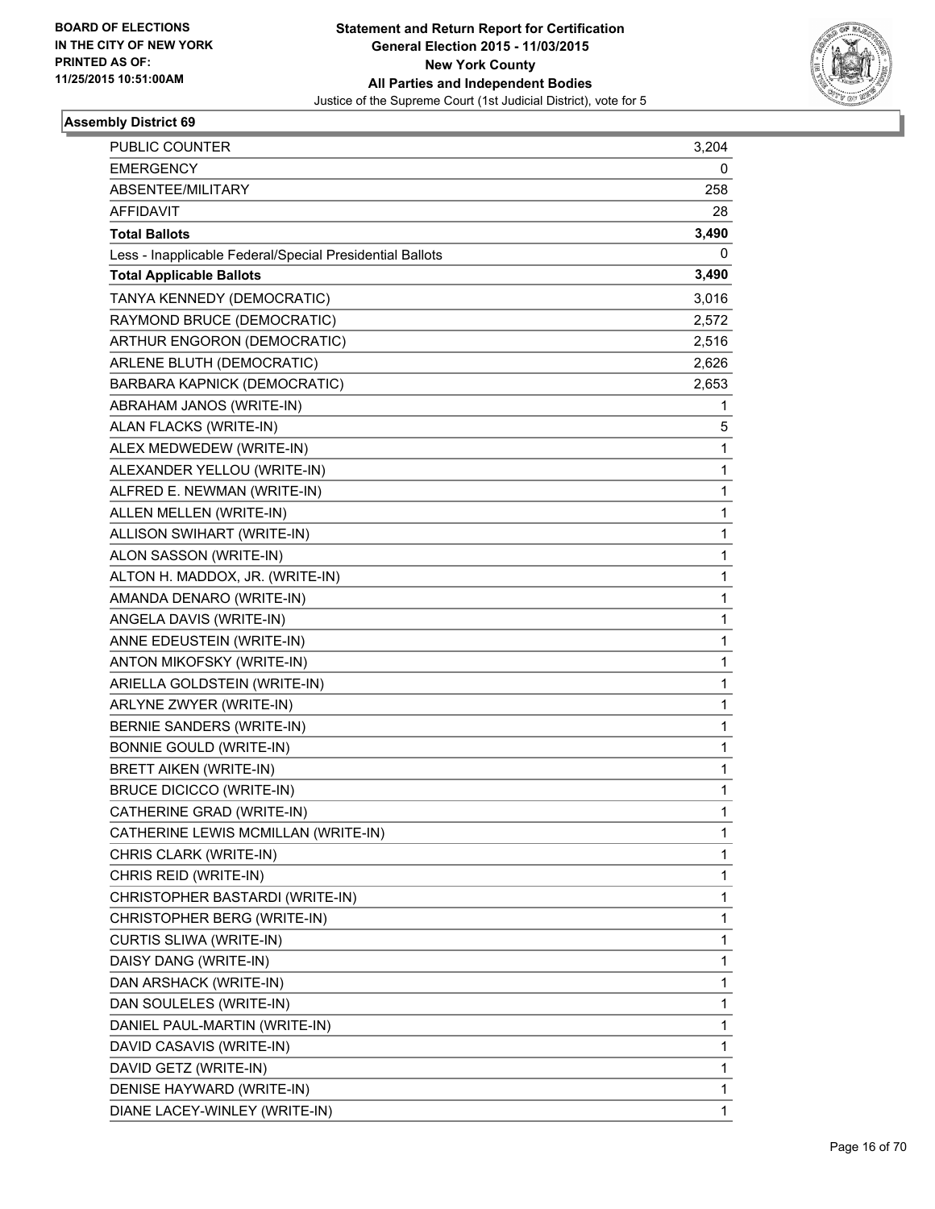BOARD OF ELECTIONS
IN THE CITY OF NEW YORK
PRINTED AS OF:
11/25/2015 10:51:00AM

**Statement and Return Report for Certification**
**General Election 2015 - 11/03/2015**
**New York County**
**All Parties and Independent Bodies**
Justice of the Supreme Court (1st Judicial District), vote for 5

### Assembly District 69

| | |
|---|---|
| PUBLIC COUNTER | 3,204 |
| EMERGENCY | 0 |
| ABSENTEE/MILITARY | 258 |
| AFFIDAVIT | 28 |
| **Total Ballots** | **3,490** |
| Less - Inapplicable Federal/Special Presidential Ballots | 0 |
| **Total Applicable Ballots** | **3,490** |
| TANYA KENNEDY (DEMOCRATIC) | 3,016 |
| RAYMOND BRUCE (DEMOCRATIC) | 2,572 |
| ARTHUR ENGORON (DEMOCRATIC) | 2,516 |
| ARLENE BLUTH (DEMOCRATIC) | 2,626 |
| BARBARA KAPNICK (DEMOCRATIC) | 2,653 |
| ABRAHAM JANOS (WRITE-IN) | 1 |
| ALAN FLACKS (WRITE-IN) | 5 |
| ALEX MEDWEDEW (WRITE-IN) | 1 |
| ALEXANDER YELLOU (WRITE-IN) | 1 |
| ALFRED E. NEWMAN (WRITE-IN) | 1 |
| ALLEN MELLEN (WRITE-IN) | 1 |
| ALLISON SWIHART (WRITE-IN) | 1 |
| ALON SASSON (WRITE-IN) | 1 |
| ALTON H. MADDOX, JR. (WRITE-IN) | 1 |
| AMANDA DENARO (WRITE-IN) | 1 |
| ANGELA DAVIS (WRITE-IN) | 1 |
| ANNE EDEUSTEIN (WRITE-IN) | 1 |
| ANTON MIKOFSKY (WRITE-IN) | 1 |
| ARIELLA GOLDSTEIN (WRITE-IN) | 1 |
| ARLYNE ZWYER (WRITE-IN) | 1 |
| BERNIE SANDERS (WRITE-IN) | 1 |
| BONNIE GOULD (WRITE-IN) | 1 |
| BRETT AIKEN (WRITE-IN) | 1 |
| BRUCE DICICCO (WRITE-IN) | 1 |
| CATHERINE GRAD (WRITE-IN) | 1 |
| CATHERINE LEWIS MCMILLAN (WRITE-IN) | 1 |
| CHRIS CLARK (WRITE-IN) | 1 |
| CHRIS REID (WRITE-IN) | 1 |
| CHRISTOPHER BASTARDI (WRITE-IN) | 1 |
| CHRISTOPHER BERG (WRITE-IN) | 1 |
| CURTIS SLIWA (WRITE-IN) | 1 |
| DAISY DANG (WRITE-IN) | 1 |
| DAN ARSHACK (WRITE-IN) | 1 |
| DAN SOULELES (WRITE-IN) | 1 |
| DANIEL PAUL-MARTIN (WRITE-IN) | 1 |
| DAVID CASAVIS (WRITE-IN) | 1 |
| DAVID GETZ (WRITE-IN) | 1 |
| DENISE HAYWARD (WRITE-IN) | 1 |
| DIANE LACEY-WINLEY (WRITE-IN) | 1 |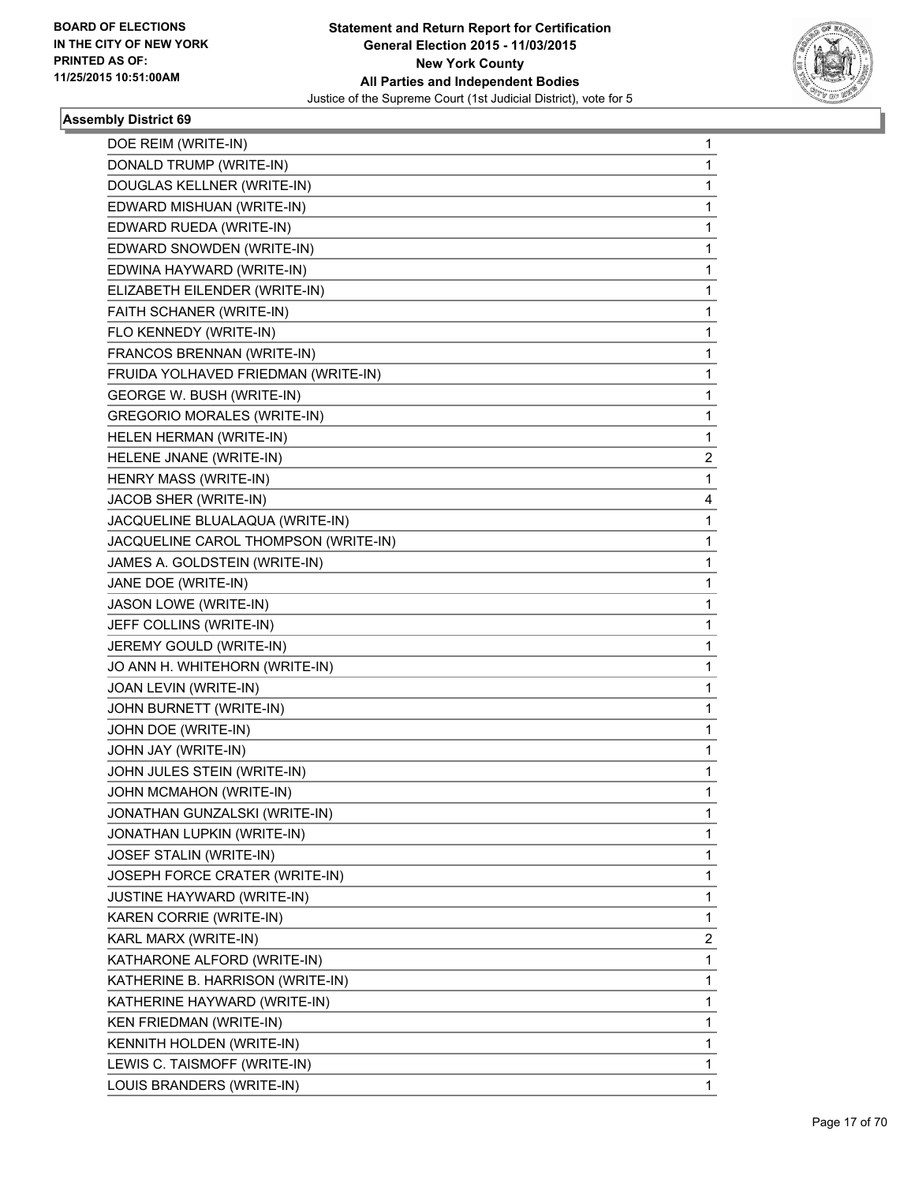BOARD OF ELECTIONS
IN THE CITY OF NEW YORK
PRINTED AS OF:
11/25/2015 10:51:00AM

**Statement and Return Report for Certification**
**General Election 2015 - 11/03/2015**
**New York County**
**All Parties and Independent Bodies**
Justice of the Supreme Court (1st Judicial District), vote for 5

### Assembly District 69

| | |
|---|---|
| DOE REIM (WRITE-IN) | 1 |
| DONALD TRUMP (WRITE-IN) | 1 |
| DOUGLAS KELLNER (WRITE-IN) | 1 |
| EDWARD MISHUAN (WRITE-IN) | 1 |
| EDWARD RUEDA (WRITE-IN) | 1 |
| EDWARD SNOWDEN (WRITE-IN) | 1 |
| EDWINA HAYWARD (WRITE-IN) | 1 |
| ELIZABETH EILENDER (WRITE-IN) | 1 |
| FAITH SCHANER (WRITE-IN) | 1 |
| FLO KENNEDY (WRITE-IN) | 1 |
| FRANCOS BRENNAN (WRITE-IN) | 1 |
| FRUIDA YOLHAVED FRIEDMAN (WRITE-IN) | 1 |
| GEORGE W. BUSH (WRITE-IN) | 1 |
| GREGORIO MORALES (WRITE-IN) | 1 |
| HELEN HERMAN (WRITE-IN) | 1 |
| HELENE JNANE (WRITE-IN) | 2 |
| HENRY MASS (WRITE-IN) | 1 |
| JACOB SHER (WRITE-IN) | 4 |
| JACQUELINE BLUALAQUA (WRITE-IN) | 1 |
| JACQUELINE CAROL THOMPSON (WRITE-IN) | 1 |
| JAMES A. GOLDSTEIN (WRITE-IN) | 1 |
| JANE DOE (WRITE-IN) | 1 |
| JASON LOWE (WRITE-IN) | 1 |
| JEFF COLLINS (WRITE-IN) | 1 |
| JEREMY GOULD (WRITE-IN) | 1 |
| JO ANN H. WHITEHORN (WRITE-IN) | 1 |
| JOAN LEVIN (WRITE-IN) | 1 |
| JOHN BURNETT (WRITE-IN) | 1 |
| JOHN DOE (WRITE-IN) | 1 |
| JOHN JAY (WRITE-IN) | 1 |
| JOHN JULES STEIN (WRITE-IN) | 1 |
| JOHN MCMAHON (WRITE-IN) | 1 |
| JONATHAN GUNZALSKI (WRITE-IN) | 1 |
| JONATHAN LUPKIN (WRITE-IN) | 1 |
| JOSEF STALIN (WRITE-IN) | 1 |
| JOSEPH FORCE CRATER (WRITE-IN) | 1 |
| JUSTINE HAYWARD (WRITE-IN) | 1 |
| KAREN CORRIE (WRITE-IN) | 1 |
| KARL MARX (WRITE-IN) | 2 |
| KATHARONE ALFORD (WRITE-IN) | 1 |
| KATHERINE B. HARRISON (WRITE-IN) | 1 |
| KATHERINE HAYWARD (WRITE-IN) | 1 |
| KEN FRIEDMAN (WRITE-IN) | 1 |
| KENNITH HOLDEN (WRITE-IN) | 1 |
| LEWIS C. TAISMOFF (WRITE-IN) | 1 |
| LOUIS BRANDERS (WRITE-IN) | 1 |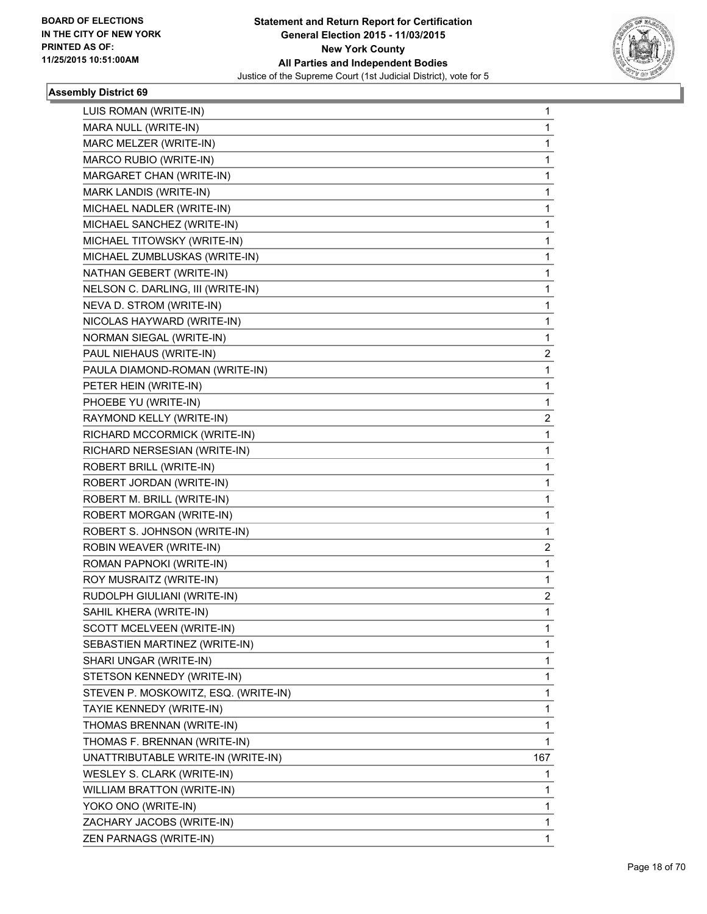**Statement and Return Report for Certification**
**General Election 2015 - 11/03/2015**
**New York County**
**All Parties and Independent Bodies**
Justice of the Supreme Court (1st Judicial District), vote for 5

BOARD OF ELECTIONS
IN THE CITY OF NEW YORK
PRINTED AS OF:
11/25/2015 10:51:00AM

### Assembly District 69

| | |
|---|---|
| LUIS ROMAN (WRITE-IN) | 1 |
| MARA NULL (WRITE-IN) | 1 |
| MARC MELZER (WRITE-IN) | 1 |
| MARCO RUBIO (WRITE-IN) | 1 |
| MARGARET CHAN (WRITE-IN) | 1 |
| MARK LANDIS (WRITE-IN) | 1 |
| MICHAEL NADLER (WRITE-IN) | 1 |
| MICHAEL SANCHEZ (WRITE-IN) | 1 |
| MICHAEL TITOWSKY (WRITE-IN) | 1 |
| MICHAEL ZUMBLUSKAS (WRITE-IN) | 1 |
| NATHAN GEBERT (WRITE-IN) | 1 |
| NELSON C. DARLING, III (WRITE-IN) | 1 |
| NEVA D. STROM (WRITE-IN) | 1 |
| NICOLAS HAYWARD (WRITE-IN) | 1 |
| NORMAN SIEGAL (WRITE-IN) | 1 |
| PAUL NIEHAUS (WRITE-IN) | 2 |
| PAULA DIAMOND-ROMAN (WRITE-IN) | 1 |
| PETER HEIN (WRITE-IN) | 1 |
| PHOEBE YU (WRITE-IN) | 1 |
| RAYMOND KELLY (WRITE-IN) | 2 |
| RICHARD MCCORMICK (WRITE-IN) | 1 |
| RICHARD NERSESIAN (WRITE-IN) | 1 |
| ROBERT BRILL (WRITE-IN) | 1 |
| ROBERT JORDAN (WRITE-IN) | 1 |
| ROBERT M. BRILL (WRITE-IN) | 1 |
| ROBERT MORGAN (WRITE-IN) | 1 |
| ROBERT S. JOHNSON (WRITE-IN) | 1 |
| ROBIN WEAVER (WRITE-IN) | 2 |
| ROMAN PAPNOKI (WRITE-IN) | 1 |
| ROY MUSRAITZ (WRITE-IN) | 1 |
| RUDOLPH GIULIANI (WRITE-IN) | 2 |
| SAHIL KHERA (WRITE-IN) | 1 |
| SCOTT MCELVEEN (WRITE-IN) | 1 |
| SEBASTIEN MARTINEZ (WRITE-IN) | 1 |
| SHARI UNGAR (WRITE-IN) | 1 |
| STETSON KENNEDY (WRITE-IN) | 1 |
| STEVEN P. MOSKOWITZ, ESQ. (WRITE-IN) | 1 |
| TAYIE KENNEDY (WRITE-IN) | 1 |
| THOMAS BRENNAN (WRITE-IN) | 1 |
| THOMAS F. BRENNAN (WRITE-IN) | 1 |
| UNATTRIBUTABLE WRITE-IN (WRITE-IN) | 167 |
| WESLEY S. CLARK (WRITE-IN) | 1 |
| WILLIAM BRATTON (WRITE-IN) | 1 |
| YOKO ONO (WRITE-IN) | 1 |
| ZACHARY JACOBS (WRITE-IN) | 1 |
| ZEN PARNAGS (WRITE-IN) | 1 |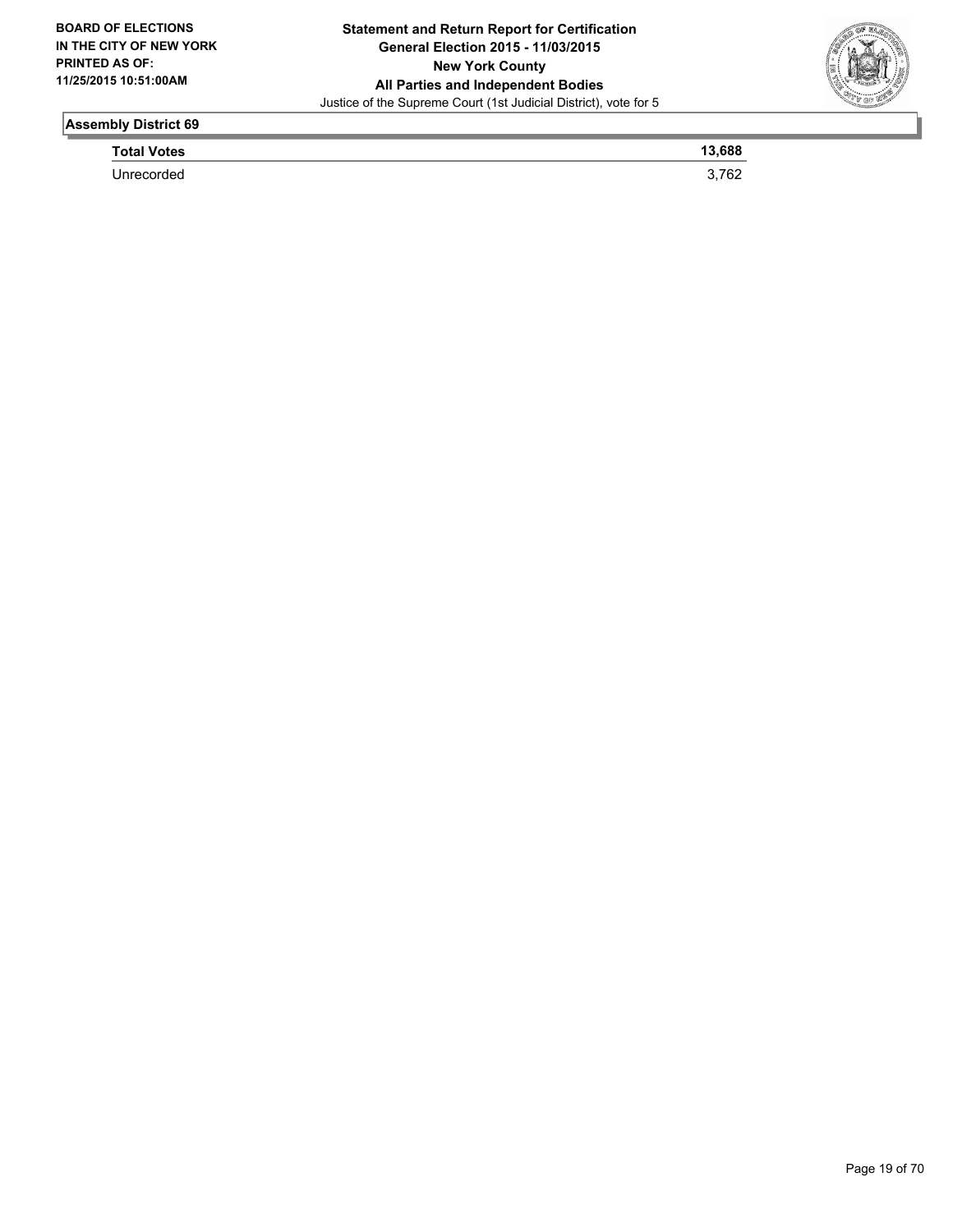## Assembly District 69

| | |
|---|---|
| **Total Votes** | **13,688** |
| Unrecorded | 3,762 |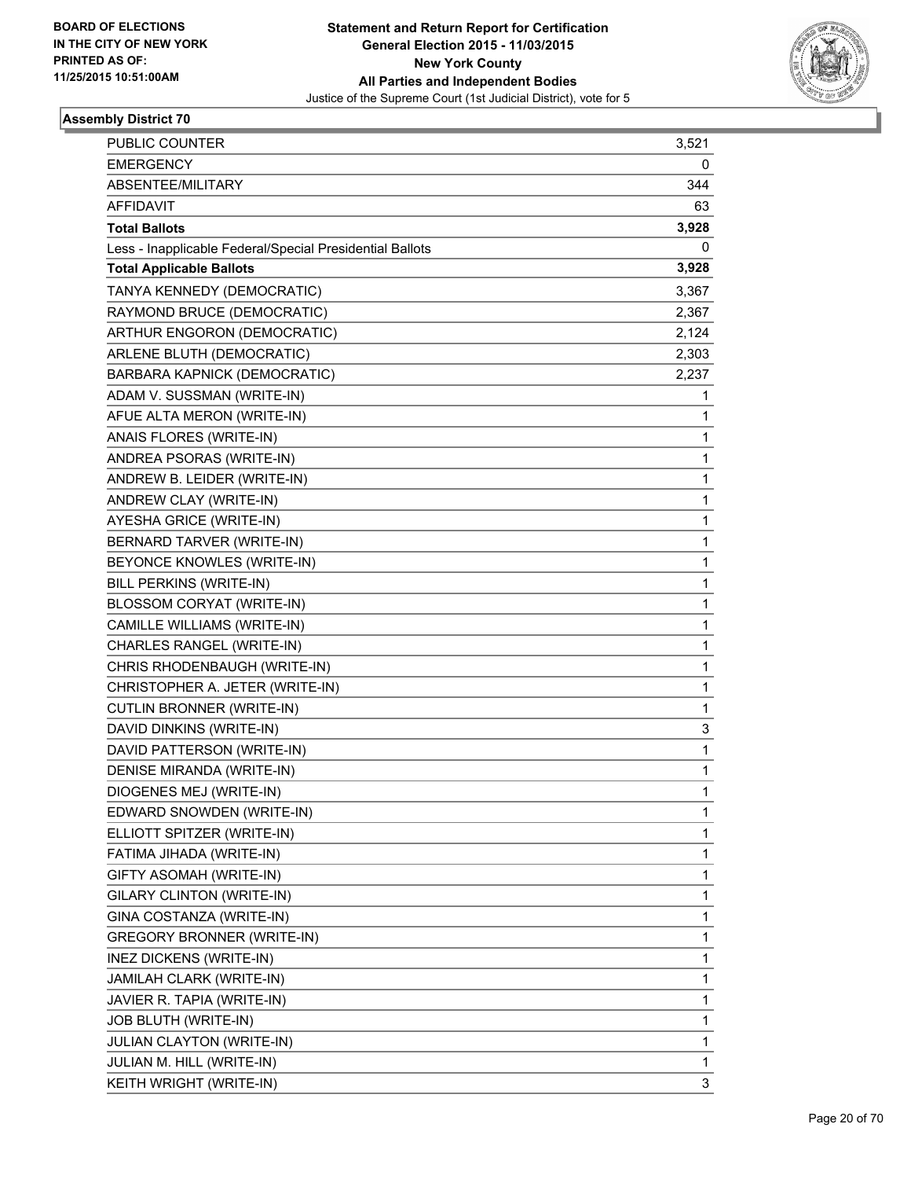BOARD OF ELECTIONS
IN THE CITY OF NEW YORK
PRINTED AS OF:
11/25/2015 10:51:00AM

**Statement and Return Report for Certification**
**General Election 2015 - 11/03/2015**
**New York County**
**All Parties and Independent Bodies**
Justice of the Supreme Court (1st Judicial District), vote for 5

### Assembly District 70

| | |
|---|---|
| PUBLIC COUNTER | 3,521 |
| EMERGENCY | 0 |
| ABSENTEE/MILITARY | 344 |
| AFFIDAVIT | 63 |
| **Total Ballots** | **3,928** |
| Less - Inapplicable Federal/Special Presidential Ballots | 0 |
| **Total Applicable Ballots** | **3,928** |
| TANYA KENNEDY (DEMOCRATIC) | 3,367 |
| RAYMOND BRUCE (DEMOCRATIC) | 2,367 |
| ARTHUR ENGORON (DEMOCRATIC) | 2,124 |
| ARLENE BLUTH (DEMOCRATIC) | 2,303 |
| BARBARA KAPNICK (DEMOCRATIC) | 2,237 |
| ADAM V. SUSSMAN (WRITE-IN) | 1 |
| AFUE ALTA MERON (WRITE-IN) | 1 |
| ANAIS FLORES (WRITE-IN) | 1 |
| ANDREA PSORAS (WRITE-IN) | 1 |
| ANDREW B. LEIDER (WRITE-IN) | 1 |
| ANDREW CLAY (WRITE-IN) | 1 |
| AYESHA GRICE (WRITE-IN) | 1 |
| BERNARD TARVER (WRITE-IN) | 1 |
| BEYONCE KNOWLES (WRITE-IN) | 1 |
| BILL PERKINS (WRITE-IN) | 1 |
| BLOSSOM CORYAT (WRITE-IN) | 1 |
| CAMILLE WILLIAMS (WRITE-IN) | 1 |
| CHARLES RANGEL (WRITE-IN) | 1 |
| CHRIS RHODENBAUGH (WRITE-IN) | 1 |
| CHRISTOPHER A. JETER (WRITE-IN) | 1 |
| CUTLIN BRONNER (WRITE-IN) | 1 |
| DAVID DINKINS (WRITE-IN) | 3 |
| DAVID PATTERSON (WRITE-IN) | 1 |
| DENISE MIRANDA (WRITE-IN) | 1 |
| DIOGENES MEJ (WRITE-IN) | 1 |
| EDWARD SNOWDEN (WRITE-IN) | 1 |
| ELLIOTT SPITZER (WRITE-IN) | 1 |
| FATIMA JIHADA (WRITE-IN) | 1 |
| GIFTY ASOMAH (WRITE-IN) | 1 |
| GILARY CLINTON (WRITE-IN) | 1 |
| GINA COSTANZA (WRITE-IN) | 1 |
| GREGORY BRONNER (WRITE-IN) | 1 |
| INEZ DICKENS (WRITE-IN) | 1 |
| JAMILAH CLARK (WRITE-IN) | 1 |
| JAVIER R. TAPIA (WRITE-IN) | 1 |
| JOB BLUTH (WRITE-IN) | 1 |
| JULIAN CLAYTON (WRITE-IN) | 1 |
| JULIAN M. HILL (WRITE-IN) | 1 |
| KEITH WRIGHT (WRITE-IN) | 3 |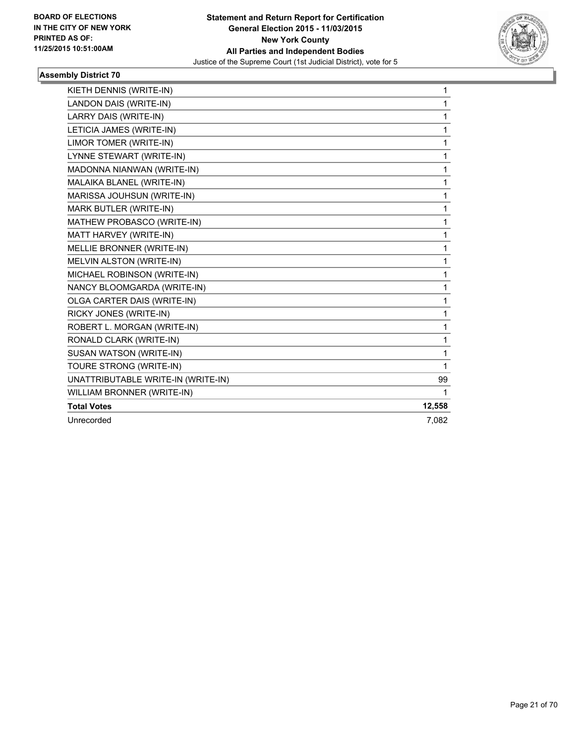**Statement and Return Report for Certification**
**General Election 2015 - 11/03/2015**
**New York County**
**All Parties and Independent Bodies**
Justice of the Supreme Court (1st Judicial District), vote for 5

BOARD OF ELECTIONS
IN THE CITY OF NEW YORK
PRINTED AS OF:
11/25/2015 10:51:00AM

### Assembly District 70

| | |
|---|---|
| KIETH DENNIS (WRITE-IN) | 1 |
| LANDON DAIS (WRITE-IN) | 1 |
| LARRY DAIS (WRITE-IN) | 1 |
| LETICIA JAMES (WRITE-IN) | 1 |
| LIMOR TOMER (WRITE-IN) | 1 |
| LYNNE STEWART (WRITE-IN) | 1 |
| MADONNA NIANWAN (WRITE-IN) | 1 |
| MALAIKA BLANEL (WRITE-IN) | 1 |
| MARISSA JOUHSUN (WRITE-IN) | 1 |
| MARK BUTLER (WRITE-IN) | 1 |
| MATHEW PROBASCO (WRITE-IN) | 1 |
| MATT HARVEY (WRITE-IN) | 1 |
| MELLIE BRONNER (WRITE-IN) | 1 |
| MELVIN ALSTON (WRITE-IN) | 1 |
| MICHAEL ROBINSON (WRITE-IN) | 1 |
| NANCY BLOOMGARDA (WRITE-IN) | 1 |
| OLGA CARTER DAIS (WRITE-IN) | 1 |
| RICKY JONES (WRITE-IN) | 1 |
| ROBERT L. MORGAN (WRITE-IN) | 1 |
| RONALD CLARK (WRITE-IN) | 1 |
| SUSAN WATSON (WRITE-IN) | 1 |
| TOURE STRONG (WRITE-IN) | 1 |
| UNATTRIBUTABLE WRITE-IN (WRITE-IN) | 99 |
| WILLIAM BRONNER (WRITE-IN) | 1 |
| **Total Votes** | **12,558** |
| Unrecorded | 7,082 |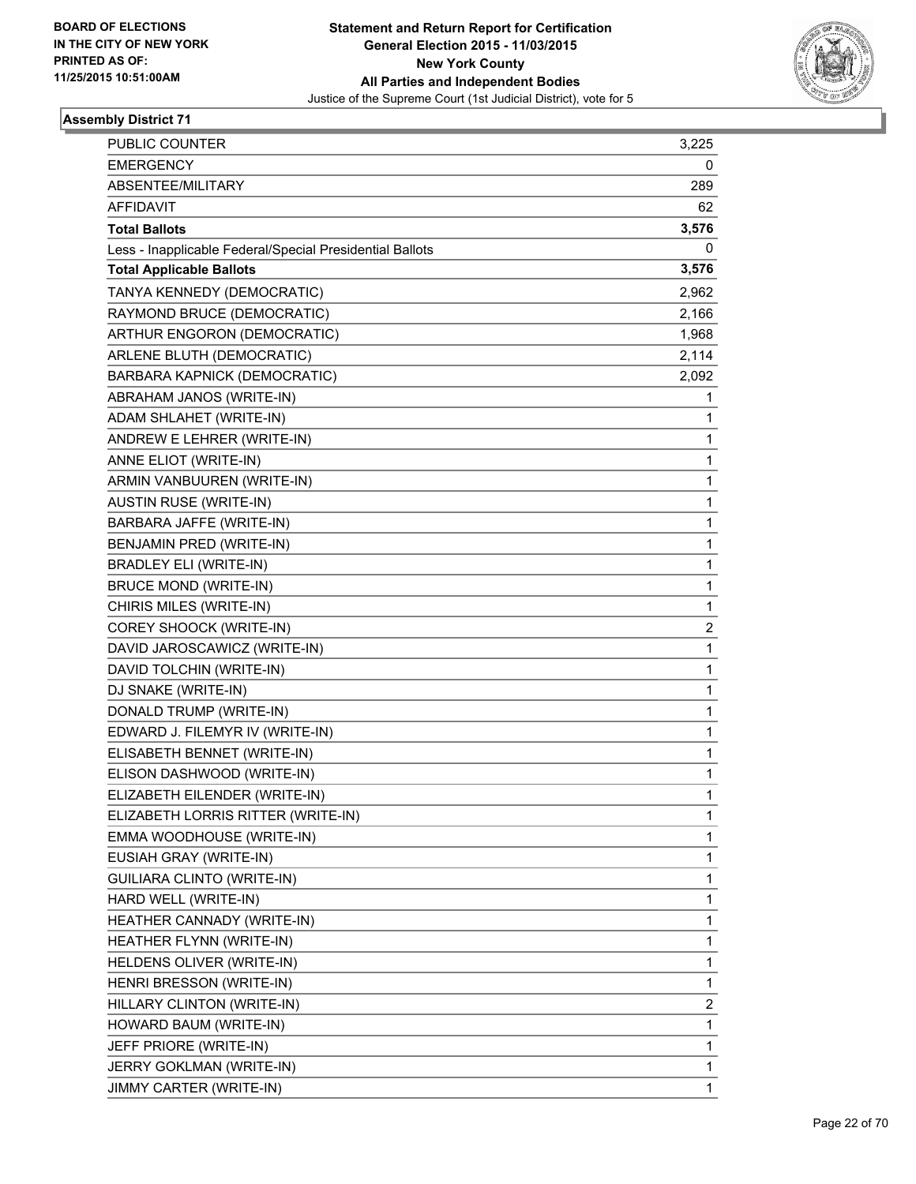**Statement and Return Report for Certification**
**General Election 2015 - 11/03/2015**
**New York County**
**All Parties and Independent Bodies**
Justice of the Supreme Court (1st Judicial District), vote for 5

BOARD OF ELECTIONS
IN THE CITY OF NEW YORK
PRINTED AS OF:
11/25/2015 10:51:00AM

### Assembly District 71

| | |
|---|---|
| PUBLIC COUNTER | 3,225 |
| EMERGENCY | 0 |
| ABSENTEE/MILITARY | 289 |
| AFFIDAVIT | 62 |
| **Total Ballots** | **3,576** |
| Less - Inapplicable Federal/Special Presidential Ballots | 0 |
| **Total Applicable Ballots** | **3,576** |
| TANYA KENNEDY (DEMOCRATIC) | 2,962 |
| RAYMOND BRUCE (DEMOCRATIC) | 2,166 |
| ARTHUR ENGORON (DEMOCRATIC) | 1,968 |
| ARLENE BLUTH (DEMOCRATIC) | 2,114 |
| BARBARA KAPNICK (DEMOCRATIC) | 2,092 |
| ABRAHAM JANOS (WRITE-IN) | 1 |
| ADAM SHLAHET (WRITE-IN) | 1 |
| ANDREW E LEHRER (WRITE-IN) | 1 |
| ANNE ELIOT (WRITE-IN) | 1 |
| ARMIN VANBUUREN (WRITE-IN) | 1 |
| AUSTIN RUSE (WRITE-IN) | 1 |
| BARBARA JAFFE (WRITE-IN) | 1 |
| BENJAMIN PRED (WRITE-IN) | 1 |
| BRADLEY ELI (WRITE-IN) | 1 |
| BRUCE MOND (WRITE-IN) | 1 |
| CHIRIS MILES (WRITE-IN) | 1 |
| COREY SHOOCK (WRITE-IN) | 2 |
| DAVID JAROSCAWICZ (WRITE-IN) | 1 |
| DAVID TOLCHIN (WRITE-IN) | 1 |
| DJ SNAKE (WRITE-IN) | 1 |
| DONALD TRUMP (WRITE-IN) | 1 |
| EDWARD J. FILEMYR IV (WRITE-IN) | 1 |
| ELISABETH BENNET (WRITE-IN) | 1 |
| ELISON DASHWOOD (WRITE-IN) | 1 |
| ELIZABETH EILENDER (WRITE-IN) | 1 |
| ELIZABETH LORRIS RITTER (WRITE-IN) | 1 |
| EMMA WOODHOUSE (WRITE-IN) | 1 |
| EUSIAH GRAY (WRITE-IN) | 1 |
| GUILIARA CLINTO (WRITE-IN) | 1 |
| HARD WELL (WRITE-IN) | 1 |
| HEATHER CANNADY (WRITE-IN) | 1 |
| HEATHER FLYNN (WRITE-IN) | 1 |
| HELDENS OLIVER (WRITE-IN) | 1 |
| HENRI BRESSON (WRITE-IN) | 1 |
| HILLARY CLINTON (WRITE-IN) | 2 |
| HOWARD BAUM (WRITE-IN) | 1 |
| JEFF PRIORE (WRITE-IN) | 1 |
| JERRY GOKLMAN (WRITE-IN) | 1 |
| JIMMY CARTER (WRITE-IN) | 1 |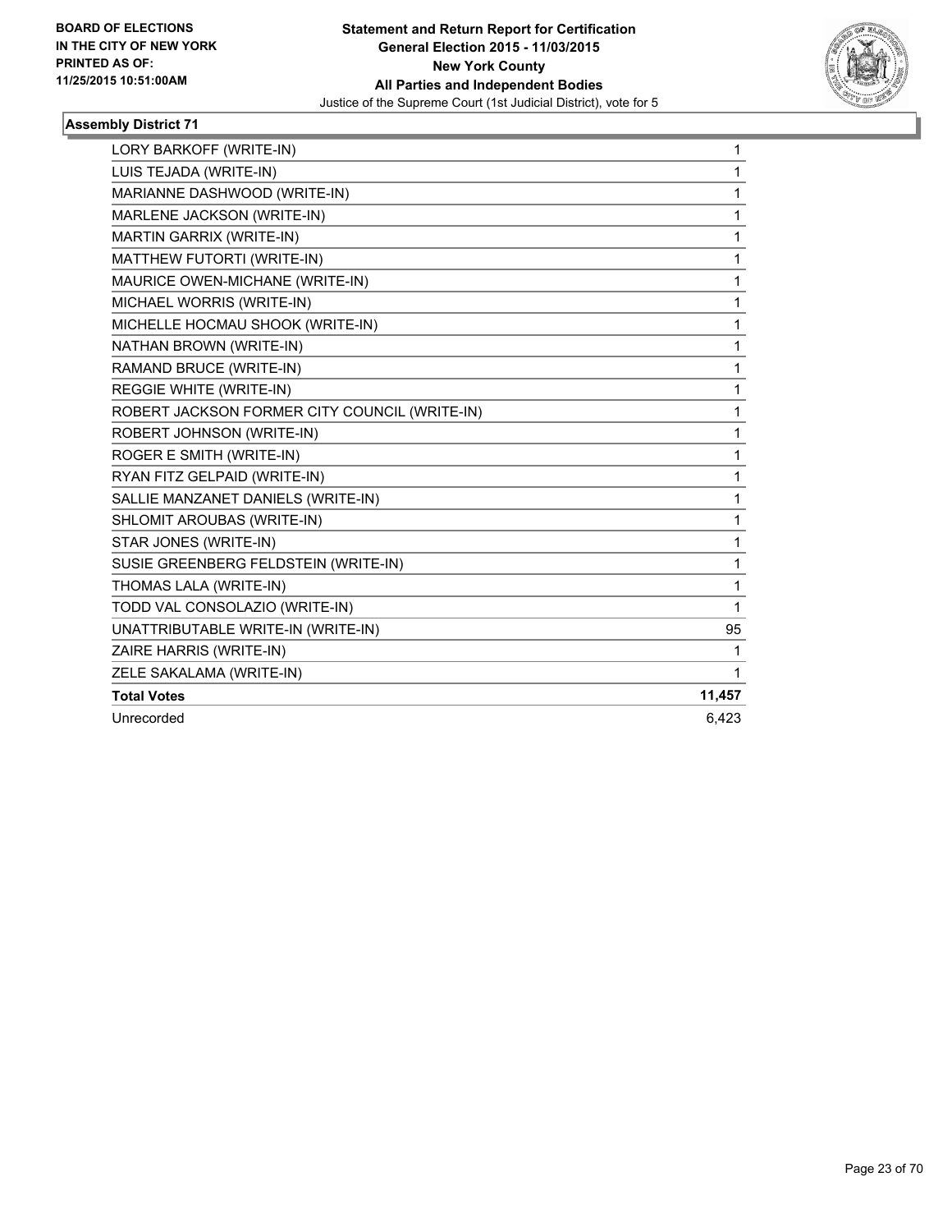### Assembly District 71

| | |
|---|---|
| LORY BARKOFF (WRITE-IN) | 1 |
| LUIS TEJADA (WRITE-IN) | 1 |
| MARIANNE DASHWOOD (WRITE-IN) | 1 |
| MARLENE JACKSON (WRITE-IN) | 1 |
| MARTIN GARRIX (WRITE-IN) | 1 |
| MATTHEW FUTORTI (WRITE-IN) | 1 |
| MAURICE OWEN-MICHANE (WRITE-IN) | 1 |
| MICHAEL WORRIS (WRITE-IN) | 1 |
| MICHELLE HOCMAU SHOOK (WRITE-IN) | 1 |
| NATHAN BROWN (WRITE-IN) | 1 |
| RAMAND BRUCE (WRITE-IN) | 1 |
| REGGIE WHITE (WRITE-IN) | 1 |
| ROBERT JACKSON FORMER CITY COUNCIL (WRITE-IN) | 1 |
| ROBERT JOHNSON (WRITE-IN) | 1 |
| ROGER E SMITH (WRITE-IN) | 1 |
| RYAN FITZ GELPAID (WRITE-IN) | 1 |
| SALLIE MANZANET DANIELS (WRITE-IN) | 1 |
| SHLOMIT AROUBAS (WRITE-IN) | 1 |
| STAR JONES (WRITE-IN) | 1 |
| SUSIE GREENBERG FELDSTEIN (WRITE-IN) | 1 |
| THOMAS LALA (WRITE-IN) | 1 |
| TODD VAL CONSOLAZIO (WRITE-IN) | 1 |
| UNATTRIBUTABLE WRITE-IN (WRITE-IN) | 95 |
| ZAIRE HARRIS (WRITE-IN) | 1 |
| ZELE SAKALAMA (WRITE-IN) | 1 |
| **Total Votes** | **11,457** |
| Unrecorded | 6,423 |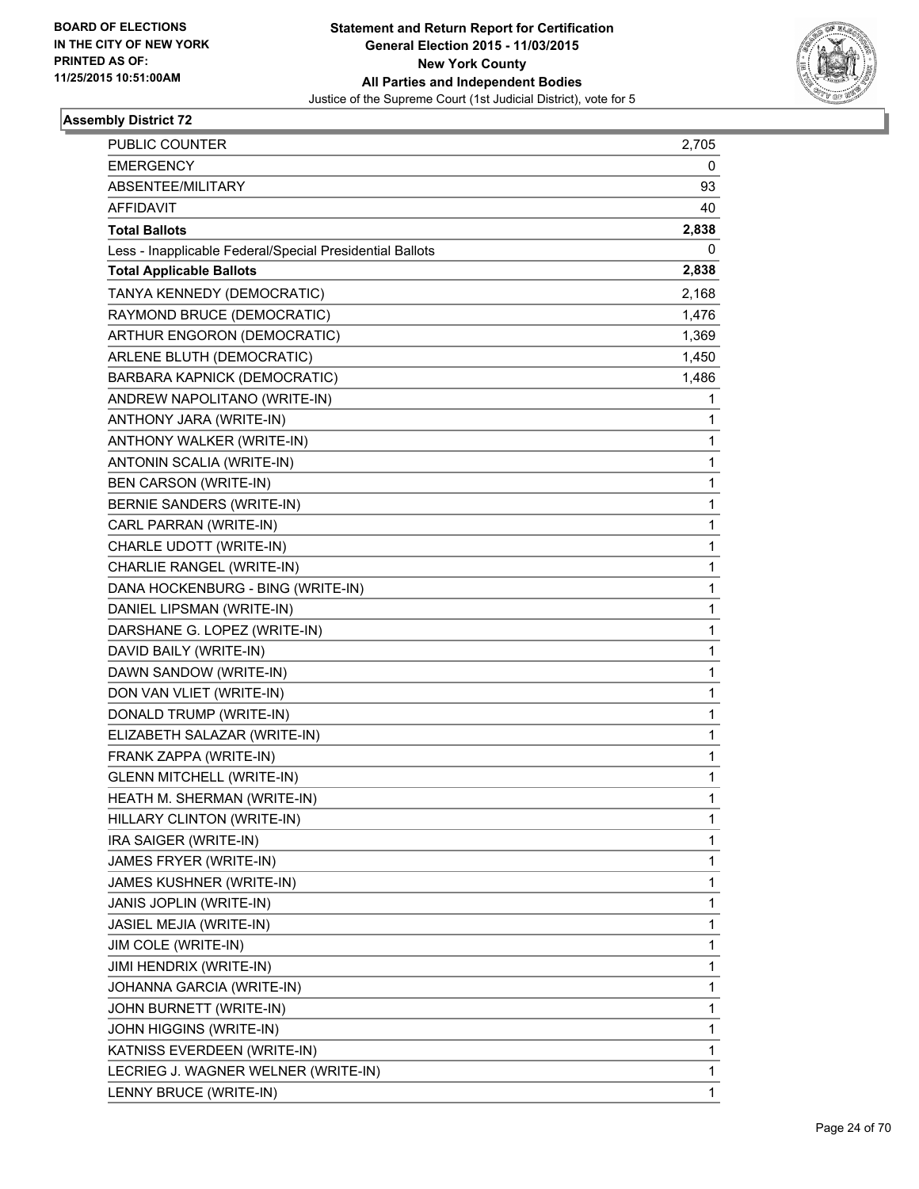BOARD OF ELECTIONS
IN THE CITY OF NEW YORK
PRINTED AS OF:
11/25/2015 10:51:00AM

**Statement and Return Report for Certification**
**General Election 2015 - 11/03/2015**
**New York County**
**All Parties and Independent Bodies**
Justice of the Supreme Court (1st Judicial District), vote for 5

### Assembly District 72

| | |
|---|---|
| PUBLIC COUNTER | 2,705 |
| EMERGENCY | 0 |
| ABSENTEE/MILITARY | 93 |
| AFFIDAVIT | 40 |
| **Total Ballots** | **2,838** |
| Less - Inapplicable Federal/Special Presidential Ballots | 0 |
| **Total Applicable Ballots** | **2,838** |
| TANYA KENNEDY (DEMOCRATIC) | 2,168 |
| RAYMOND BRUCE (DEMOCRATIC) | 1,476 |
| ARTHUR ENGORON (DEMOCRATIC) | 1,369 |
| ARLENE BLUTH (DEMOCRATIC) | 1,450 |
| BARBARA KAPNICK (DEMOCRATIC) | 1,486 |
| ANDREW NAPOLITANO (WRITE-IN) | 1 |
| ANTHONY JARA (WRITE-IN) | 1 |
| ANTHONY WALKER (WRITE-IN) | 1 |
| ANTONIN SCALIA (WRITE-IN) | 1 |
| BEN CARSON (WRITE-IN) | 1 |
| BERNIE SANDERS (WRITE-IN) | 1 |
| CARL PARRAN (WRITE-IN) | 1 |
| CHARLE UDOTT (WRITE-IN) | 1 |
| CHARLIE RANGEL (WRITE-IN) | 1 |
| DANA HOCKENBURG - BING (WRITE-IN) | 1 |
| DANIEL LIPSMAN (WRITE-IN) | 1 |
| DARSHANE G. LOPEZ (WRITE-IN) | 1 |
| DAVID BAILY (WRITE-IN) | 1 |
| DAWN SANDOW (WRITE-IN) | 1 |
| DON VAN VLIET (WRITE-IN) | 1 |
| DONALD TRUMP (WRITE-IN) | 1 |
| ELIZABETH SALAZAR (WRITE-IN) | 1 |
| FRANK ZAPPA (WRITE-IN) | 1 |
| GLENN MITCHELL (WRITE-IN) | 1 |
| HEATH M. SHERMAN (WRITE-IN) | 1 |
| HILLARY CLINTON (WRITE-IN) | 1 |
| IRA SAIGER (WRITE-IN) | 1 |
| JAMES FRYER (WRITE-IN) | 1 |
| JAMES KUSHNER (WRITE-IN) | 1 |
| JANIS JOPLIN (WRITE-IN) | 1 |
| JASIEL MEJIA (WRITE-IN) | 1 |
| JIM COLE (WRITE-IN) | 1 |
| JIMI HENDRIX (WRITE-IN) | 1 |
| JOHANNA GARCIA (WRITE-IN) | 1 |
| JOHN BURNETT (WRITE-IN) | 1 |
| JOHN HIGGINS (WRITE-IN) | 1 |
| KATNISS EVERDEEN (WRITE-IN) | 1 |
| LECRIEG J. WAGNER WELNER (WRITE-IN) | 1 |
| LENNY BRUCE (WRITE-IN) | 1 |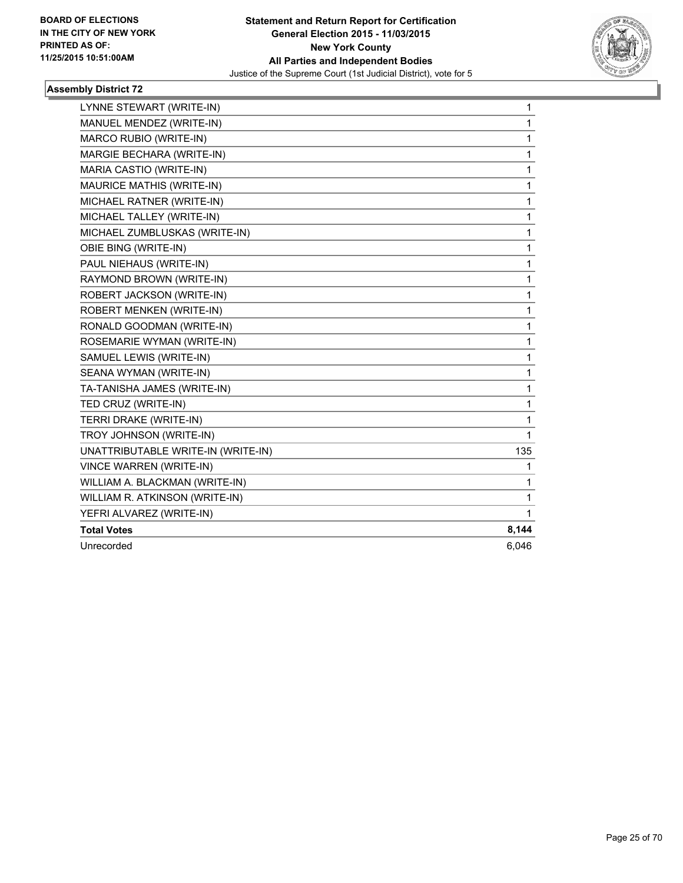**BOARD OF ELECTIONS IN THE CITY OF NEW YORK PRINTED AS OF: 11/25/2015 10:51:00AM**

**Statement and Return Report for Certification**
**General Election 2015 - 11/03/2015**
**New York County**
**All Parties and Independent Bodies**
Justice of the Supreme Court (1st Judicial District), vote for 5

### Assembly District 72

| | |
|---|---|
| LYNNE STEWART (WRITE-IN) | 1 |
| MANUEL MENDEZ (WRITE-IN) | 1 |
| MARCO RUBIO (WRITE-IN) | 1 |
| MARGIE BECHARA (WRITE-IN) | 1 |
| MARIA CASTIO (WRITE-IN) | 1 |
| MAURICE MATHIS (WRITE-IN) | 1 |
| MICHAEL RATNER (WRITE-IN) | 1 |
| MICHAEL TALLEY (WRITE-IN) | 1 |
| MICHAEL ZUMBLUSKAS (WRITE-IN) | 1 |
| OBIE BING (WRITE-IN) | 1 |
| PAUL NIEHAUS (WRITE-IN) | 1 |
| RAYMOND BROWN (WRITE-IN) | 1 |
| ROBERT JACKSON (WRITE-IN) | 1 |
| ROBERT MENKEN (WRITE-IN) | 1 |
| RONALD GOODMAN (WRITE-IN) | 1 |
| ROSEMARIE WYMAN (WRITE-IN) | 1 |
| SAMUEL LEWIS (WRITE-IN) | 1 |
| SEANA WYMAN (WRITE-IN) | 1 |
| TA-TANISHA JAMES (WRITE-IN) | 1 |
| TED CRUZ (WRITE-IN) | 1 |
| TERRI DRAKE (WRITE-IN) | 1 |
| TROY JOHNSON (WRITE-IN) | 1 |
| UNATTRIBUTABLE WRITE-IN (WRITE-IN) | 135 |
| VINCE WARREN (WRITE-IN) | 1 |
| WILLIAM A. BLACKMAN (WRITE-IN) | 1 |
| WILLIAM R. ATKINSON (WRITE-IN) | 1 |
| YEFRI ALVAREZ (WRITE-IN) | 1 |
| **Total Votes** | **8,144** |
| Unrecorded | 6,046 |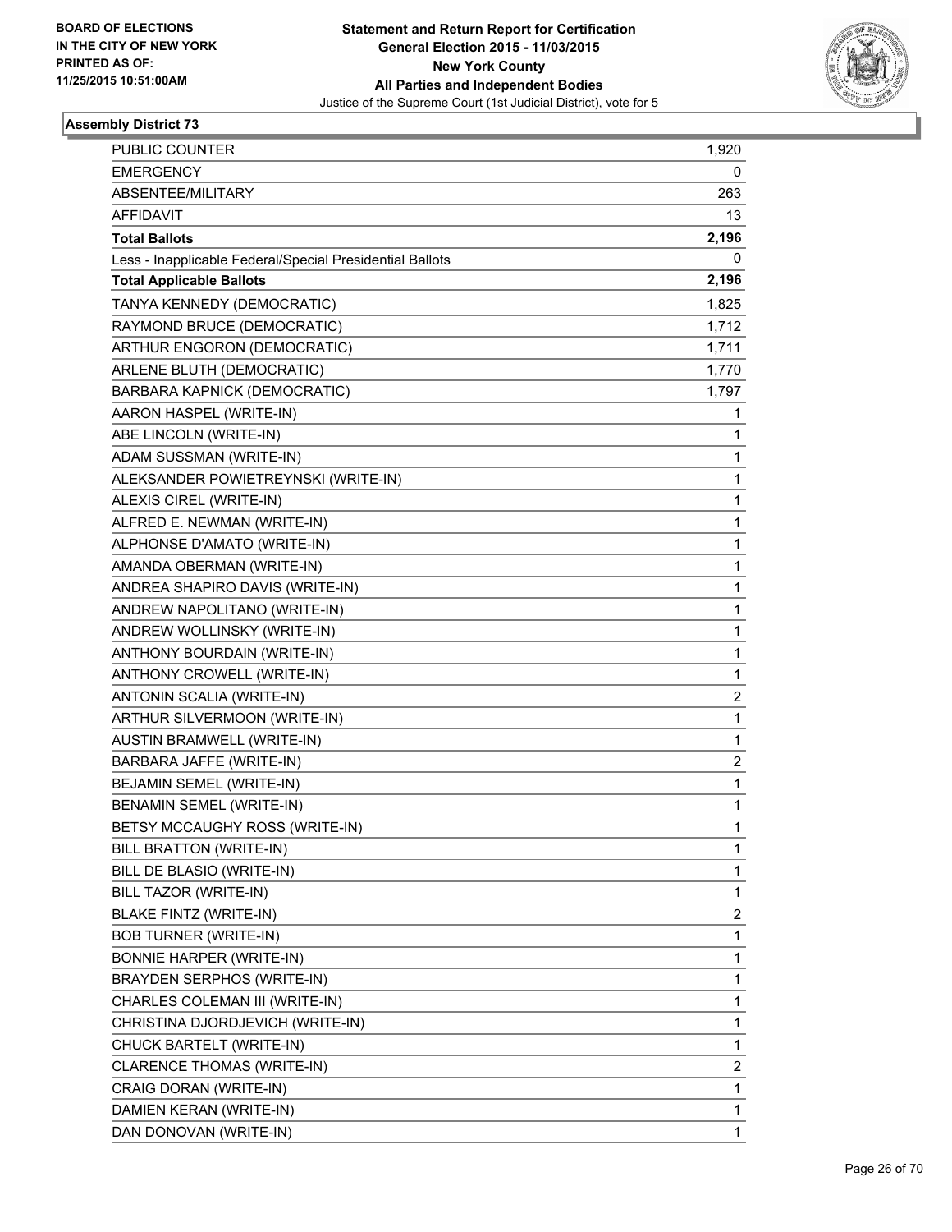**BOARD OF ELECTIONS IN THE CITY OF NEW YORK PRINTED AS OF: 11/25/2015 10:51:00AM**

**Statement and Return Report for Certification General Election 2015 - 11/03/2015 New York County All Parties and Independent Bodies**

Justice of the Supreme Court (1st Judicial District), vote for 5

### Assembly District 73

| | |
|---|---|
| PUBLIC COUNTER | 1,920 |
| EMERGENCY | 0 |
| ABSENTEE/MILITARY | 263 |
| AFFIDAVIT | 13 |
| **Total Ballots** | **2,196** |
| Less - Inapplicable Federal/Special Presidential Ballots | 0 |
| **Total Applicable Ballots** | **2,196** |
| TANYA KENNEDY (DEMOCRATIC) | 1,825 |
| RAYMOND BRUCE (DEMOCRATIC) | 1,712 |
| ARTHUR ENGORON (DEMOCRATIC) | 1,711 |
| ARLENE BLUTH (DEMOCRATIC) | 1,770 |
| BARBARA KAPNICK (DEMOCRATIC) | 1,797 |
| AARON HASPEL (WRITE-IN) | 1 |
| ABE LINCOLN (WRITE-IN) | 1 |
| ADAM SUSSMAN (WRITE-IN) | 1 |
| ALEKSANDER POWIETREYNSKI (WRITE-IN) | 1 |
| ALEXIS CIREL (WRITE-IN) | 1 |
| ALFRED E. NEWMAN (WRITE-IN) | 1 |
| ALPHONSE D'AMATO (WRITE-IN) | 1 |
| AMANDA OBERMAN (WRITE-IN) | 1 |
| ANDREA SHAPIRO DAVIS (WRITE-IN) | 1 |
| ANDREW NAPOLITANO (WRITE-IN) | 1 |
| ANDREW WOLLINSKY (WRITE-IN) | 1 |
| ANTHONY BOURDAIN (WRITE-IN) | 1 |
| ANTHONY CROWELL (WRITE-IN) | 1 |
| ANTONIN SCALIA (WRITE-IN) | 2 |
| ARTHUR SILVERMOON (WRITE-IN) | 1 |
| AUSTIN BRAMWELL (WRITE-IN) | 1 |
| BARBARA JAFFE (WRITE-IN) | 2 |
| BEJAMIN SEMEL (WRITE-IN) | 1 |
| BENAMIN SEMEL (WRITE-IN) | 1 |
| BETSY MCCAUGHY ROSS (WRITE-IN) | 1 |
| BILL BRATTON (WRITE-IN) | 1 |
| BILL DE BLASIO (WRITE-IN) | 1 |
| BILL TAZOR (WRITE-IN) | 1 |
| BLAKE FINTZ (WRITE-IN) | 2 |
| BOB TURNER (WRITE-IN) | 1 |
| BONNIE HARPER (WRITE-IN) | 1 |
| BRAYDEN SERPHOS (WRITE-IN) | 1 |
| CHARLES COLEMAN III (WRITE-IN) | 1 |
| CHRISTINA DJORDJEVICH (WRITE-IN) | 1 |
| CHUCK BARTELT (WRITE-IN) | 1 |
| CLARENCE THOMAS (WRITE-IN) | 2 |
| CRAIG DORAN (WRITE-IN) | 1 |
| DAMIEN KERAN (WRITE-IN) | 1 |
| DAN DONOVAN (WRITE-IN) | 1 |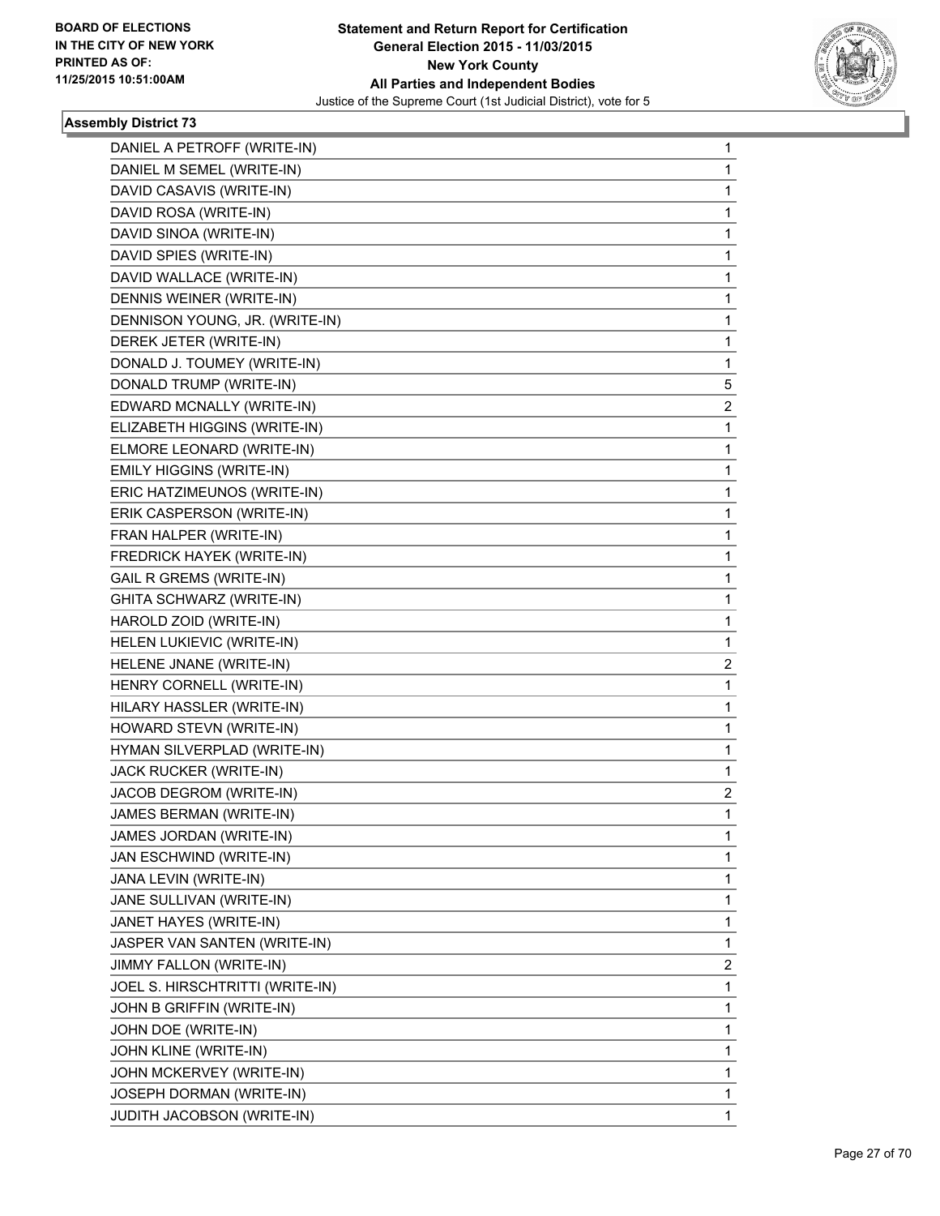**Statement and Return Report for Certification**
**General Election 2015 - 11/03/2015**
**New York County**
**All Parties and Independent Bodies**
Justice of the Supreme Court (1st Judicial District), vote for 5

BOARD OF ELECTIONS
IN THE CITY OF NEW YORK
PRINTED AS OF:
11/25/2015 10:51:00AM

### Assembly District 73

| | |
|---|---|
| DANIEL A PETROFF (WRITE-IN) | 1 |
| DANIEL M SEMEL (WRITE-IN) | 1 |
| DAVID CASAVIS (WRITE-IN) | 1 |
| DAVID ROSA (WRITE-IN) | 1 |
| DAVID SINOA (WRITE-IN) | 1 |
| DAVID SPIES (WRITE-IN) | 1 |
| DAVID WALLACE (WRITE-IN) | 1 |
| DENNIS WEINER (WRITE-IN) | 1 |
| DENNISON YOUNG, JR. (WRITE-IN) | 1 |
| DEREK JETER (WRITE-IN) | 1 |
| DONALD J. TOUMEY (WRITE-IN) | 1 |
| DONALD TRUMP (WRITE-IN) | 5 |
| EDWARD MCNALLY (WRITE-IN) | 2 |
| ELIZABETH HIGGINS (WRITE-IN) | 1 |
| ELMORE LEONARD (WRITE-IN) | 1 |
| EMILY HIGGINS (WRITE-IN) | 1 |
| ERIC HATZIMEUNOS (WRITE-IN) | 1 |
| ERIK CASPERSON (WRITE-IN) | 1 |
| FRAN HALPER (WRITE-IN) | 1 |
| FREDRICK HAYEK (WRITE-IN) | 1 |
| GAIL R GREMS (WRITE-IN) | 1 |
| GHITA SCHWARZ (WRITE-IN) | 1 |
| HAROLD ZOID (WRITE-IN) | 1 |
| HELEN LUKIEVIC (WRITE-IN) | 1 |
| HELENE JNANE (WRITE-IN) | 2 |
| HENRY CORNELL (WRITE-IN) | 1 |
| HILARY HASSLER (WRITE-IN) | 1 |
| HOWARD STEVN (WRITE-IN) | 1 |
| HYMAN SILVERPLAD (WRITE-IN) | 1 |
| JACK RUCKER (WRITE-IN) | 1 |
| JACOB DEGROM (WRITE-IN) | 2 |
| JAMES BERMAN (WRITE-IN) | 1 |
| JAMES JORDAN (WRITE-IN) | 1 |
| JAN ESCHWIND (WRITE-IN) | 1 |
| JANA LEVIN (WRITE-IN) | 1 |
| JANE SULLIVAN (WRITE-IN) | 1 |
| JANET HAYES (WRITE-IN) | 1 |
| JASPER VAN SANTEN (WRITE-IN) | 1 |
| JIMMY FALLON (WRITE-IN) | 2 |
| JOEL S. HIRSCHTRITTI (WRITE-IN) | 1 |
| JOHN B GRIFFIN (WRITE-IN) | 1 |
| JOHN DOE (WRITE-IN) | 1 |
| JOHN KLINE (WRITE-IN) | 1 |
| JOHN MCKERVEY (WRITE-IN) | 1 |
| JOSEPH DORMAN (WRITE-IN) | 1 |
| JUDITH JACOBSON (WRITE-IN) | 1 |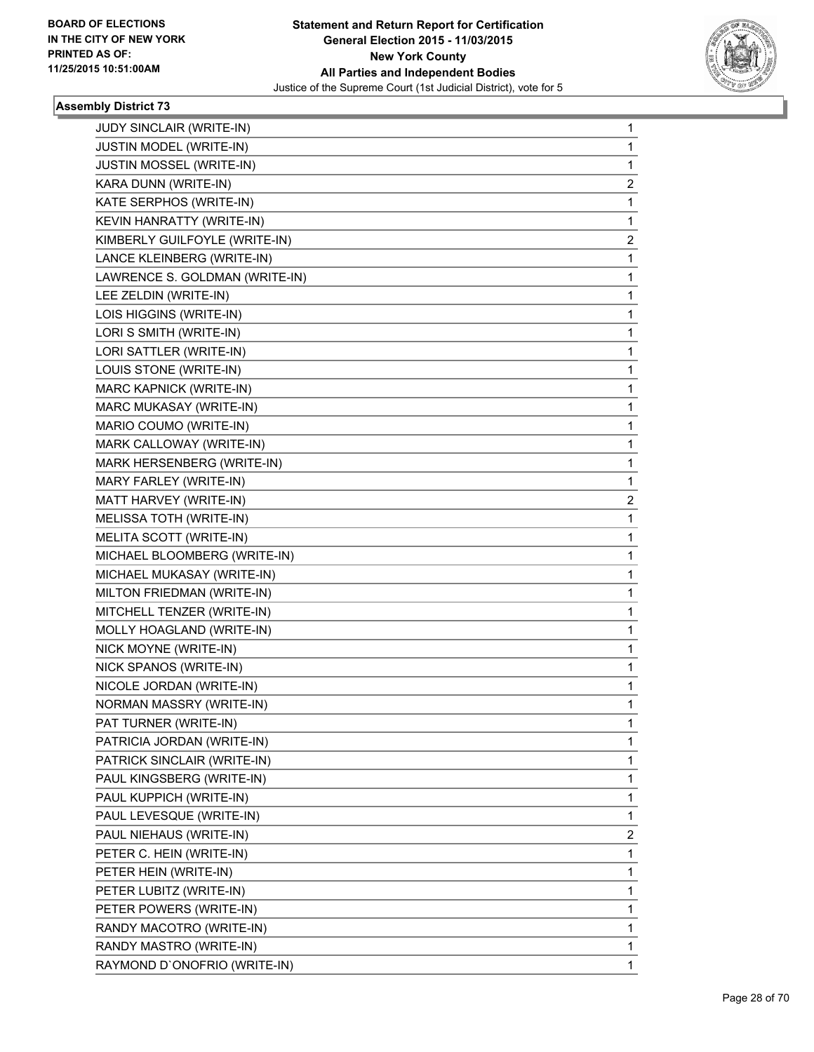BOARD OF ELECTIONS
IN THE CITY OF NEW YORK
PRINTED AS OF:
11/25/2015 10:51:00AM

**Statement and Return Report for Certification**
**General Election 2015 - 11/03/2015**
**New York County**
**All Parties and Independent Bodies**
Justice of the Supreme Court (1st Judicial District), vote for 5

### Assembly District 73

| Candidate | Votes |
|---|---|
| JUDY SINCLAIR (WRITE-IN) | 1 |
| JUSTIN MODEL (WRITE-IN) | 1 |
| JUSTIN MOSSEL (WRITE-IN) | 1 |
| KARA DUNN (WRITE-IN) | 2 |
| KATE SERPHOS (WRITE-IN) | 1 |
| KEVIN HANRATTY (WRITE-IN) | 1 |
| KIMBERLY GUILFOYLE (WRITE-IN) | 2 |
| LANCE KLEINBERG (WRITE-IN) | 1 |
| LAWRENCE S. GOLDMAN (WRITE-IN) | 1 |
| LEE ZELDIN (WRITE-IN) | 1 |
| LOIS HIGGINS (WRITE-IN) | 1 |
| LORI S SMITH (WRITE-IN) | 1 |
| LORI SATTLER (WRITE-IN) | 1 |
| LOUIS STONE (WRITE-IN) | 1 |
| MARC KAPNICK (WRITE-IN) | 1 |
| MARC MUKASAY (WRITE-IN) | 1 |
| MARIO COUMO (WRITE-IN) | 1 |
| MARK CALLOWAY (WRITE-IN) | 1 |
| MARK HERSENBERG (WRITE-IN) | 1 |
| MARY FARLEY (WRITE-IN) | 1 |
| MATT HARVEY (WRITE-IN) | 2 |
| MELISSA TOTH (WRITE-IN) | 1 |
| MELITA SCOTT (WRITE-IN) | 1 |
| MICHAEL BLOOMBERG (WRITE-IN) | 1 |
| MICHAEL MUKASAY (WRITE-IN) | 1 |
| MILTON FRIEDMAN (WRITE-IN) | 1 |
| MITCHELL TENZER (WRITE-IN) | 1 |
| MOLLY HOAGLAND (WRITE-IN) | 1 |
| NICK MOYNE (WRITE-IN) | 1 |
| NICK SPANOS (WRITE-IN) | 1 |
| NICOLE JORDAN (WRITE-IN) | 1 |
| NORMAN MASSRY (WRITE-IN) | 1 |
| PAT TURNER (WRITE-IN) | 1 |
| PATRICIA JORDAN (WRITE-IN) | 1 |
| PATRICK SINCLAIR (WRITE-IN) | 1 |
| PAUL KINGSBERG (WRITE-IN) | 1 |
| PAUL KUPPICH (WRITE-IN) | 1 |
| PAUL LEVESQUE (WRITE-IN) | 1 |
| PAUL NIEHAUS (WRITE-IN) | 2 |
| PETER C. HEIN (WRITE-IN) | 1 |
| PETER HEIN (WRITE-IN) | 1 |
| PETER LUBITZ (WRITE-IN) | 1 |
| PETER POWERS (WRITE-IN) | 1 |
| RANDY MACOTRO (WRITE-IN) | 1 |
| RANDY MASTRO (WRITE-IN) | 1 |
| RAYMOND D`ONOFRIO (WRITE-IN) | 1 |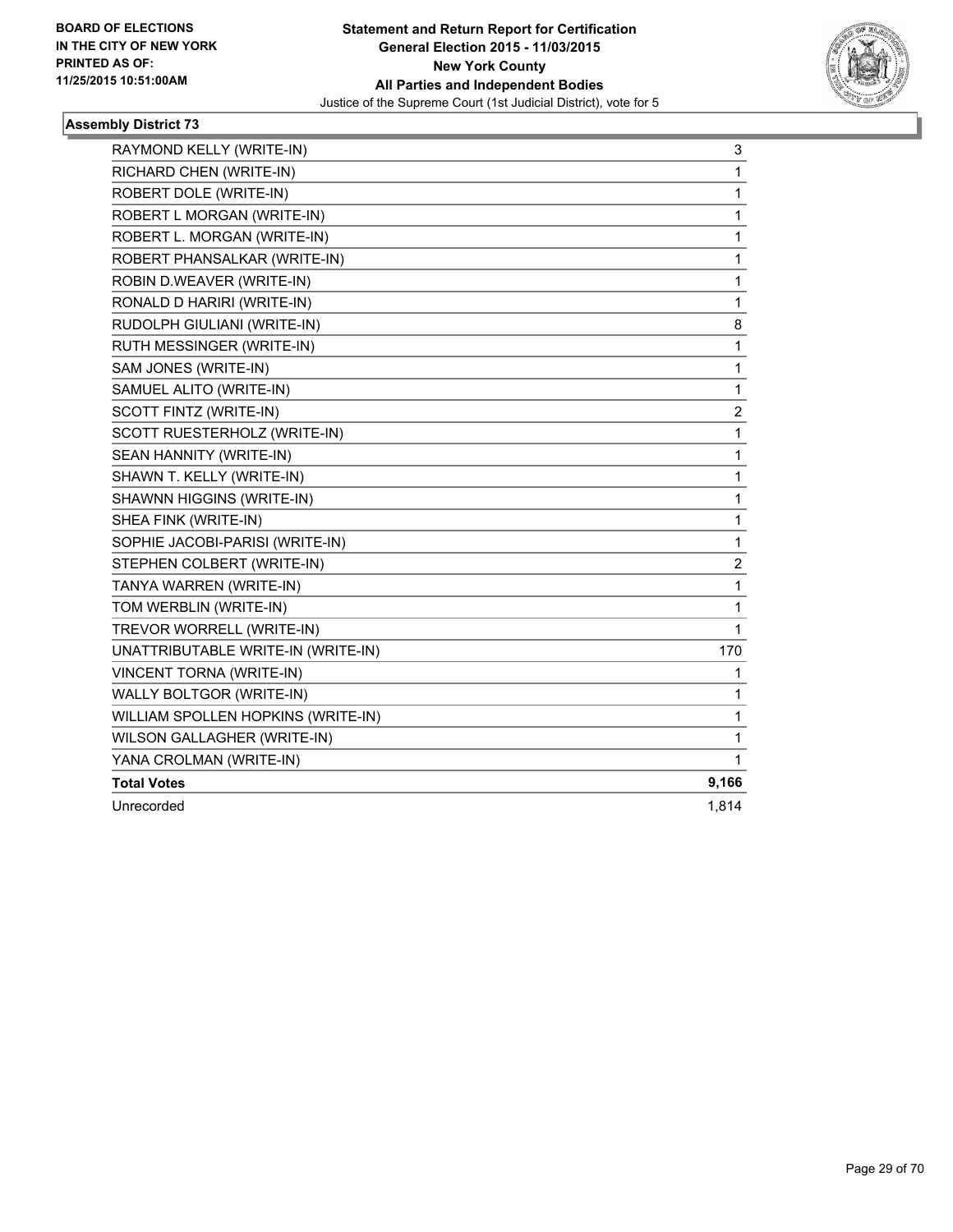**BOARD OF ELECTIONS IN THE CITY OF NEW YORK PRINTED AS OF: 11/25/2015 10:51:00AM**

**Statement and Return Report for Certification**
**General Election 2015 - 11/03/2015**
**New York County**
**All Parties and Independent Bodies**
Justice of the Supreme Court (1st Judicial District), vote for 5

### Assembly District 73

| | |
|---|---|
| RAYMOND KELLY (WRITE-IN) | 3 |
| RICHARD CHEN (WRITE-IN) | 1 |
| ROBERT DOLE (WRITE-IN) | 1 |
| ROBERT L MORGAN (WRITE-IN) | 1 |
| ROBERT L. MORGAN (WRITE-IN) | 1 |
| ROBERT PHANSALKAR (WRITE-IN) | 1 |
| ROBIN D.WEAVER (WRITE-IN) | 1 |
| RONALD D HARIRI (WRITE-IN) | 1 |
| RUDOLPH GIULIANI (WRITE-IN) | 8 |
| RUTH MESSINGER (WRITE-IN) | 1 |
| SAM JONES (WRITE-IN) | 1 |
| SAMUEL ALITO (WRITE-IN) | 1 |
| SCOTT FINTZ (WRITE-IN) | 2 |
| SCOTT RUESTERHOLZ (WRITE-IN) | 1 |
| SEAN HANNITY (WRITE-IN) | 1 |
| SHAWN T. KELLY (WRITE-IN) | 1 |
| SHAWNN HIGGINS (WRITE-IN) | 1 |
| SHEA FINK (WRITE-IN) | 1 |
| SOPHIE JACOBI-PARISI (WRITE-IN) | 1 |
| STEPHEN COLBERT (WRITE-IN) | 2 |
| TANYA WARREN (WRITE-IN) | 1 |
| TOM WERBLIN (WRITE-IN) | 1 |
| TREVOR WORRELL (WRITE-IN) | 1 |
| UNATTRIBUTABLE WRITE-IN (WRITE-IN) | 170 |
| VINCENT TORNA (WRITE-IN) | 1 |
| WALLY BOLTGOR (WRITE-IN) | 1 |
| WILLIAM SPOLLEN HOPKINS (WRITE-IN) | 1 |
| WILSON GALLAGHER (WRITE-IN) | 1 |
| YANA CROLMAN (WRITE-IN) | 1 |
| **Total Votes** | **9,166** |
| Unrecorded | 1,814 |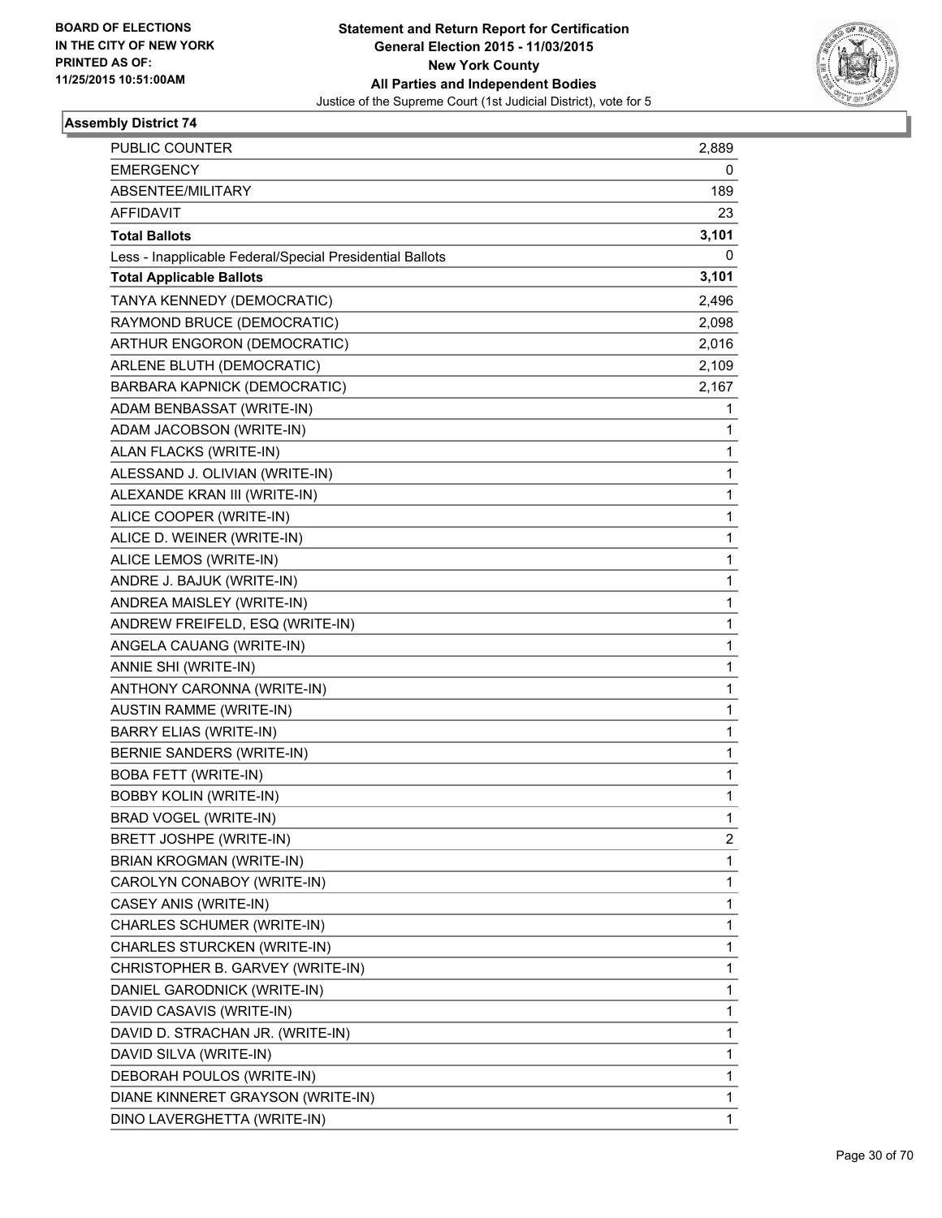BOARD OF ELECTIONS
IN THE CITY OF NEW YORK
PRINTED AS OF:
11/25/2015 10:51:00AM

**Statement and Return Report for Certification**
**General Election 2015 - 11/03/2015**
**New York County**
**All Parties and Independent Bodies**
Justice of the Supreme Court (1st Judicial District), vote for 5

### Assembly District 74

| | |
|---|---|
| PUBLIC COUNTER | 2,889 |
| EMERGENCY | 0 |
| ABSENTEE/MILITARY | 189 |
| AFFIDAVIT | 23 |
| **Total Ballots** | **3,101** |
| Less - Inapplicable Federal/Special Presidential Ballots | 0 |
| **Total Applicable Ballots** | **3,101** |
| TANYA KENNEDY (DEMOCRATIC) | 2,496 |
| RAYMOND BRUCE (DEMOCRATIC) | 2,098 |
| ARTHUR ENGORON (DEMOCRATIC) | 2,016 |
| ARLENE BLUTH (DEMOCRATIC) | 2,109 |
| BARBARA KAPNICK (DEMOCRATIC) | 2,167 |
| ADAM BENBASSAT (WRITE-IN) | 1 |
| ADAM JACOBSON (WRITE-IN) | 1 |
| ALAN FLACKS (WRITE-IN) | 1 |
| ALESSAND J. OLIVIAN (WRITE-IN) | 1 |
| ALEXANDE KRAN III (WRITE-IN) | 1 |
| ALICE COOPER (WRITE-IN) | 1 |
| ALICE D. WEINER (WRITE-IN) | 1 |
| ALICE LEMOS (WRITE-IN) | 1 |
| ANDRE J. BAJUK (WRITE-IN) | 1 |
| ANDREA MAISLEY (WRITE-IN) | 1 |
| ANDREW FREIFELD, ESQ (WRITE-IN) | 1 |
| ANGELA CAUANG (WRITE-IN) | 1 |
| ANNIE SHI (WRITE-IN) | 1 |
| ANTHONY CARONNA (WRITE-IN) | 1 |
| AUSTIN RAMME (WRITE-IN) | 1 |
| BARRY ELIAS (WRITE-IN) | 1 |
| BERNIE SANDERS (WRITE-IN) | 1 |
| BOBA FETT (WRITE-IN) | 1 |
| BOBBY KOLIN (WRITE-IN) | 1 |
| BRAD VOGEL (WRITE-IN) | 1 |
| BRETT JOSHPE (WRITE-IN) | 2 |
| BRIAN KROGMAN (WRITE-IN) | 1 |
| CAROLYN CONABOY (WRITE-IN) | 1 |
| CASEY ANIS (WRITE-IN) | 1 |
| CHARLES SCHUMER (WRITE-IN) | 1 |
| CHARLES STURCKEN (WRITE-IN) | 1 |
| CHRISTOPHER B. GARVEY (WRITE-IN) | 1 |
| DANIEL GARODNICK (WRITE-IN) | 1 |
| DAVID CASAVIS (WRITE-IN) | 1 |
| DAVID D. STRACHAN JR. (WRITE-IN) | 1 |
| DAVID SILVA (WRITE-IN) | 1 |
| DEBORAH POULOS (WRITE-IN) | 1 |
| DIANE KINNERET GRAYSON (WRITE-IN) | 1 |
| DINO LAVERGHETTA (WRITE-IN) | 1 |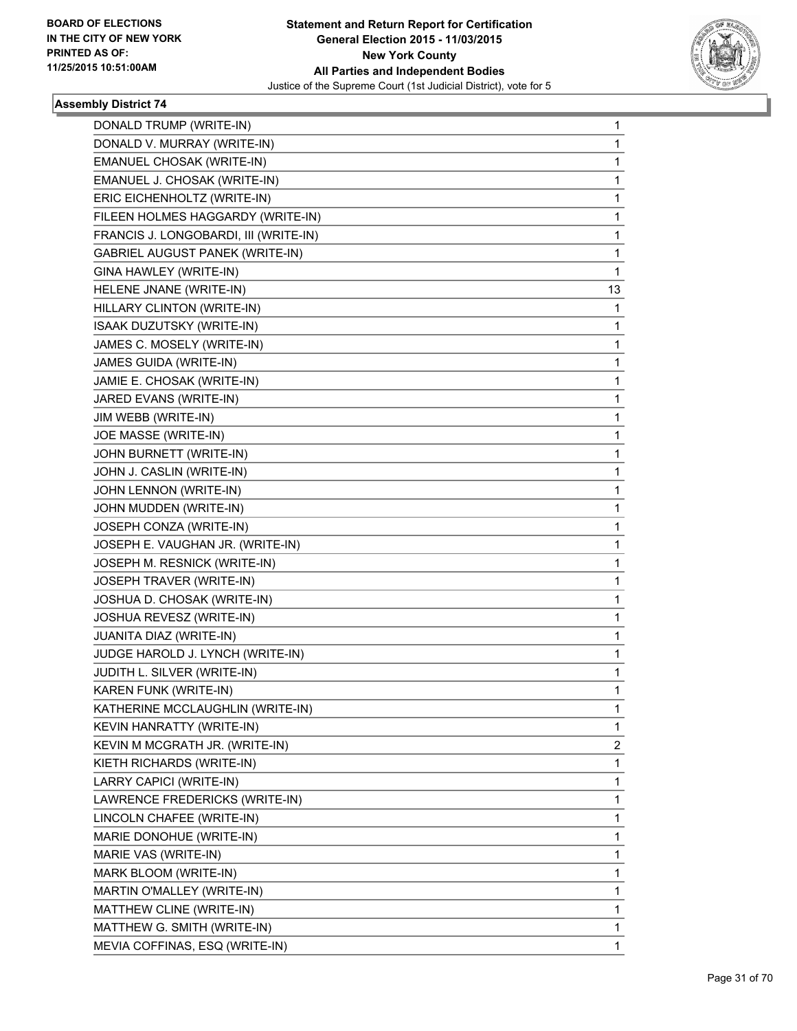BOARD OF ELECTIONS
IN THE CITY OF NEW YORK
PRINTED AS OF:
11/25/2015 10:51:00AM

**Statement and Return Report for Certification**
**General Election 2015 - 11/03/2015**
**New York County**
**All Parties and Independent Bodies**
Justice of the Supreme Court (1st Judicial District), vote for 5

### Assembly District 74

| | |
|---|---|
| DONALD TRUMP (WRITE-IN) | 1 |
| DONALD V. MURRAY (WRITE-IN) | 1 |
| EMANUEL CHOSAK (WRITE-IN) | 1 |
| EMANUEL J. CHOSAK (WRITE-IN) | 1 |
| ERIC EICHENHOLTZ (WRITE-IN) | 1 |
| FILEEN HOLMES HAGGARDY (WRITE-IN) | 1 |
| FRANCIS J. LONGOBARDI, III (WRITE-IN) | 1 |
| GABRIEL AUGUST PANEK (WRITE-IN) | 1 |
| GINA HAWLEY (WRITE-IN) | 1 |
| HELENE JNANE (WRITE-IN) | 13 |
| HILLARY CLINTON (WRITE-IN) | 1 |
| ISAAK DUZUTSKY (WRITE-IN) | 1 |
| JAMES C. MOSELY (WRITE-IN) | 1 |
| JAMES GUIDA (WRITE-IN) | 1 |
| JAMIE E. CHOSAK (WRITE-IN) | 1 |
| JARED EVANS (WRITE-IN) | 1 |
| JIM WEBB (WRITE-IN) | 1 |
| JOE MASSE (WRITE-IN) | 1 |
| JOHN BURNETT (WRITE-IN) | 1 |
| JOHN J. CASLIN (WRITE-IN) | 1 |
| JOHN LENNON (WRITE-IN) | 1 |
| JOHN MUDDEN (WRITE-IN) | 1 |
| JOSEPH CONZA (WRITE-IN) | 1 |
| JOSEPH E. VAUGHAN JR. (WRITE-IN) | 1 |
| JOSEPH M. RESNICK (WRITE-IN) | 1 |
| JOSEPH TRAVER (WRITE-IN) | 1 |
| JOSHUA D. CHOSAK (WRITE-IN) | 1 |
| JOSHUA REVESZ (WRITE-IN) | 1 |
| JUANITA DIAZ (WRITE-IN) | 1 |
| JUDGE HAROLD J. LYNCH (WRITE-IN) | 1 |
| JUDITH L. SILVER (WRITE-IN) | 1 |
| KAREN FUNK (WRITE-IN) | 1 |
| KATHERINE MCCLAUGHLIN (WRITE-IN) | 1 |
| KEVIN HANRATTY (WRITE-IN) | 1 |
| KEVIN M MCGRATH JR. (WRITE-IN) | 2 |
| KIETH RICHARDS (WRITE-IN) | 1 |
| LARRY CAPICI (WRITE-IN) | 1 |
| LAWRENCE FREDERICKS (WRITE-IN) | 1 |
| LINCOLN CHAFEE (WRITE-IN) | 1 |
| MARIE DONOHUE (WRITE-IN) | 1 |
| MARIE VAS (WRITE-IN) | 1 |
| MARK BLOOM (WRITE-IN) | 1 |
| MARTIN O'MALLEY (WRITE-IN) | 1 |
| MATTHEW CLINE (WRITE-IN) | 1 |
| MATTHEW G. SMITH (WRITE-IN) | 1 |
| MEVIA COFFINAS, ESQ (WRITE-IN) | 1 |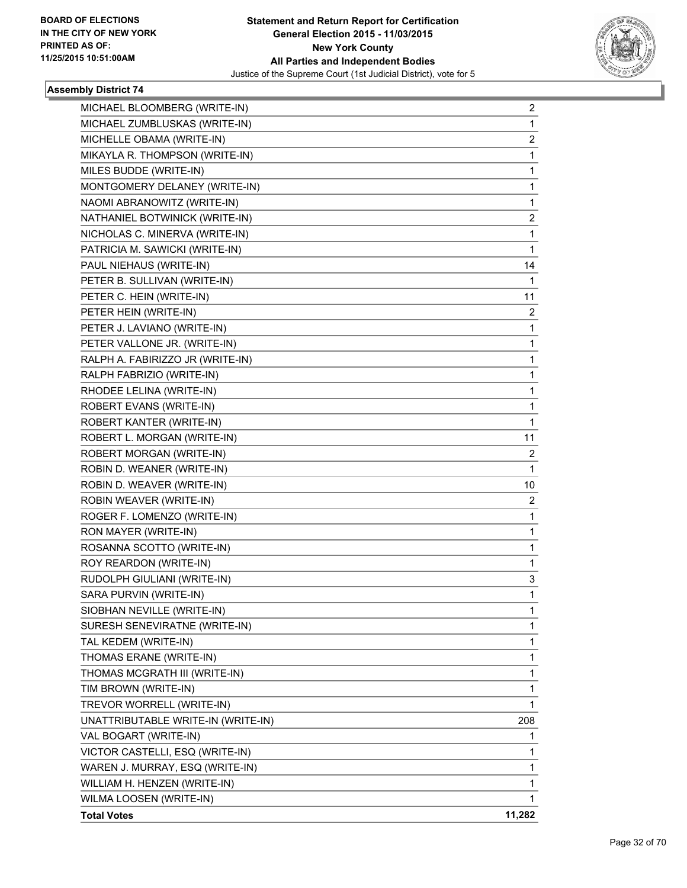**BOARD OF ELECTIONS IN THE CITY OF NEW YORK PRINTED AS OF: 11/25/2015 10:51:00AM**

**Statement and Return Report for Certification General Election 2015 - 11/03/2015 New York County All Parties and Independent Bodies**

Justice of the Supreme Court (1st Judicial District), vote for 5

### Assembly District 74

| | |
|---|---|
| MICHAEL BLOOMBERG (WRITE-IN) | 2 |
| MICHAEL ZUMBLUSKAS (WRITE-IN) | 1 |
| MICHELLE OBAMA (WRITE-IN) | 2 |
| MIKAYLA R. THOMPSON (WRITE-IN) | 1 |
| MILES BUDDE (WRITE-IN) | 1 |
| MONTGOMERY DELANEY (WRITE-IN) | 1 |
| NAOMI ABRANOWITZ (WRITE-IN) | 1 |
| NATHANIEL BOTWINICK (WRITE-IN) | 2 |
| NICHOLAS C. MINERVA (WRITE-IN) | 1 |
| PATRICIA M. SAWICKI (WRITE-IN) | 1 |
| PAUL NIEHAUS (WRITE-IN) | 14 |
| PETER B. SULLIVAN (WRITE-IN) | 1 |
| PETER C. HEIN (WRITE-IN) | 11 |
| PETER HEIN (WRITE-IN) | 2 |
| PETER J. LAVIANO (WRITE-IN) | 1 |
| PETER VALLONE JR. (WRITE-IN) | 1 |
| RALPH A. FABIRIZZO JR (WRITE-IN) | 1 |
| RALPH FABRIZIO (WRITE-IN) | 1 |
| RHODEE LELINA (WRITE-IN) | 1 |
| ROBERT EVANS (WRITE-IN) | 1 |
| ROBERT KANTER (WRITE-IN) | 1 |
| ROBERT L. MORGAN (WRITE-IN) | 11 |
| ROBERT MORGAN (WRITE-IN) | 2 |
| ROBIN D. WEANER (WRITE-IN) | 1 |
| ROBIN D. WEAVER (WRITE-IN) | 10 |
| ROBIN WEAVER (WRITE-IN) | 2 |
| ROGER F. LOMENZO (WRITE-IN) | 1 |
| RON MAYER (WRITE-IN) | 1 |
| ROSANNA SCOTTO (WRITE-IN) | 1 |
| ROY REARDON (WRITE-IN) | 1 |
| RUDOLPH GIULIANI (WRITE-IN) | 3 |
| SARA PURVIN (WRITE-IN) | 1 |
| SIOBHAN NEVILLE (WRITE-IN) | 1 |
| SURESH SENEVIRATNE (WRITE-IN) | 1 |
| TAL KEDEM (WRITE-IN) | 1 |
| THOMAS ERANE (WRITE-IN) | 1 |
| THOMAS MCGRATH III (WRITE-IN) | 1 |
| TIM BROWN (WRITE-IN) | 1 |
| TREVOR WORRELL (WRITE-IN) | 1 |
| UNATTRIBUTABLE WRITE-IN (WRITE-IN) | 208 |
| VAL BOGART (WRITE-IN) | 1 |
| VICTOR CASTELLI, ESQ (WRITE-IN) | 1 |
| WAREN J. MURRAY, ESQ (WRITE-IN) | 1 |
| WILLIAM H. HENZEN (WRITE-IN) | 1 |
| WILMA LOOSEN (WRITE-IN) | 1 |
| **Total Votes** | **11,282** |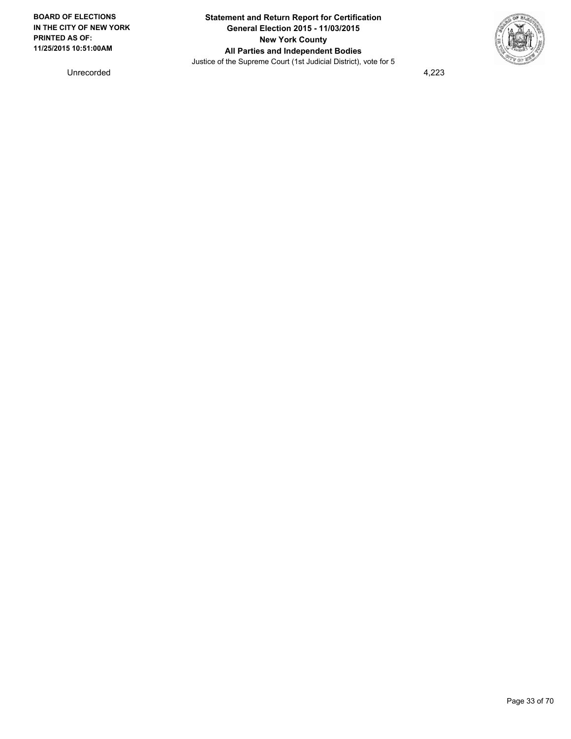| Unrecorded | 4,223 |
| --- | --- |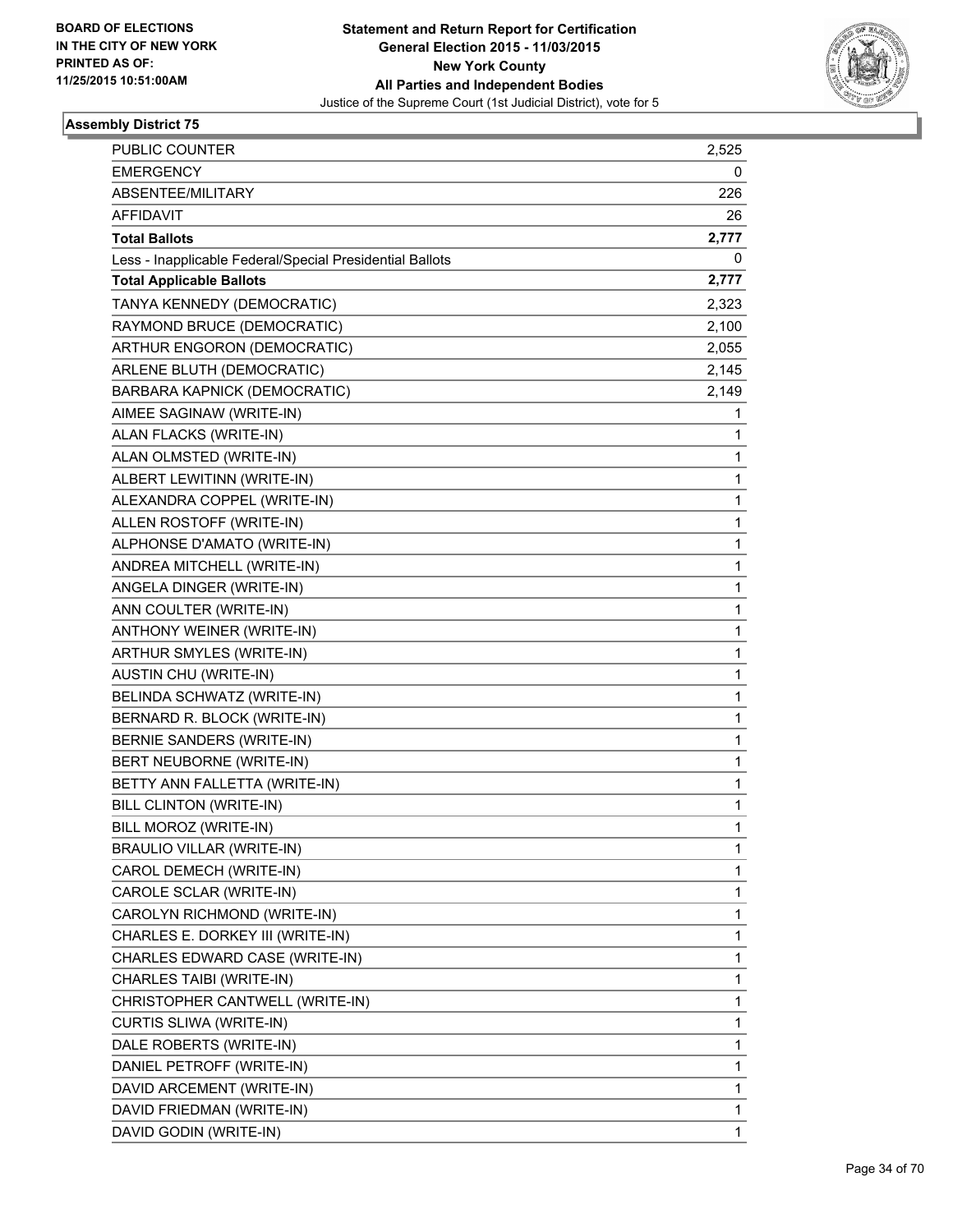**BOARD OF ELECTIONS IN THE CITY OF NEW YORK PRINTED AS OF: 11/25/2015 10:51:00AM**

**Statement and Return Report for Certification General Election 2015 - 11/03/2015 New York County All Parties and Independent Bodies**

Justice of the Supreme Court (1st Judicial District), vote for 5

### Assembly District 75

| | |
|---|---|
| PUBLIC COUNTER | 2,525 |
| EMERGENCY | 0 |
| ABSENTEE/MILITARY | 226 |
| AFFIDAVIT | 26 |
| **Total Ballots** | **2,777** |
| Less - Inapplicable Federal/Special Presidential Ballots | 0 |
| **Total Applicable Ballots** | **2,777** |
| TANYA KENNEDY (DEMOCRATIC) | 2,323 |
| RAYMOND BRUCE (DEMOCRATIC) | 2,100 |
| ARTHUR ENGORON (DEMOCRATIC) | 2,055 |
| ARLENE BLUTH (DEMOCRATIC) | 2,145 |
| BARBARA KAPNICK (DEMOCRATIC) | 2,149 |
| AIMEE SAGINAW (WRITE-IN) | 1 |
| ALAN FLACKS (WRITE-IN) | 1 |
| ALAN OLMSTED (WRITE-IN) | 1 |
| ALBERT LEWITINN (WRITE-IN) | 1 |
| ALEXANDRA COPPEL (WRITE-IN) | 1 |
| ALLEN ROSTOFF (WRITE-IN) | 1 |
| ALPHONSE D'AMATO (WRITE-IN) | 1 |
| ANDREA MITCHELL (WRITE-IN) | 1 |
| ANGELA DINGER (WRITE-IN) | 1 |
| ANN COULTER (WRITE-IN) | 1 |
| ANTHONY WEINER (WRITE-IN) | 1 |
| ARTHUR SMYLES (WRITE-IN) | 1 |
| AUSTIN CHU (WRITE-IN) | 1 |
| BELINDA SCHWATZ (WRITE-IN) | 1 |
| BERNARD R. BLOCK (WRITE-IN) | 1 |
| BERNIE SANDERS (WRITE-IN) | 1 |
| BERT NEUBORNE (WRITE-IN) | 1 |
| BETTY ANN FALLETTA (WRITE-IN) | 1 |
| BILL CLINTON (WRITE-IN) | 1 |
| BILL MOROZ (WRITE-IN) | 1 |
| BRAULIO VILLAR (WRITE-IN) | 1 |
| CAROL DEMECH (WRITE-IN) | 1 |
| CAROLE SCLAR (WRITE-IN) | 1 |
| CAROLYN RICHMOND (WRITE-IN) | 1 |
| CHARLES E. DORKEY III (WRITE-IN) | 1 |
| CHARLES EDWARD CASE (WRITE-IN) | 1 |
| CHARLES TAIBI (WRITE-IN) | 1 |
| CHRISTOPHER CANTWELL (WRITE-IN) | 1 |
| CURTIS SLIWA (WRITE-IN) | 1 |
| DALE ROBERTS (WRITE-IN) | 1 |
| DANIEL PETROFF (WRITE-IN) | 1 |
| DAVID ARCEMENT (WRITE-IN) | 1 |
| DAVID FRIEDMAN (WRITE-IN) | 1 |
| DAVID GODIN (WRITE-IN) | 1 |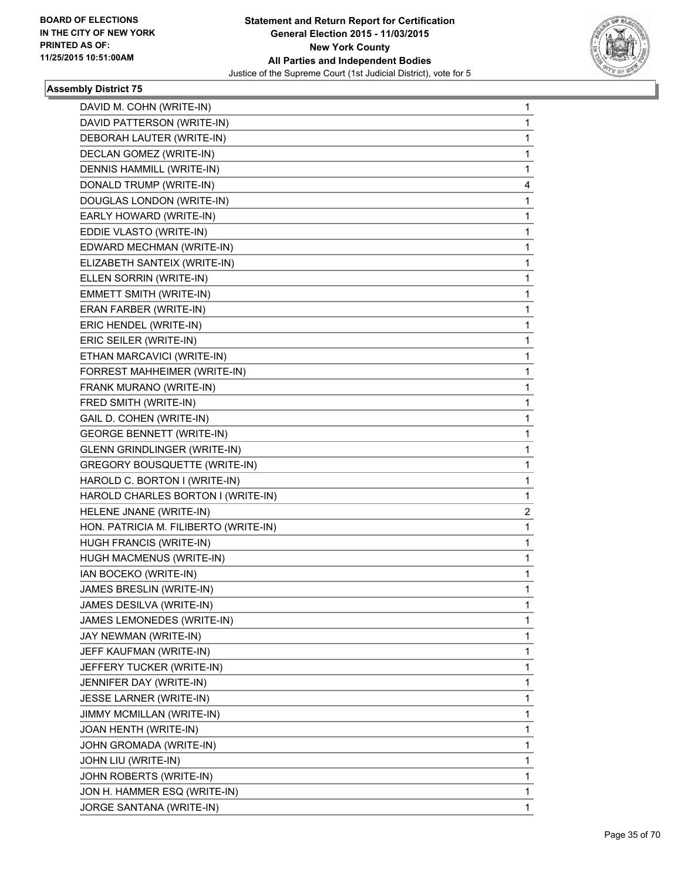**BOARD OF ELECTIONS IN THE CITY OF NEW YORK PRINTED AS OF: 11/25/2015 10:51:00AM**

**Statement and Return Report for Certification**
**General Election 2015 - 11/03/2015**
**New York County**
**All Parties and Independent Bodies**
Justice of the Supreme Court (1st Judicial District), vote for 5

### Assembly District 75

| | |
|---|---|
| DAVID M. COHN (WRITE-IN) | 1 |
| DAVID PATTERSON (WRITE-IN) | 1 |
| DEBORAH LAUTER (WRITE-IN) | 1 |
| DECLAN GOMEZ (WRITE-IN) | 1 |
| DENNIS HAMMILL (WRITE-IN) | 1 |
| DONALD TRUMP (WRITE-IN) | 4 |
| DOUGLAS LONDON (WRITE-IN) | 1 |
| EARLY HOWARD (WRITE-IN) | 1 |
| EDDIE VLASTO (WRITE-IN) | 1 |
| EDWARD MECHMAN (WRITE-IN) | 1 |
| ELIZABETH SANTEIX (WRITE-IN) | 1 |
| ELLEN SORRIN (WRITE-IN) | 1 |
| EMMETT SMITH (WRITE-IN) | 1 |
| ERAN FARBER (WRITE-IN) | 1 |
| ERIC HENDEL (WRITE-IN) | 1 |
| ERIC SEILER (WRITE-IN) | 1 |
| ETHAN MARCAVICI (WRITE-IN) | 1 |
| FORREST MAHHEIMER (WRITE-IN) | 1 |
| FRANK MURANO (WRITE-IN) | 1 |
| FRED SMITH (WRITE-IN) | 1 |
| GAIL D. COHEN (WRITE-IN) | 1 |
| GEORGE BENNETT (WRITE-IN) | 1 |
| GLENN GRINDLINGER (WRITE-IN) | 1 |
| GREGORY BOUSQUETTE (WRITE-IN) | 1 |
| HAROLD C. BORTON I (WRITE-IN) | 1 |
| HAROLD CHARLES BORTON I (WRITE-IN) | 1 |
| HELENE JNANE (WRITE-IN) | 2 |
| HON. PATRICIA M. FILIBERTO (WRITE-IN) | 1 |
| HUGH FRANCIS (WRITE-IN) | 1 |
| HUGH MACMENUS (WRITE-IN) | 1 |
| IAN BOCEKO (WRITE-IN) | 1 |
| JAMES BRESLIN (WRITE-IN) | 1 |
| JAMES DESILVA (WRITE-IN) | 1 |
| JAMES LEMONEDES (WRITE-IN) | 1 |
| JAY NEWMAN (WRITE-IN) | 1 |
| JEFF KAUFMAN (WRITE-IN) | 1 |
| JEFFERY TUCKER (WRITE-IN) | 1 |
| JENNIFER DAY (WRITE-IN) | 1 |
| JESSE LARNER (WRITE-IN) | 1 |
| JIMMY MCMILLAN (WRITE-IN) | 1 |
| JOAN HENTH (WRITE-IN) | 1 |
| JOHN GROMADA (WRITE-IN) | 1 |
| JOHN LIU (WRITE-IN) | 1 |
| JOHN ROBERTS (WRITE-IN) | 1 |
| JON H. HAMMER ESQ (WRITE-IN) | 1 |
| JORGE SANTANA (WRITE-IN) | 1 |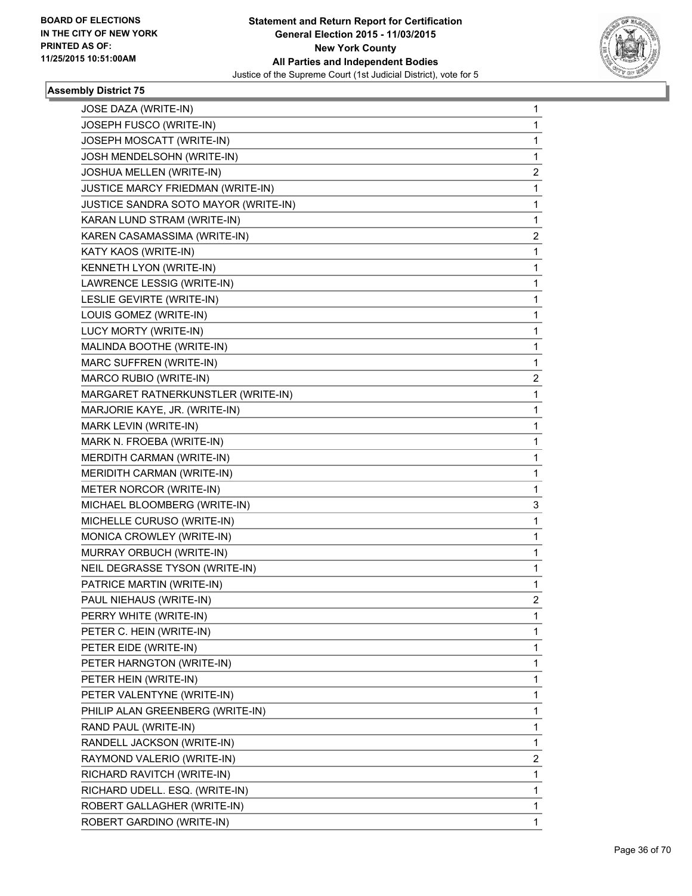BOARD OF ELECTIONS
IN THE CITY OF NEW YORK
PRINTED AS OF:
11/25/2015 10:51:00AM

**Statement and Return Report for Certification**
**General Election 2015 - 11/03/2015**
**New York County**
**All Parties and Independent Bodies**
Justice of the Supreme Court (1st Judicial District), vote for 5

### Assembly District 75

| | |
|---|---|
| JOSE DAZA (WRITE-IN) | 1 |
| JOSEPH FUSCO (WRITE-IN) | 1 |
| JOSEPH MOSCATT (WRITE-IN) | 1 |
| JOSH MENDELSOHN (WRITE-IN) | 1 |
| JOSHUA MELLEN (WRITE-IN) | 2 |
| JUSTICE MARCY FRIEDMAN (WRITE-IN) | 1 |
| JUSTICE SANDRA SOTO MAYOR (WRITE-IN) | 1 |
| KARAN LUND STRAM (WRITE-IN) | 1 |
| KAREN CASAMASSIMA (WRITE-IN) | 2 |
| KATY KAOS (WRITE-IN) | 1 |
| KENNETH LYON (WRITE-IN) | 1 |
| LAWRENCE LESSIG (WRITE-IN) | 1 |
| LESLIE GEVIRTE (WRITE-IN) | 1 |
| LOUIS GOMEZ (WRITE-IN) | 1 |
| LUCY MORTY (WRITE-IN) | 1 |
| MALINDA BOOTHE (WRITE-IN) | 1 |
| MARC SUFFREN (WRITE-IN) | 1 |
| MARCO RUBIO (WRITE-IN) | 2 |
| MARGARET RATNERKUNSTLER (WRITE-IN) | 1 |
| MARJORIE KAYE, JR. (WRITE-IN) | 1 |
| MARK LEVIN (WRITE-IN) | 1 |
| MARK N. FROEBA (WRITE-IN) | 1 |
| MERDITH CARMAN (WRITE-IN) | 1 |
| MERIDITH CARMAN (WRITE-IN) | 1 |
| METER NORCOR (WRITE-IN) | 1 |
| MICHAEL BLOOMBERG (WRITE-IN) | 3 |
| MICHELLE CURUSO (WRITE-IN) | 1 |
| MONICA CROWLEY (WRITE-IN) | 1 |
| MURRAY ORBUCH (WRITE-IN) | 1 |
| NEIL DEGRASSE TYSON (WRITE-IN) | 1 |
| PATRICE MARTIN (WRITE-IN) | 1 |
| PAUL NIEHAUS (WRITE-IN) | 2 |
| PERRY WHITE (WRITE-IN) | 1 |
| PETER C. HEIN (WRITE-IN) | 1 |
| PETER EIDE (WRITE-IN) | 1 |
| PETER HARNGTON (WRITE-IN) | 1 |
| PETER HEIN (WRITE-IN) | 1 |
| PETER VALENTYNE (WRITE-IN) | 1 |
| PHILIP ALAN GREENBERG (WRITE-IN) | 1 |
| RAND PAUL (WRITE-IN) | 1 |
| RANDELL JACKSON (WRITE-IN) | 1 |
| RAYMOND VALERIO (WRITE-IN) | 2 |
| RICHARD RAVITCH (WRITE-IN) | 1 |
| RICHARD UDELL. ESQ. (WRITE-IN) | 1 |
| ROBERT GALLAGHER (WRITE-IN) | 1 |
| ROBERT GARDINO (WRITE-IN) | 1 |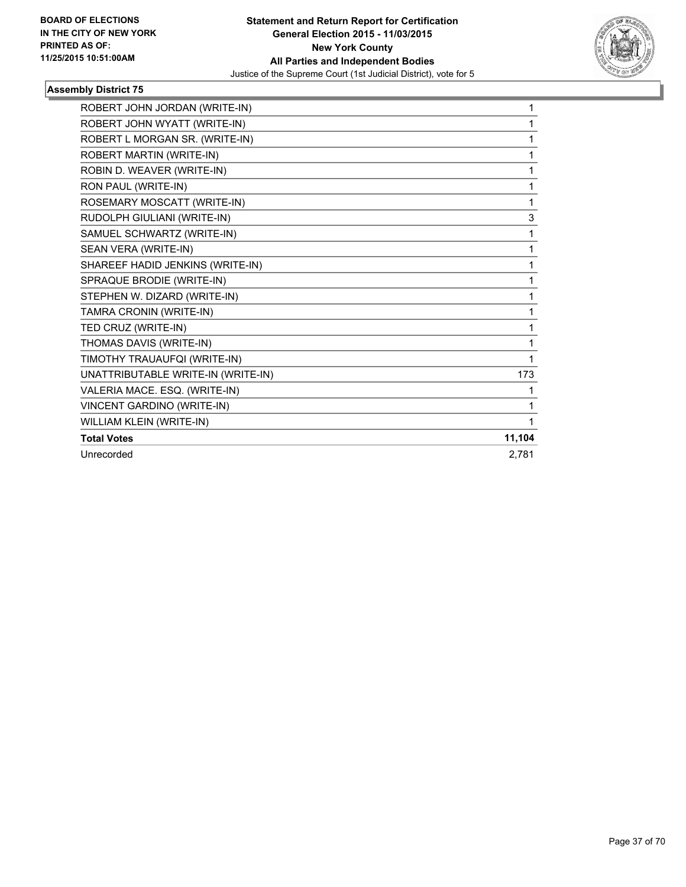BOARD OF ELECTIONS
IN THE CITY OF NEW YORK
PRINTED AS OF:
11/25/2015 10:51:00AM

**Statement and Return Report for Certification**
**General Election 2015 - 11/03/2015**
**New York County**
**All Parties and Independent Bodies**
Justice of the Supreme Court (1st Judicial District), vote for 5

### Assembly District 75

| | |
|---|---|
| ROBERT JOHN JORDAN (WRITE-IN) | 1 |
| ROBERT JOHN WYATT (WRITE-IN) | 1 |
| ROBERT L MORGAN SR. (WRITE-IN) | 1 |
| ROBERT MARTIN (WRITE-IN) | 1 |
| ROBIN D. WEAVER (WRITE-IN) | 1 |
| RON PAUL (WRITE-IN) | 1 |
| ROSEMARY MOSCATT (WRITE-IN) | 1 |
| RUDOLPH GIULIANI (WRITE-IN) | 3 |
| SAMUEL SCHWARTZ (WRITE-IN) | 1 |
| SEAN VERA (WRITE-IN) | 1 |
| SHAREEF HADID JENKINS (WRITE-IN) | 1 |
| SPRAQUE BRODIE (WRITE-IN) | 1 |
| STEPHEN W. DIZARD (WRITE-IN) | 1 |
| TAMRA CRONIN (WRITE-IN) | 1 |
| TED CRUZ (WRITE-IN) | 1 |
| THOMAS DAVIS (WRITE-IN) | 1 |
| TIMOTHY TRAUAUFQI (WRITE-IN) | 1 |
| UNATTRIBUTABLE WRITE-IN (WRITE-IN) | 173 |
| VALERIA MACE. ESQ. (WRITE-IN) | 1 |
| VINCENT GARDINO (WRITE-IN) | 1 |
| WILLIAM KLEIN (WRITE-IN) | 1 |
| **Total Votes** | **11,104** |
| Unrecorded | 2,781 |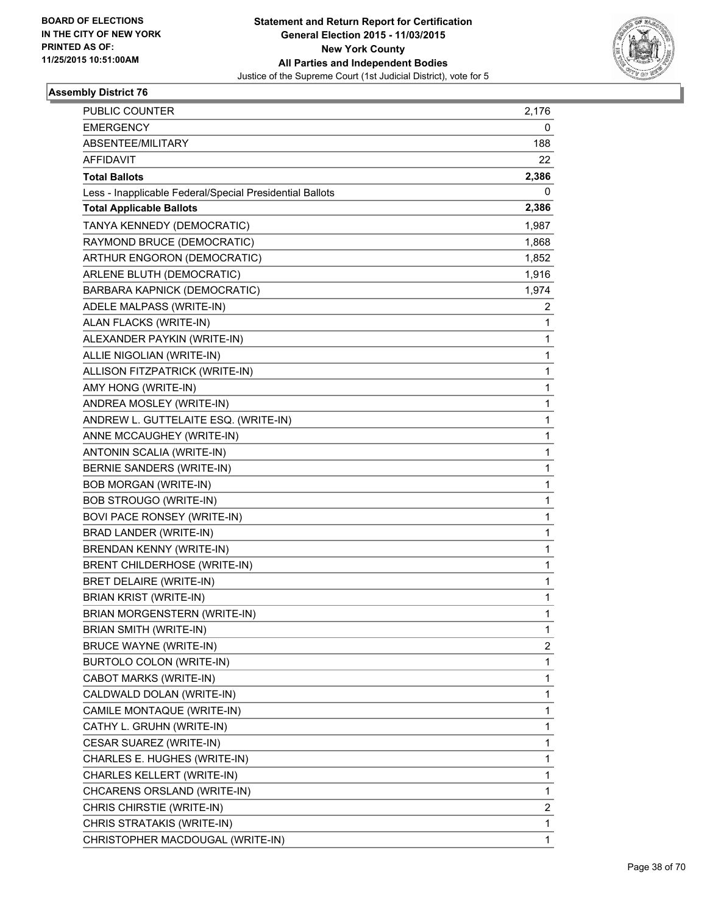BOARD OF ELECTIONS
IN THE CITY OF NEW YORK
PRINTED AS OF:
11/25/2015 10:51:00AM

**Statement and Return Report for Certification**
**General Election 2015 - 11/03/2015**
**New York County**
**All Parties and Independent Bodies**
Justice of the Supreme Court (1st Judicial District), vote for 5

### Assembly District 76

| | |
|---|---|
| PUBLIC COUNTER | 2,176 |
| EMERGENCY | 0 |
| ABSENTEE/MILITARY | 188 |
| AFFIDAVIT | 22 |
| **Total Ballots** | **2,386** |
| Less - Inapplicable Federal/Special Presidential Ballots | 0 |
| **Total Applicable Ballots** | **2,386** |
| TANYA KENNEDY (DEMOCRATIC) | 1,987 |
| RAYMOND BRUCE (DEMOCRATIC) | 1,868 |
| ARTHUR ENGORON (DEMOCRATIC) | 1,852 |
| ARLENE BLUTH (DEMOCRATIC) | 1,916 |
| BARBARA KAPNICK (DEMOCRATIC) | 1,974 |
| ADELE MALPASS (WRITE-IN) | 2 |
| ALAN FLACKS (WRITE-IN) | 1 |
| ALEXANDER PAYKIN (WRITE-IN) | 1 |
| ALLIE NIGOLIAN (WRITE-IN) | 1 |
| ALLISON FITZPATRICK (WRITE-IN) | 1 |
| AMY HONG (WRITE-IN) | 1 |
| ANDREA MOSLEY (WRITE-IN) | 1 |
| ANDREW L. GUTTELAITE ESQ. (WRITE-IN) | 1 |
| ANNE MCCAUGHEY (WRITE-IN) | 1 |
| ANTONIN SCALIA (WRITE-IN) | 1 |
| BERNIE SANDERS (WRITE-IN) | 1 |
| BOB MORGAN (WRITE-IN) | 1 |
| BOB STROUGO (WRITE-IN) | 1 |
| BOVI PACE RONSEY (WRITE-IN) | 1 |
| BRAD LANDER (WRITE-IN) | 1 |
| BRENDAN KENNY (WRITE-IN) | 1 |
| BRENT CHILDERHOSE (WRITE-IN) | 1 |
| BRET DELAIRE (WRITE-IN) | 1 |
| BRIAN KRIST (WRITE-IN) | 1 |
| BRIAN MORGENSTERN (WRITE-IN) | 1 |
| BRIAN SMITH (WRITE-IN) | 1 |
| BRUCE WAYNE (WRITE-IN) | 2 |
| BURTOLO COLON (WRITE-IN) | 1 |
| CABOT MARKS (WRITE-IN) | 1 |
| CALDWALD DOLAN (WRITE-IN) | 1 |
| CAMILE MONTAQUE (WRITE-IN) | 1 |
| CATHY L. GRUHN (WRITE-IN) | 1 |
| CESAR SUAREZ (WRITE-IN) | 1 |
| CHARLES E. HUGHES (WRITE-IN) | 1 |
| CHARLES KELLERT (WRITE-IN) | 1 |
| CHCARENS ORSLAND (WRITE-IN) | 1 |
| CHRIS CHIRSTIE (WRITE-IN) | 2 |
| CHRIS STRATAKIS (WRITE-IN) | 1 |
| CHRISTOPHER MACDOUGAL (WRITE-IN) | 1 |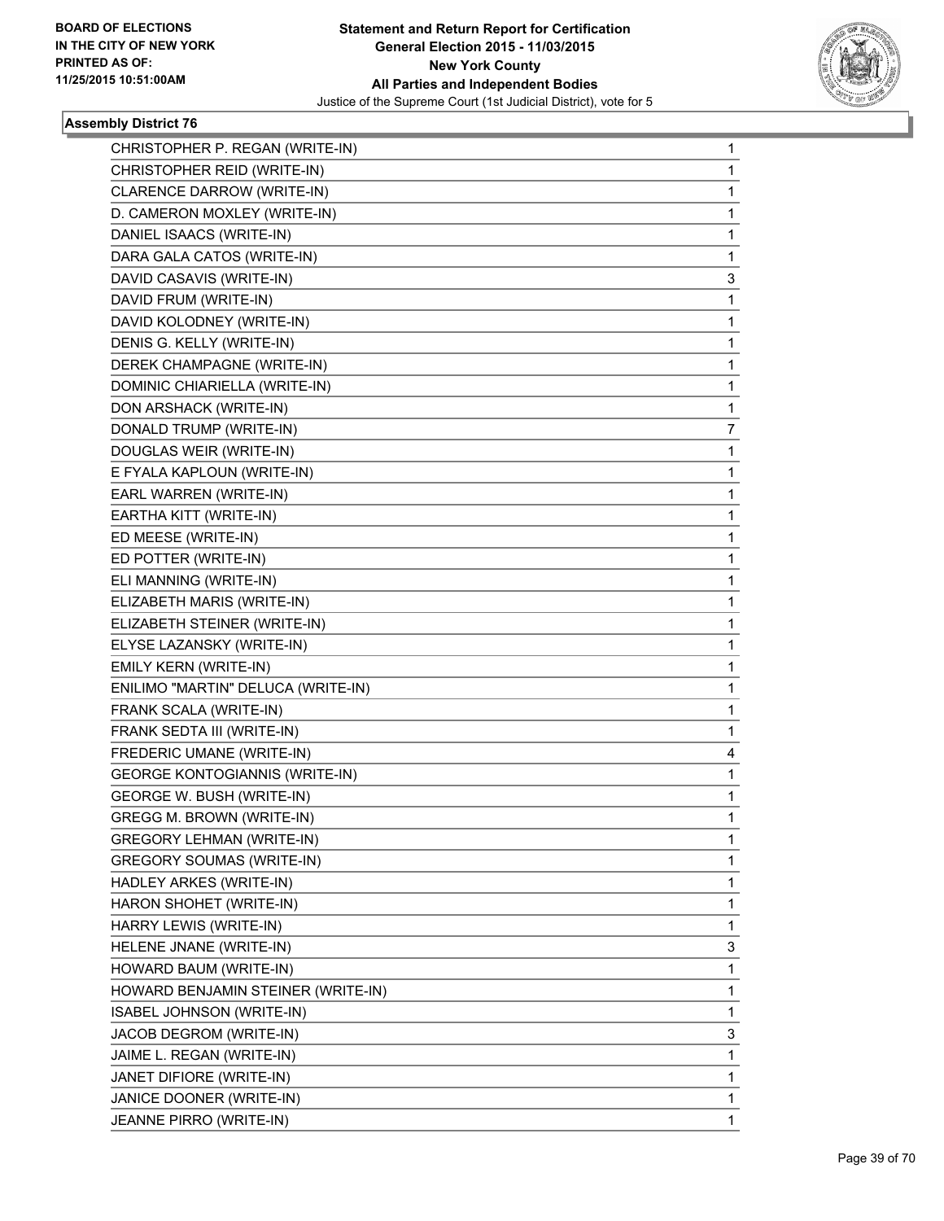**BOARD OF ELECTIONS IN THE CITY OF NEW YORK PRINTED AS OF: 11/25/2015 10:51:00AM**

**Statement and Return Report for Certification**
**General Election 2015 - 11/03/2015**
**New York County**
**All Parties and Independent Bodies**
Justice of the Supreme Court (1st Judicial District), vote for 5

### Assembly District 76

| | |
|---|---|
| CHRISTOPHER P. REGAN (WRITE-IN) | 1 |
| CHRISTOPHER REID (WRITE-IN) | 1 |
| CLARENCE DARROW (WRITE-IN) | 1 |
| D. CAMERON MOXLEY (WRITE-IN) | 1 |
| DANIEL ISAACS (WRITE-IN) | 1 |
| DARA GALA CATOS (WRITE-IN) | 1 |
| DAVID CASAVIS (WRITE-IN) | 3 |
| DAVID FRUM (WRITE-IN) | 1 |
| DAVID KOLODNEY (WRITE-IN) | 1 |
| DENIS G. KELLY (WRITE-IN) | 1 |
| DEREK CHAMPAGNE (WRITE-IN) | 1 |
| DOMINIC CHIARIELLA (WRITE-IN) | 1 |
| DON ARSHACK (WRITE-IN) | 1 |
| DONALD TRUMP (WRITE-IN) | 7 |
| DOUGLAS WEIR (WRITE-IN) | 1 |
| E FYALA KAPLOUN (WRITE-IN) | 1 |
| EARL WARREN (WRITE-IN) | 1 |
| EARTHA KITT (WRITE-IN) | 1 |
| ED MEESE (WRITE-IN) | 1 |
| ED POTTER (WRITE-IN) | 1 |
| ELI MANNING (WRITE-IN) | 1 |
| ELIZABETH MARIS (WRITE-IN) | 1 |
| ELIZABETH STEINER (WRITE-IN) | 1 |
| ELYSE LAZANSKY (WRITE-IN) | 1 |
| EMILY KERN (WRITE-IN) | 1 |
| ENILIMO "MARTIN" DELUCA (WRITE-IN) | 1 |
| FRANK SCALA (WRITE-IN) | 1 |
| FRANK SEDTA III (WRITE-IN) | 1 |
| FREDERIC UMANE (WRITE-IN) | 4 |
| GEORGE KONTOGIANNIS (WRITE-IN) | 1 |
| GEORGE W. BUSH (WRITE-IN) | 1 |
| GREGG M. BROWN (WRITE-IN) | 1 |
| GREGORY LEHMAN (WRITE-IN) | 1 |
| GREGORY SOUMAS (WRITE-IN) | 1 |
| HADLEY ARKES (WRITE-IN) | 1 |
| HARON SHOHET (WRITE-IN) | 1 |
| HARRY LEWIS (WRITE-IN) | 1 |
| HELENE JNANE (WRITE-IN) | 3 |
| HOWARD BAUM (WRITE-IN) | 1 |
| HOWARD BENJAMIN STEINER (WRITE-IN) | 1 |
| ISABEL JOHNSON (WRITE-IN) | 1 |
| JACOB DEGROM (WRITE-IN) | 3 |
| JAIME L. REGAN (WRITE-IN) | 1 |
| JANET DIFIORE (WRITE-IN) | 1 |
| JANICE DOONER (WRITE-IN) | 1 |
| JEANNE PIRRO (WRITE-IN) | 1 |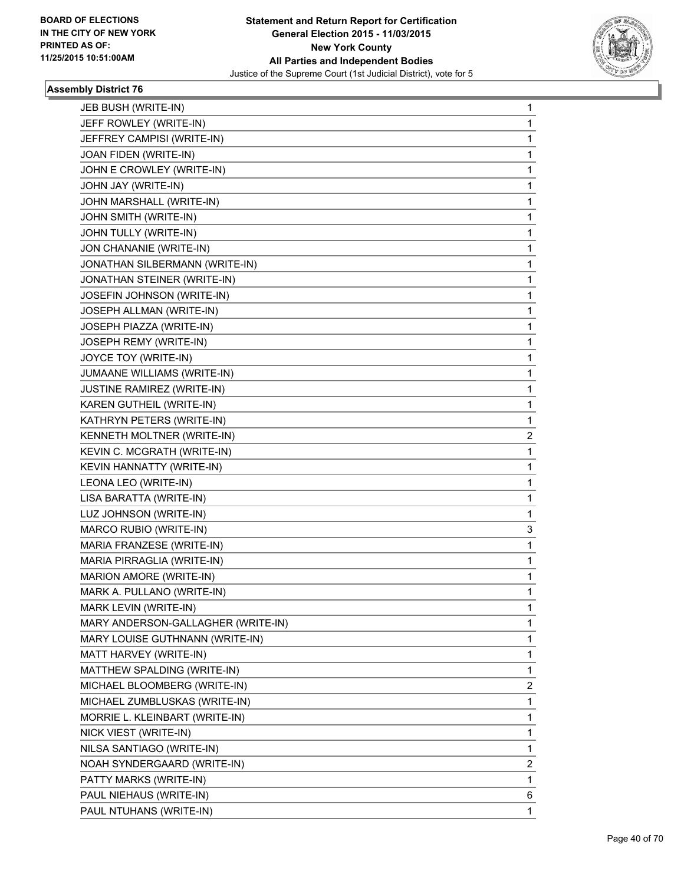**BOARD OF ELECTIONS IN THE CITY OF NEW YORK PRINTED AS OF: 11/25/2015 10:51:00AM**

**Statement and Return Report for Certification General Election 2015 - 11/03/2015 New York County All Parties and Independent Bodies**

Justice of the Supreme Court (1st Judicial District), vote for 5

### Assembly District 76

| | |
|---|---|
| JEB BUSH (WRITE-IN) | 1 |
| JEFF ROWLEY (WRITE-IN) | 1 |
| JEFFREY CAMPISI (WRITE-IN) | 1 |
| JOAN FIDEN (WRITE-IN) | 1 |
| JOHN E CROWLEY (WRITE-IN) | 1 |
| JOHN JAY (WRITE-IN) | 1 |
| JOHN MARSHALL (WRITE-IN) | 1 |
| JOHN SMITH (WRITE-IN) | 1 |
| JOHN TULLY (WRITE-IN) | 1 |
| JON CHANANIE (WRITE-IN) | 1 |
| JONATHAN SILBERMANN (WRITE-IN) | 1 |
| JONATHAN STEINER (WRITE-IN) | 1 |
| JOSEFIN JOHNSON (WRITE-IN) | 1 |
| JOSEPH ALLMAN (WRITE-IN) | 1 |
| JOSEPH PIAZZA (WRITE-IN) | 1 |
| JOSEPH REMY (WRITE-IN) | 1 |
| JOYCE TOY (WRITE-IN) | 1 |
| JUMAANE WILLIAMS (WRITE-IN) | 1 |
| JUSTINE RAMIREZ (WRITE-IN) | 1 |
| KAREN GUTHEIL (WRITE-IN) | 1 |
| KATHRYN PETERS (WRITE-IN) | 1 |
| KENNETH MOLTNER (WRITE-IN) | 2 |
| KEVIN C. MCGRATH (WRITE-IN) | 1 |
| KEVIN HANNATTY (WRITE-IN) | 1 |
| LEONA LEO (WRITE-IN) | 1 |
| LISA BARATTA (WRITE-IN) | 1 |
| LUZ JOHNSON (WRITE-IN) | 1 |
| MARCO RUBIO (WRITE-IN) | 3 |
| MARIA FRANZESE (WRITE-IN) | 1 |
| MARIA PIRRAGLIA (WRITE-IN) | 1 |
| MARION AMORE (WRITE-IN) | 1 |
| MARK A. PULLANO (WRITE-IN) | 1 |
| MARK LEVIN (WRITE-IN) | 1 |
| MARY ANDERSON-GALLAGHER (WRITE-IN) | 1 |
| MARY LOUISE GUTHNANN (WRITE-IN) | 1 |
| MATT HARVEY (WRITE-IN) | 1 |
| MATTHEW SPALDING (WRITE-IN) | 1 |
| MICHAEL BLOOMBERG (WRITE-IN) | 2 |
| MICHAEL ZUMBLUSKAS (WRITE-IN) | 1 |
| MORRIE L. KLEINBART (WRITE-IN) | 1 |
| NICK VIEST (WRITE-IN) | 1 |
| NILSA SANTIAGO (WRITE-IN) | 1 |
| NOAH SYNDERGAARD (WRITE-IN) | 2 |
| PATTY MARKS (WRITE-IN) | 1 |
| PAUL NIEHAUS (WRITE-IN) | 6 |
| PAUL NTUHANS (WRITE-IN) | 1 |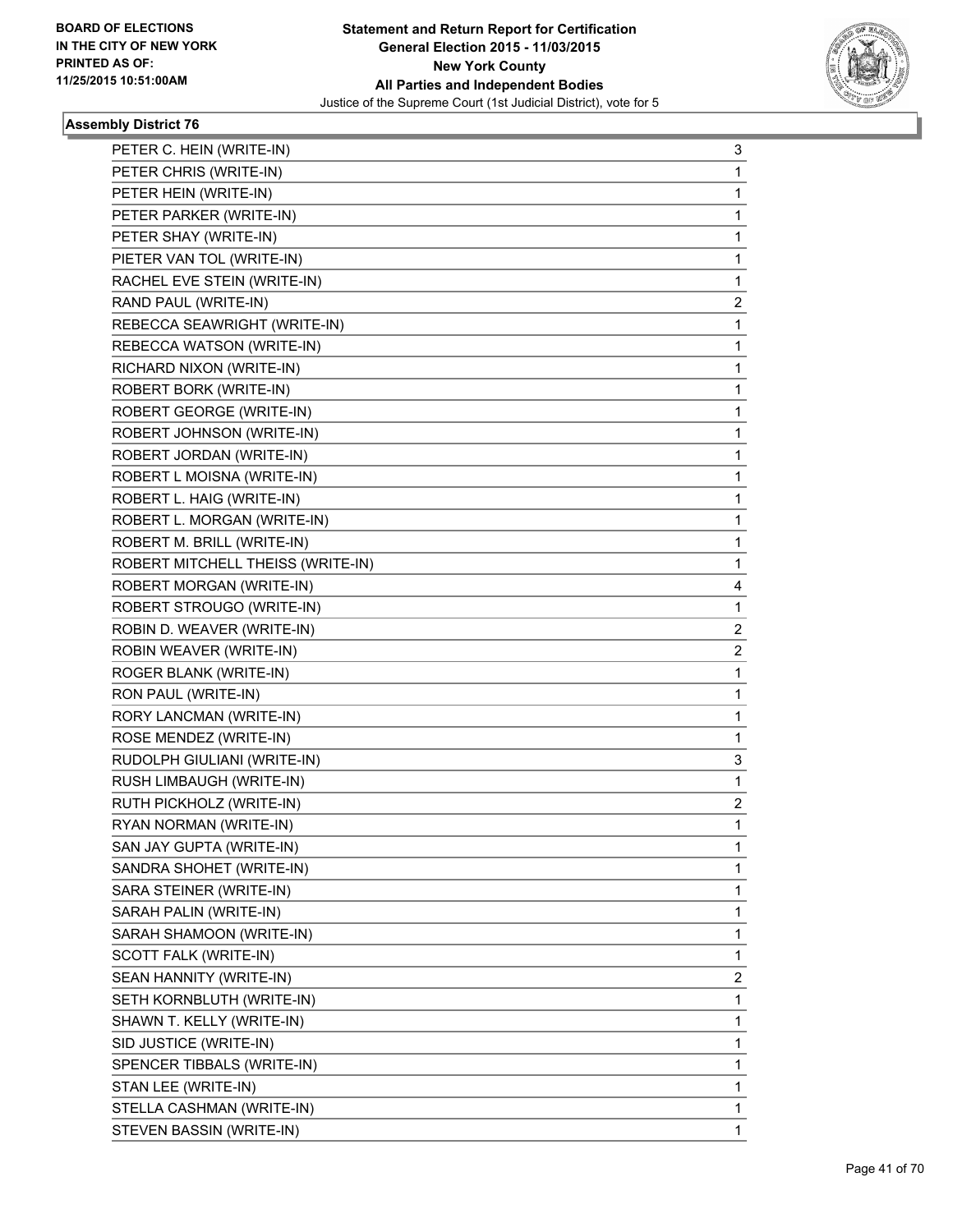**Statement and Return Report for Certification**
**General Election 2015 - 11/03/2015**
**New York County**
**All Parties and Independent Bodies**
Justice of the Supreme Court (1st Judicial District), vote for 5

BOARD OF ELECTIONS
IN THE CITY OF NEW YORK
PRINTED AS OF:
11/25/2015 10:51:00AM

### Assembly District 76

| | |
|---|---|
| PETER C. HEIN (WRITE-IN) | 3 |
| PETER CHRIS (WRITE-IN) | 1 |
| PETER HEIN (WRITE-IN) | 1 |
| PETER PARKER (WRITE-IN) | 1 |
| PETER SHAY (WRITE-IN) | 1 |
| PIETER VAN TOL (WRITE-IN) | 1 |
| RACHEL EVE STEIN (WRITE-IN) | 1 |
| RAND PAUL (WRITE-IN) | 2 |
| REBECCA SEAWRIGHT (WRITE-IN) | 1 |
| REBECCA WATSON (WRITE-IN) | 1 |
| RICHARD NIXON (WRITE-IN) | 1 |
| ROBERT BORK (WRITE-IN) | 1 |
| ROBERT GEORGE (WRITE-IN) | 1 |
| ROBERT JOHNSON (WRITE-IN) | 1 |
| ROBERT JORDAN (WRITE-IN) | 1 |
| ROBERT L MOISNA (WRITE-IN) | 1 |
| ROBERT L. HAIG (WRITE-IN) | 1 |
| ROBERT L. MORGAN (WRITE-IN) | 1 |
| ROBERT M. BRILL (WRITE-IN) | 1 |
| ROBERT MITCHELL THEISS (WRITE-IN) | 1 |
| ROBERT MORGAN (WRITE-IN) | 4 |
| ROBERT STROUGO (WRITE-IN) | 1 |
| ROBIN D. WEAVER (WRITE-IN) | 2 |
| ROBIN WEAVER (WRITE-IN) | 2 |
| ROGER BLANK (WRITE-IN) | 1 |
| RON PAUL (WRITE-IN) | 1 |
| RORY LANCMAN (WRITE-IN) | 1 |
| ROSE MENDEZ (WRITE-IN) | 1 |
| RUDOLPH GIULIANI (WRITE-IN) | 3 |
| RUSH LIMBAUGH (WRITE-IN) | 1 |
| RUTH PICKHOLZ (WRITE-IN) | 2 |
| RYAN NORMAN (WRITE-IN) | 1 |
| SAN JAY GUPTA (WRITE-IN) | 1 |
| SANDRA SHOHET (WRITE-IN) | 1 |
| SARA STEINER (WRITE-IN) | 1 |
| SARAH PALIN (WRITE-IN) | 1 |
| SARAH SHAMOON (WRITE-IN) | 1 |
| SCOTT FALK (WRITE-IN) | 1 |
| SEAN HANNITY (WRITE-IN) | 2 |
| SETH KORNBLUTH (WRITE-IN) | 1 |
| SHAWN T. KELLY (WRITE-IN) | 1 |
| SID JUSTICE (WRITE-IN) | 1 |
| SPENCER TIBBALS (WRITE-IN) | 1 |
| STAN LEE (WRITE-IN) | 1 |
| STELLA CASHMAN (WRITE-IN) | 1 |
| STEVEN BASSIN (WRITE-IN) | 1 |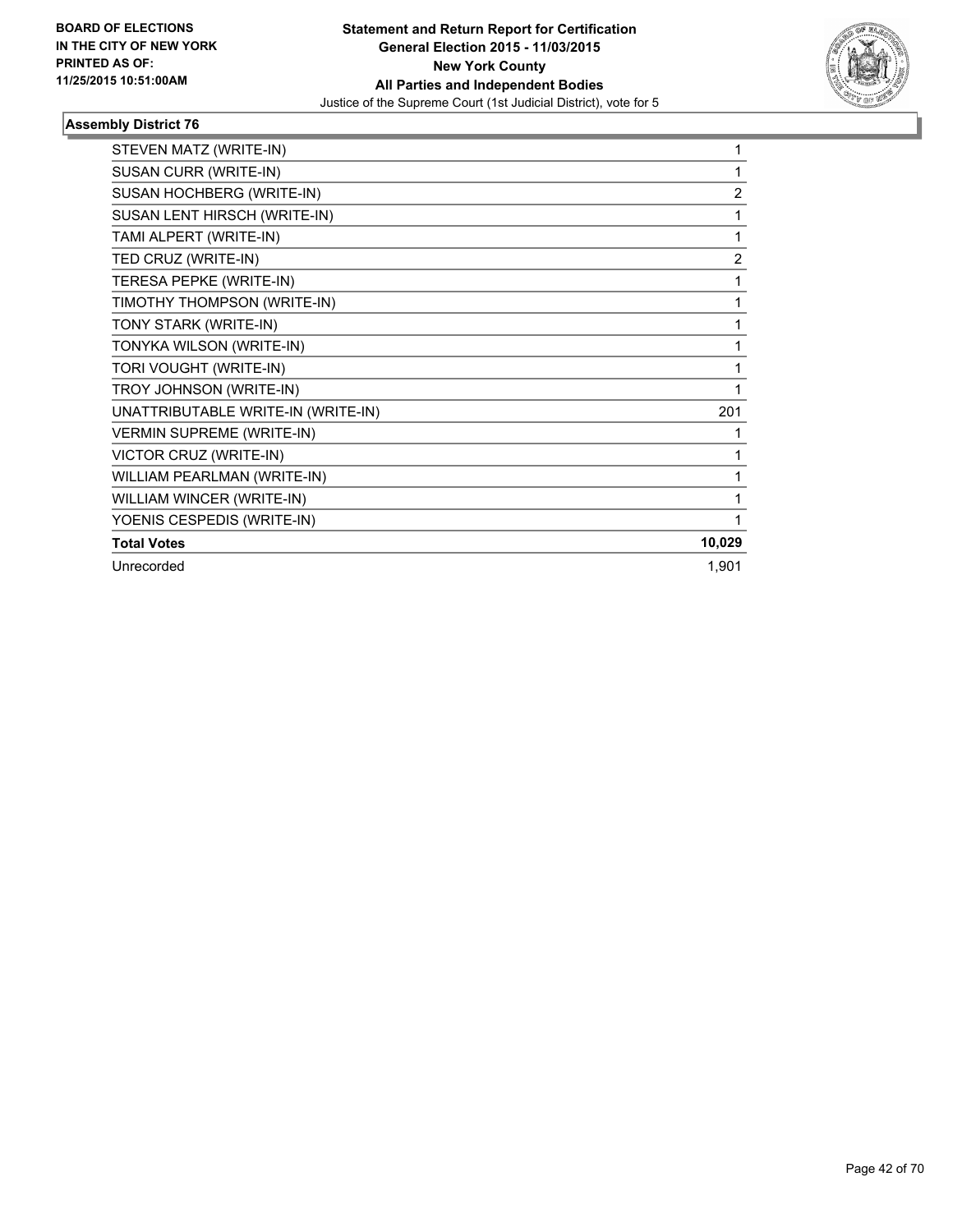**BOARD OF ELECTIONS IN THE CITY OF NEW YORK PRINTED AS OF: 11/25/2015 10:51:00AM**

**Statement and Return Report for Certification General Election 2015 - 11/03/2015 New York County All Parties and Independent Bodies**

Justice of the Supreme Court (1st Judicial District), vote for 5

### Assembly District 76

| | |
|---|---|
| STEVEN MATZ (WRITE-IN) | 1 |
| SUSAN CURR (WRITE-IN) | 1 |
| SUSAN HOCHBERG (WRITE-IN) | 2 |
| SUSAN LENT HIRSCH (WRITE-IN) | 1 |
| TAMI ALPERT (WRITE-IN) | 1 |
| TED CRUZ (WRITE-IN) | 2 |
| TERESA PEPKE (WRITE-IN) | 1 |
| TIMOTHY THOMPSON (WRITE-IN) | 1 |
| TONY STARK (WRITE-IN) | 1 |
| TONYKA WILSON (WRITE-IN) | 1 |
| TORI VOUGHT (WRITE-IN) | 1 |
| TROY JOHNSON (WRITE-IN) | 1 |
| UNATTRIBUTABLE WRITE-IN (WRITE-IN) | 201 |
| VERMIN SUPREME (WRITE-IN) | 1 |
| VICTOR CRUZ (WRITE-IN) | 1 |
| WILLIAM PEARLMAN (WRITE-IN) | 1 |
| WILLIAM WINCER (WRITE-IN) | 1 |
| YOENIS CESPEDIS (WRITE-IN) | 1 |
| **Total Votes** | **10,029** |
| Unrecorded | 1,901 |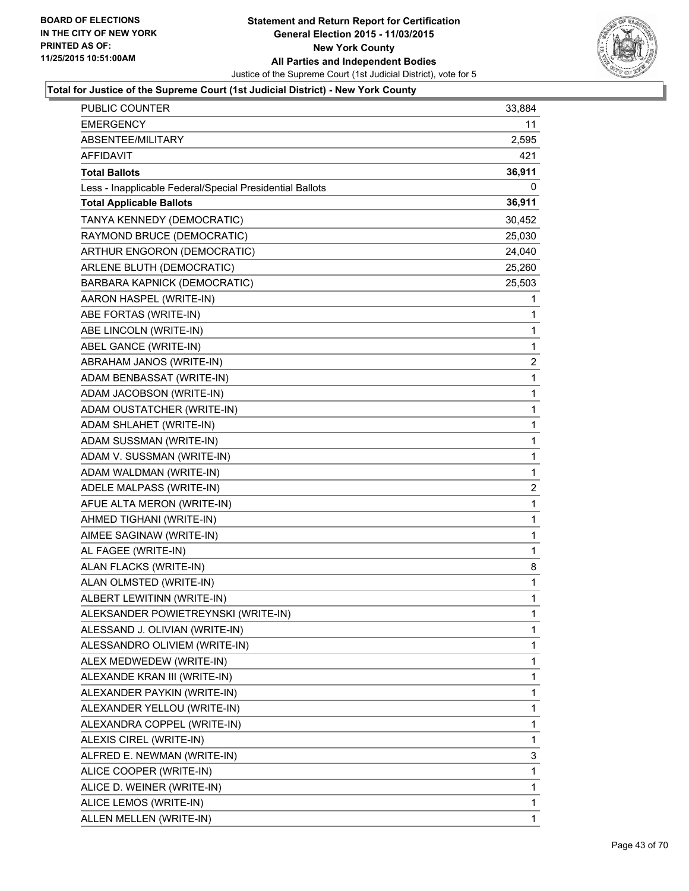BOARD OF ELECTIONS
IN THE CITY OF NEW YORK
PRINTED AS OF:
11/25/2015 10:51:00AM

**Statement and Return Report for Certification**
**General Election 2015 - 11/03/2015**
**New York County**
**All Parties and Independent Bodies**
Justice of the Supreme Court (1st Judicial District), vote for 5

**Total for Justice of the Supreme Court (1st Judicial District) - New York County**

| | |
|---|---|
| PUBLIC COUNTER | 33,884 |
| EMERGENCY | 11 |
| ABSENTEE/MILITARY | 2,595 |
| AFFIDAVIT | 421 |
| **Total Ballots** | **36,911** |
| Less - Inapplicable Federal/Special Presidential Ballots | 0 |
| **Total Applicable Ballots** | **36,911** |
| TANYA KENNEDY (DEMOCRATIC) | 30,452 |
| RAYMOND BRUCE (DEMOCRATIC) | 25,030 |
| ARTHUR ENGORON (DEMOCRATIC) | 24,040 |
| ARLENE BLUTH (DEMOCRATIC) | 25,260 |
| BARBARA KAPNICK (DEMOCRATIC) | 25,503 |
| AARON HASPEL (WRITE-IN) | 1 |
| ABE FORTAS (WRITE-IN) | 1 |
| ABE LINCOLN (WRITE-IN) | 1 |
| ABEL GANCE (WRITE-IN) | 1 |
| ABRAHAM JANOS (WRITE-IN) | 2 |
| ADAM BENBASSAT (WRITE-IN) | 1 |
| ADAM JACOBSON (WRITE-IN) | 1 |
| ADAM OUSTATCHER (WRITE-IN) | 1 |
| ADAM SHLAHET (WRITE-IN) | 1 |
| ADAM SUSSMAN (WRITE-IN) | 1 |
| ADAM V. SUSSMAN (WRITE-IN) | 1 |
| ADAM WALDMAN (WRITE-IN) | 1 |
| ADELE MALPASS (WRITE-IN) | 2 |
| AFUE ALTA MERON (WRITE-IN) | 1 |
| AHMED TIGHANI (WRITE-IN) | 1 |
| AIMEE SAGINAW (WRITE-IN) | 1 |
| AL FAGEE (WRITE-IN) | 1 |
| ALAN FLACKS (WRITE-IN) | 8 |
| ALAN OLMSTED (WRITE-IN) | 1 |
| ALBERT LEWITINN (WRITE-IN) | 1 |
| ALEKSANDER POWIETREYNSKI (WRITE-IN) | 1 |
| ALESSAND J. OLIVIAN (WRITE-IN) | 1 |
| ALESSANDRO OLIVIEM (WRITE-IN) | 1 |
| ALEX MEDWEDEW (WRITE-IN) | 1 |
| ALEXANDE KRAN III (WRITE-IN) | 1 |
| ALEXANDER PAYKIN (WRITE-IN) | 1 |
| ALEXANDER YELLOU (WRITE-IN) | 1 |
| ALEXANDRA COPPEL (WRITE-IN) | 1 |
| ALEXIS CIREL (WRITE-IN) | 1 |
| ALFRED E. NEWMAN (WRITE-IN) | 3 |
| ALICE COOPER (WRITE-IN) | 1 |
| ALICE D. WEINER (WRITE-IN) | 1 |
| ALICE LEMOS (WRITE-IN) | 1 |
| ALLEN MELLEN (WRITE-IN) | 1 |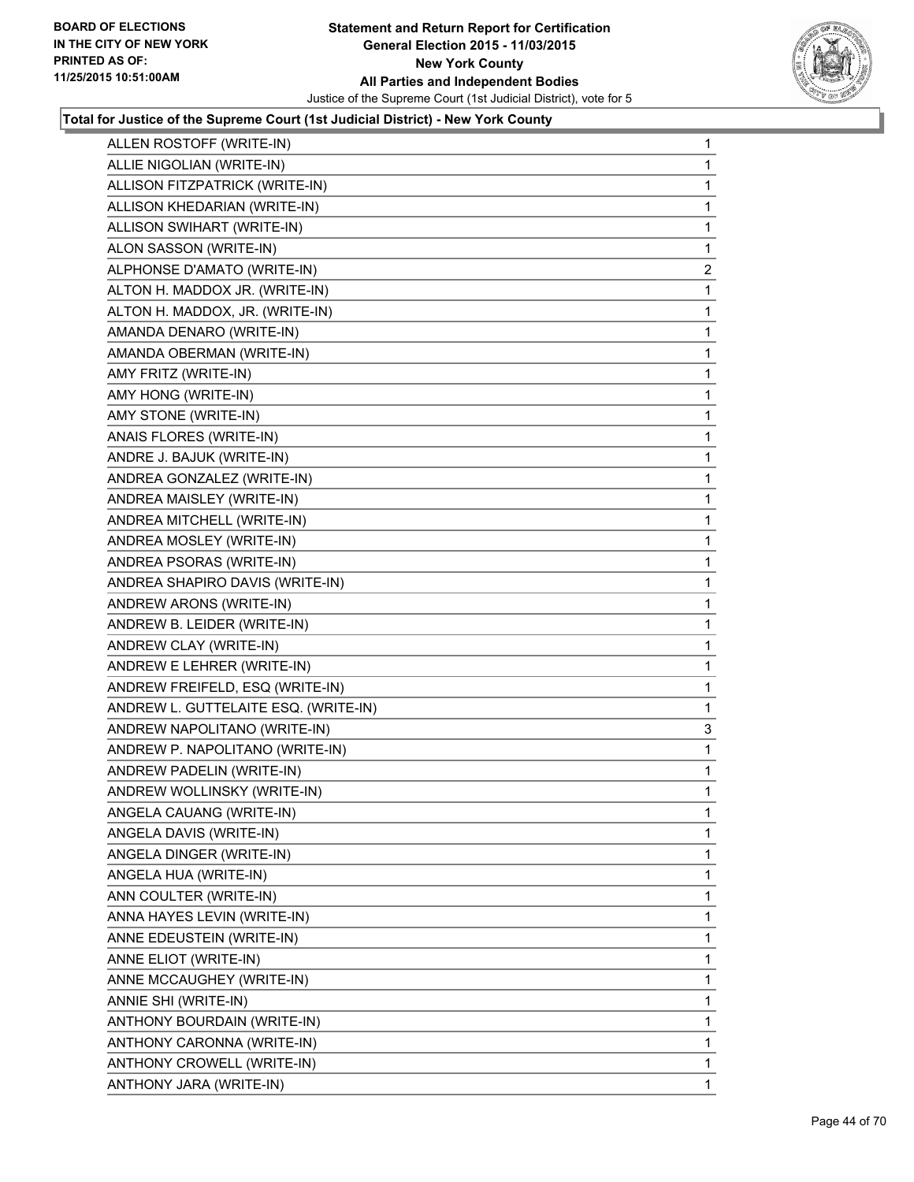**Total for Justice of the Supreme Court (1st Judicial District) - New York County**

| | |
|---|---|
| ALLEN ROSTOFF (WRITE-IN) | 1 |
| ALLIE NIGOLIAN (WRITE-IN) | 1 |
| ALLISON FITZPATRICK (WRITE-IN) | 1 |
| ALLISON KHEDARIAN (WRITE-IN) | 1 |
| ALLISON SWIHART (WRITE-IN) | 1 |
| ALON SASSON (WRITE-IN) | 1 |
| ALPHONSE D'AMATO (WRITE-IN) | 2 |
| ALTON H. MADDOX JR. (WRITE-IN) | 1 |
| ALTON H. MADDOX, JR. (WRITE-IN) | 1 |
| AMANDA DENARO (WRITE-IN) | 1 |
| AMANDA OBERMAN (WRITE-IN) | 1 |
| AMY FRITZ (WRITE-IN) | 1 |
| AMY HONG (WRITE-IN) | 1 |
| AMY STONE (WRITE-IN) | 1 |
| ANAIS FLORES (WRITE-IN) | 1 |
| ANDRE J. BAJUK (WRITE-IN) | 1 |
| ANDREA GONZALEZ (WRITE-IN) | 1 |
| ANDREA MAISLEY (WRITE-IN) | 1 |
| ANDREA MITCHELL (WRITE-IN) | 1 |
| ANDREA MOSLEY (WRITE-IN) | 1 |
| ANDREA PSORAS (WRITE-IN) | 1 |
| ANDREA SHAPIRO DAVIS (WRITE-IN) | 1 |
| ANDREW ARONS (WRITE-IN) | 1 |
| ANDREW B. LEIDER (WRITE-IN) | 1 |
| ANDREW CLAY (WRITE-IN) | 1 |
| ANDREW E LEHRER (WRITE-IN) | 1 |
| ANDREW FREIFELD, ESQ (WRITE-IN) | 1 |
| ANDREW L. GUTTELAITE ESQ. (WRITE-IN) | 1 |
| ANDREW NAPOLITANO (WRITE-IN) | 3 |
| ANDREW P. NAPOLITANO (WRITE-IN) | 1 |
| ANDREW PADELIN (WRITE-IN) | 1 |
| ANDREW WOLLINSKY (WRITE-IN) | 1 |
| ANGELA CAUANG (WRITE-IN) | 1 |
| ANGELA DAVIS (WRITE-IN) | 1 |
| ANGELA DINGER (WRITE-IN) | 1 |
| ANGELA HUA (WRITE-IN) | 1 |
| ANN COULTER (WRITE-IN) | 1 |
| ANNA HAYES LEVIN (WRITE-IN) | 1 |
| ANNE EDEUSTEIN (WRITE-IN) | 1 |
| ANNE ELIOT (WRITE-IN) | 1 |
| ANNE MCCAUGHEY (WRITE-IN) | 1 |
| ANNIE SHI (WRITE-IN) | 1 |
| ANTHONY BOURDAIN (WRITE-IN) | 1 |
| ANTHONY CARONNA (WRITE-IN) | 1 |
| ANTHONY CROWELL (WRITE-IN) | 1 |
| ANTHONY JARA (WRITE-IN) | 1 |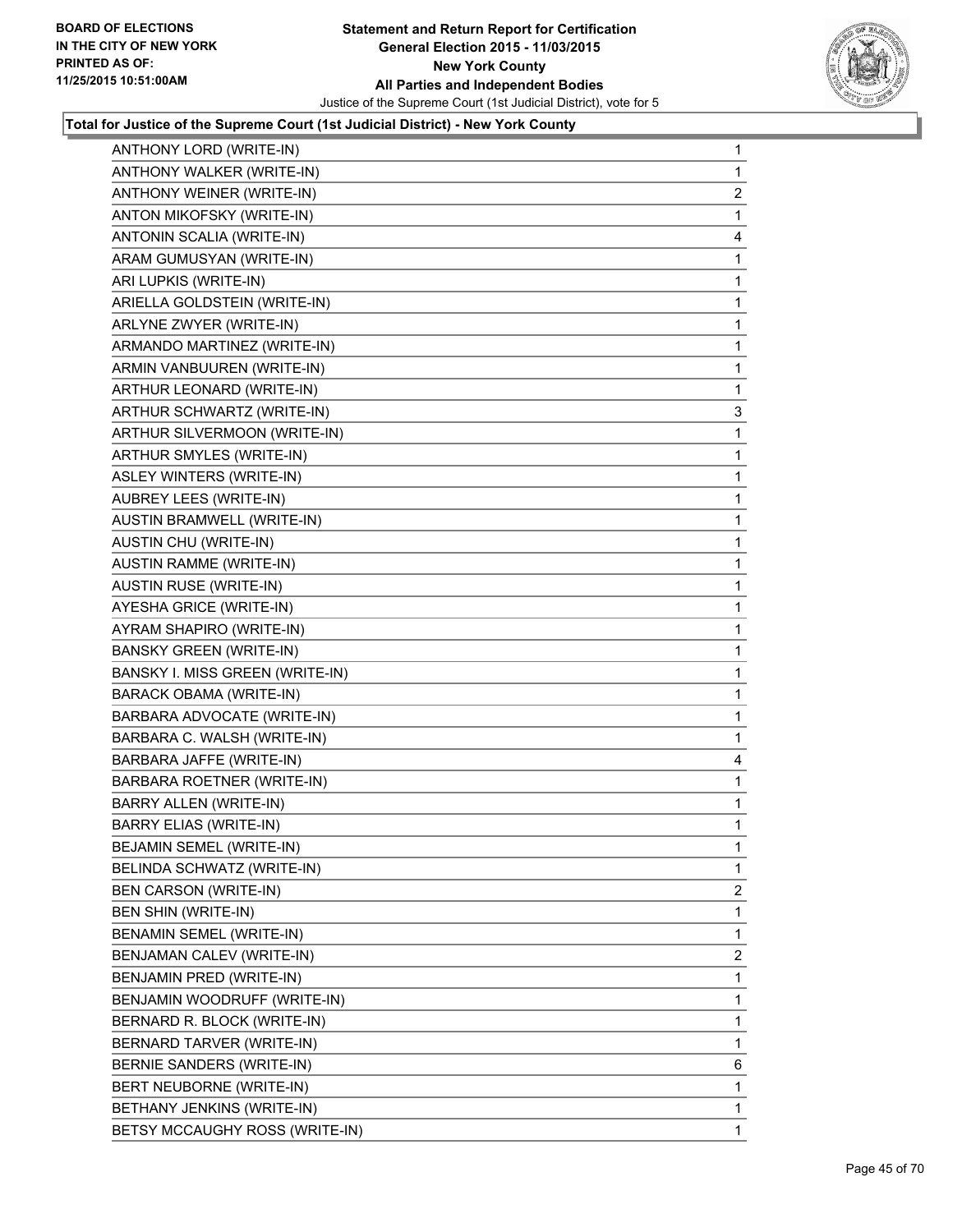**Total for Justice of the Supreme Court (1st Judicial District) - New York County**

| Candidate | Votes |
|---|---|
| ANTHONY LORD (WRITE-IN) | 1 |
| ANTHONY WALKER (WRITE-IN) | 1 |
| ANTHONY WEINER (WRITE-IN) | 2 |
| ANTON MIKOFSKY (WRITE-IN) | 1 |
| ANTONIN SCALIA (WRITE-IN) | 4 |
| ARAM GUMUSYAN (WRITE-IN) | 1 |
| ARI LUPKIS (WRITE-IN) | 1 |
| ARIELLA GOLDSTEIN (WRITE-IN) | 1 |
| ARLYNE ZWYER (WRITE-IN) | 1 |
| ARMANDO MARTINEZ (WRITE-IN) | 1 |
| ARMIN VANBUUREN (WRITE-IN) | 1 |
| ARTHUR LEONARD (WRITE-IN) | 1 |
| ARTHUR SCHWARTZ (WRITE-IN) | 3 |
| ARTHUR SILVERMOON (WRITE-IN) | 1 |
| ARTHUR SMYLES (WRITE-IN) | 1 |
| ASLEY WINTERS (WRITE-IN) | 1 |
| AUBREY LEES (WRITE-IN) | 1 |
| AUSTIN BRAMWELL (WRITE-IN) | 1 |
| AUSTIN CHU (WRITE-IN) | 1 |
| AUSTIN RAMME (WRITE-IN) | 1 |
| AUSTIN RUSE (WRITE-IN) | 1 |
| AYESHA GRICE (WRITE-IN) | 1 |
| AYRAM SHAPIRO (WRITE-IN) | 1 |
| BANSKY GREEN (WRITE-IN) | 1 |
| BANSKY I. MISS GREEN (WRITE-IN) | 1 |
| BARACK OBAMA (WRITE-IN) | 1 |
| BARBARA ADVOCATE (WRITE-IN) | 1 |
| BARBARA C. WALSH (WRITE-IN) | 1 |
| BARBARA JAFFE (WRITE-IN) | 4 |
| BARBARA ROETNER (WRITE-IN) | 1 |
| BARRY ALLEN (WRITE-IN) | 1 |
| BARRY ELIAS (WRITE-IN) | 1 |
| BEJAMIN SEMEL (WRITE-IN) | 1 |
| BELINDA SCHWATZ (WRITE-IN) | 1 |
| BEN CARSON (WRITE-IN) | 2 |
| BEN SHIN (WRITE-IN) | 1 |
| BENAMIN SEMEL (WRITE-IN) | 1 |
| BENJAMAN CALEV (WRITE-IN) | 2 |
| BENJAMIN PRED (WRITE-IN) | 1 |
| BENJAMIN WOODRUFF (WRITE-IN) | 1 |
| BERNARD R. BLOCK (WRITE-IN) | 1 |
| BERNARD TARVER (WRITE-IN) | 1 |
| BERNIE SANDERS (WRITE-IN) | 6 |
| BERT NEUBORNE (WRITE-IN) | 1 |
| BETHANY JENKINS (WRITE-IN) | 1 |
| BETSY MCCAUGHY ROSS (WRITE-IN) | 1 |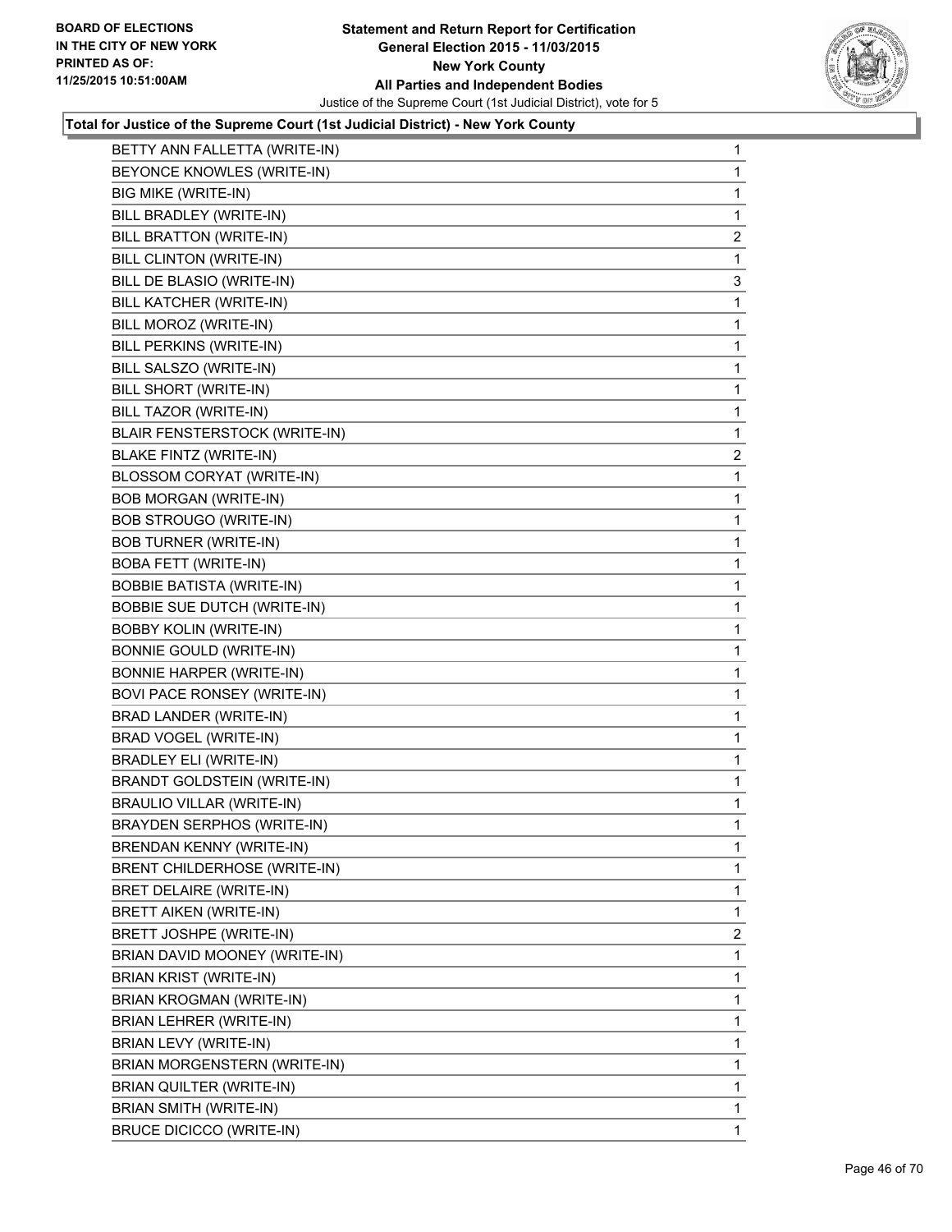**Statement and Return Report for Certification**
**General Election 2015 - 11/03/2015**
**New York County**
**All Parties and Independent Bodies**
Justice of the Supreme Court (1st Judicial District), vote for 5

BOARD OF ELECTIONS IN THE CITY OF NEW YORK PRINTED AS OF: 11/25/2015 10:51:00AM

**Total for Justice of the Supreme Court (1st Judicial District) - New York County**

| | |
|---|---|
| BETTY ANN FALLETTA (WRITE-IN) | 1 |
| BEYONCE KNOWLES (WRITE-IN) | 1 |
| BIG MIKE (WRITE-IN) | 1 |
| BILL BRADLEY (WRITE-IN) | 1 |
| BILL BRATTON (WRITE-IN) | 2 |
| BILL CLINTON (WRITE-IN) | 1 |
| BILL DE BLASIO (WRITE-IN) | 3 |
| BILL KATCHER (WRITE-IN) | 1 |
| BILL MOROZ (WRITE-IN) | 1 |
| BILL PERKINS (WRITE-IN) | 1 |
| BILL SALSZO (WRITE-IN) | 1 |
| BILL SHORT (WRITE-IN) | 1 |
| BILL TAZOR (WRITE-IN) | 1 |
| BLAIR FENSTERSTOCK (WRITE-IN) | 1 |
| BLAKE FINTZ (WRITE-IN) | 2 |
| BLOSSOM CORYAT (WRITE-IN) | 1 |
| BOB MORGAN (WRITE-IN) | 1 |
| BOB STROUGO (WRITE-IN) | 1 |
| BOB TURNER (WRITE-IN) | 1 |
| BOBA FETT (WRITE-IN) | 1 |
| BOBBIE BATISTA (WRITE-IN) | 1 |
| BOBBIE SUE DUTCH (WRITE-IN) | 1 |
| BOBBY KOLIN (WRITE-IN) | 1 |
| BONNIE GOULD (WRITE-IN) | 1 |
| BONNIE HARPER (WRITE-IN) | 1 |
| BOVI PACE RONSEY (WRITE-IN) | 1 |
| BRAD LANDER (WRITE-IN) | 1 |
| BRAD VOGEL (WRITE-IN) | 1 |
| BRADLEY ELI (WRITE-IN) | 1 |
| BRANDT GOLDSTEIN (WRITE-IN) | 1 |
| BRAULIO VILLAR (WRITE-IN) | 1 |
| BRAYDEN SERPHOS (WRITE-IN) | 1 |
| BRENDAN KENNY (WRITE-IN) | 1 |
| BRENT CHILDERHOSE (WRITE-IN) | 1 |
| BRET DELAIRE (WRITE-IN) | 1 |
| BRETT AIKEN (WRITE-IN) | 1 |
| BRETT JOSHPE (WRITE-IN) | 2 |
| BRIAN DAVID MOONEY (WRITE-IN) | 1 |
| BRIAN KRIST (WRITE-IN) | 1 |
| BRIAN KROGMAN (WRITE-IN) | 1 |
| BRIAN LEHRER (WRITE-IN) | 1 |
| BRIAN LEVY (WRITE-IN) | 1 |
| BRIAN MORGENSTERN (WRITE-IN) | 1 |
| BRIAN QUILTER (WRITE-IN) | 1 |
| BRIAN SMITH (WRITE-IN) | 1 |
| BRUCE DICICCO (WRITE-IN) | 1 |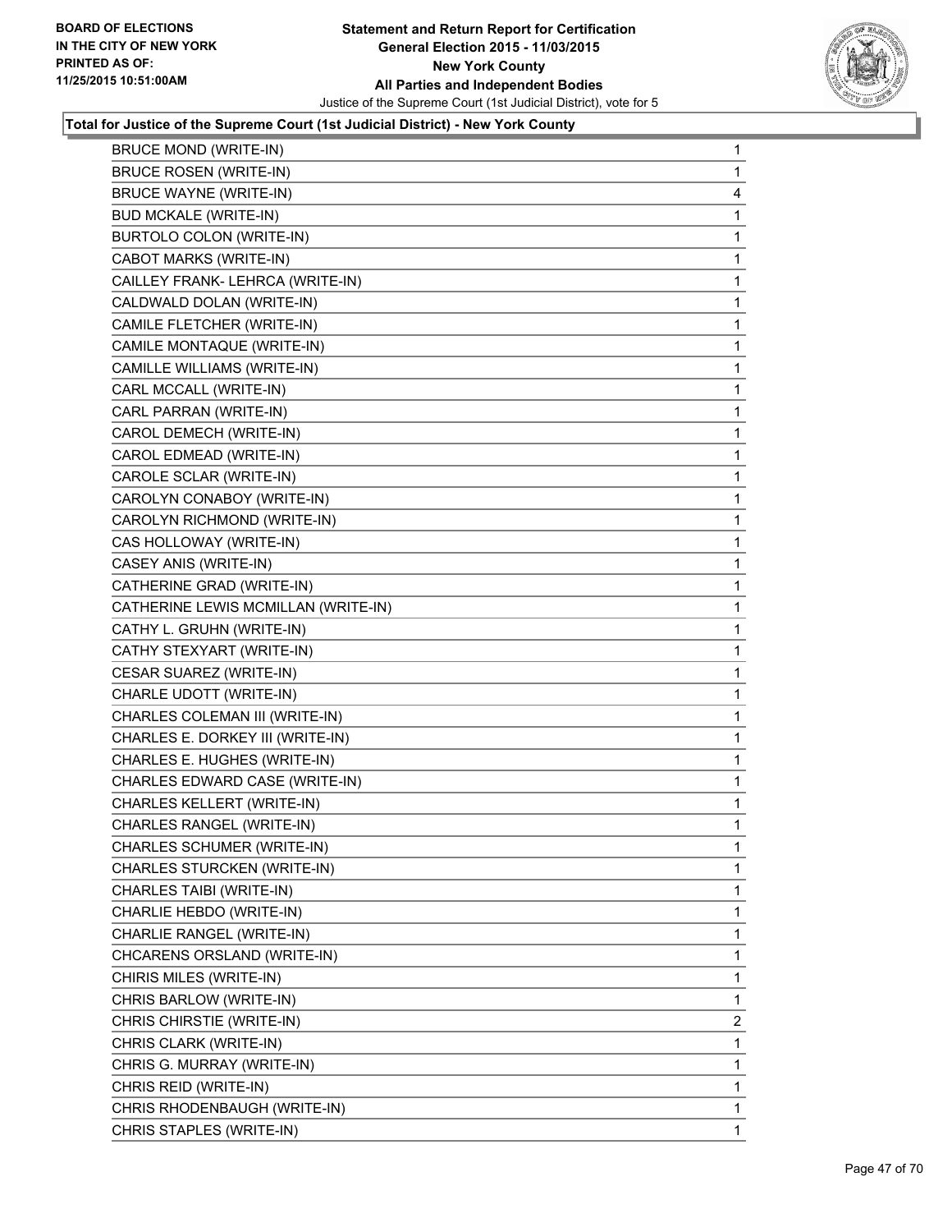**Total for Justice of the Supreme Court (1st Judicial District) - New York County**

| | |
|---|---|
| BRUCE MOND (WRITE-IN) | 1 |
| BRUCE ROSEN (WRITE-IN) | 1 |
| BRUCE WAYNE (WRITE-IN) | 4 |
| BUD MCKALE (WRITE-IN) | 1 |
| BURTOLO COLON (WRITE-IN) | 1 |
| CABOT MARKS (WRITE-IN) | 1 |
| CAILLEY FRANK- LEHRCA (WRITE-IN) | 1 |
| CALDWALD DOLAN (WRITE-IN) | 1 |
| CAMILE FLETCHER (WRITE-IN) | 1 |
| CAMILE MONTAQUE (WRITE-IN) | 1 |
| CAMILLE WILLIAMS (WRITE-IN) | 1 |
| CARL MCCALL (WRITE-IN) | 1 |
| CARL PARRAN (WRITE-IN) | 1 |
| CAROL DEMECH (WRITE-IN) | 1 |
| CAROL EDMEAD (WRITE-IN) | 1 |
| CAROLE SCLAR (WRITE-IN) | 1 |
| CAROLYN CONABOY (WRITE-IN) | 1 |
| CAROLYN RICHMOND (WRITE-IN) | 1 |
| CAS HOLLOWAY (WRITE-IN) | 1 |
| CASEY ANIS (WRITE-IN) | 1 |
| CATHERINE GRAD (WRITE-IN) | 1 |
| CATHERINE LEWIS MCMILLAN (WRITE-IN) | 1 |
| CATHY L. GRUHN (WRITE-IN) | 1 |
| CATHY STEXYART (WRITE-IN) | 1 |
| CESAR SUAREZ (WRITE-IN) | 1 |
| CHARLE UDOTT (WRITE-IN) | 1 |
| CHARLES COLEMAN III (WRITE-IN) | 1 |
| CHARLES E. DORKEY III (WRITE-IN) | 1 |
| CHARLES E. HUGHES (WRITE-IN) | 1 |
| CHARLES EDWARD CASE (WRITE-IN) | 1 |
| CHARLES KELLERT (WRITE-IN) | 1 |
| CHARLES RANGEL (WRITE-IN) | 1 |
| CHARLES SCHUMER (WRITE-IN) | 1 |
| CHARLES STURCKEN (WRITE-IN) | 1 |
| CHARLES TAIBI (WRITE-IN) | 1 |
| CHARLIE HEBDO (WRITE-IN) | 1 |
| CHARLIE RANGEL (WRITE-IN) | 1 |
| CHCARENS ORSLAND (WRITE-IN) | 1 |
| CHIRIS MILES (WRITE-IN) | 1 |
| CHRIS BARLOW (WRITE-IN) | 1 |
| CHRIS CHIRSTIE (WRITE-IN) | 2 |
| CHRIS CLARK (WRITE-IN) | 1 |
| CHRIS G. MURRAY (WRITE-IN) | 1 |
| CHRIS REID (WRITE-IN) | 1 |
| CHRIS RHODENBAUGH (WRITE-IN) | 1 |
| CHRIS STAPLES (WRITE-IN) | 1 |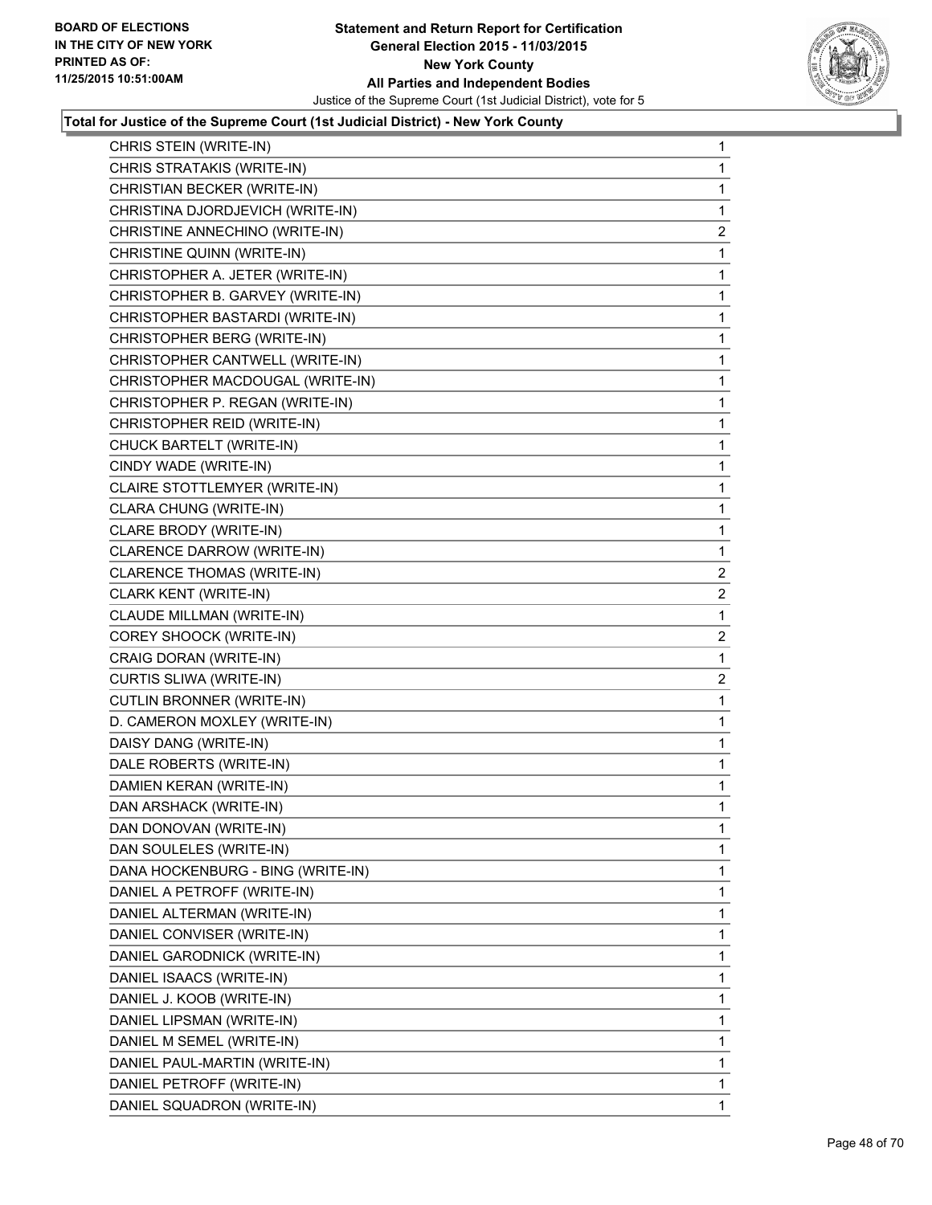**Total for Justice of the Supreme Court (1st Judicial District) - New York County**

| Candidate | Votes |
|---|---|
| CHRIS STEIN (WRITE-IN) | 1 |
| CHRIS STRATAKIS (WRITE-IN) | 1 |
| CHRISTIAN BECKER (WRITE-IN) | 1 |
| CHRISTINA DJORDJEVICH (WRITE-IN) | 1 |
| CHRISTINE ANNECHINO (WRITE-IN) | 2 |
| CHRISTINE QUINN (WRITE-IN) | 1 |
| CHRISTOPHER A. JETER (WRITE-IN) | 1 |
| CHRISTOPHER B. GARVEY (WRITE-IN) | 1 |
| CHRISTOPHER BASTARDI (WRITE-IN) | 1 |
| CHRISTOPHER BERG (WRITE-IN) | 1 |
| CHRISTOPHER CANTWELL (WRITE-IN) | 1 |
| CHRISTOPHER MACDOUGAL (WRITE-IN) | 1 |
| CHRISTOPHER P. REGAN (WRITE-IN) | 1 |
| CHRISTOPHER REID (WRITE-IN) | 1 |
| CHUCK BARTELT (WRITE-IN) | 1 |
| CINDY WADE (WRITE-IN) | 1 |
| CLAIRE STOTTLEMYER (WRITE-IN) | 1 |
| CLARA CHUNG (WRITE-IN) | 1 |
| CLARE BRODY (WRITE-IN) | 1 |
| CLARENCE DARROW (WRITE-IN) | 1 |
| CLARENCE THOMAS (WRITE-IN) | 2 |
| CLARK KENT (WRITE-IN) | 2 |
| CLAUDE MILLMAN (WRITE-IN) | 1 |
| COREY SHOOCK (WRITE-IN) | 2 |
| CRAIG DORAN (WRITE-IN) | 1 |
| CURTIS SLIWA (WRITE-IN) | 2 |
| CUTLIN BRONNER (WRITE-IN) | 1 |
| D. CAMERON MOXLEY (WRITE-IN) | 1 |
| DAISY DANG (WRITE-IN) | 1 |
| DALE ROBERTS (WRITE-IN) | 1 |
| DAMIEN KERAN (WRITE-IN) | 1 |
| DAN ARSHACK (WRITE-IN) | 1 |
| DAN DONOVAN (WRITE-IN) | 1 |
| DAN SOULELES (WRITE-IN) | 1 |
| DANA HOCKENBURG - BING (WRITE-IN) | 1 |
| DANIEL A PETROFF (WRITE-IN) | 1 |
| DANIEL ALTERMAN (WRITE-IN) | 1 |
| DANIEL CONVISER (WRITE-IN) | 1 |
| DANIEL GARODNICK (WRITE-IN) | 1 |
| DANIEL ISAACS (WRITE-IN) | 1 |
| DANIEL J. KOOB (WRITE-IN) | 1 |
| DANIEL LIPSMAN (WRITE-IN) | 1 |
| DANIEL M SEMEL (WRITE-IN) | 1 |
| DANIEL PAUL-MARTIN (WRITE-IN) | 1 |
| DANIEL PETROFF (WRITE-IN) | 1 |
| DANIEL SQUADRON (WRITE-IN) | 1 |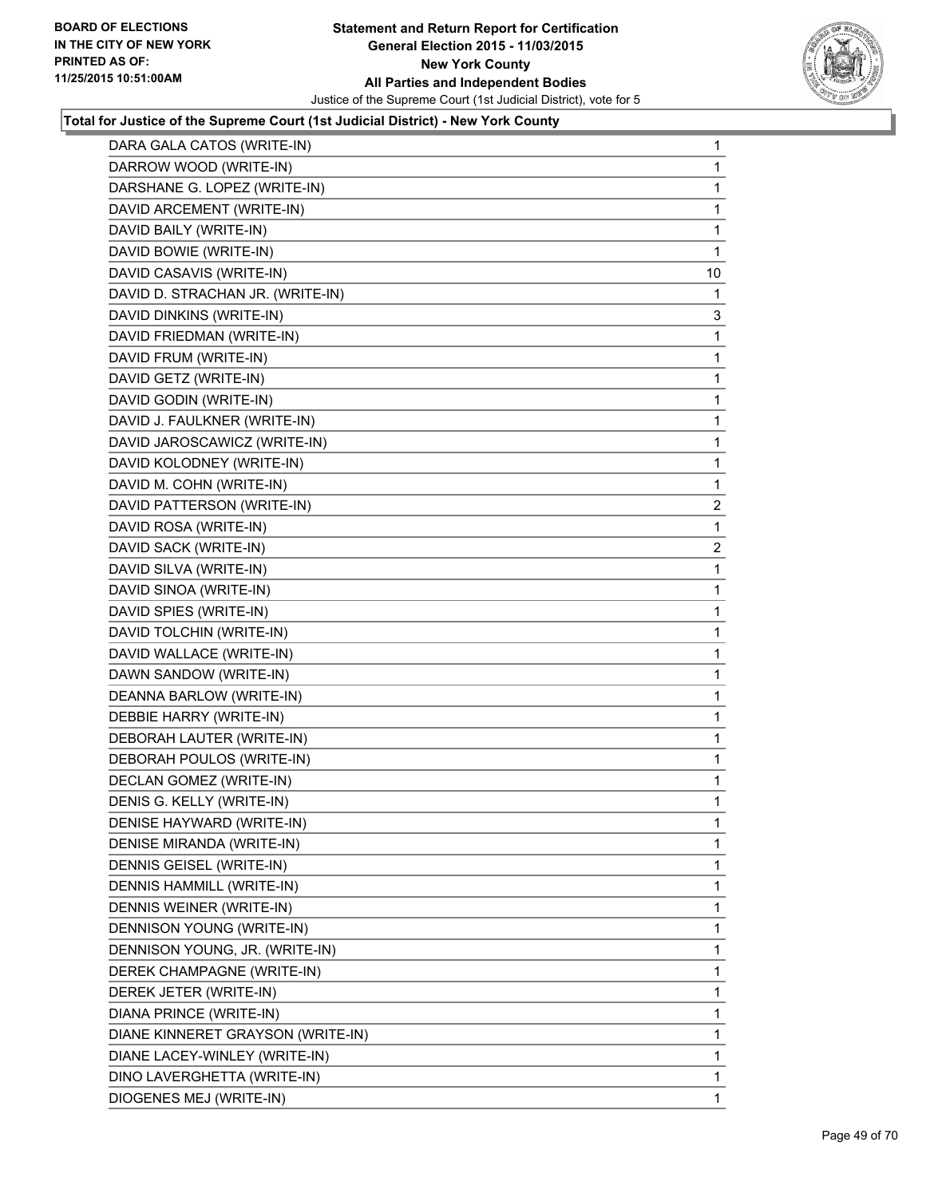**Total for Justice of the Supreme Court (1st Judicial District) - New York County**

| | |
|---|---|
| DARA GALA CATOS (WRITE-IN) | 1 |
| DARROW WOOD (WRITE-IN) | 1 |
| DARSHANE G. LOPEZ (WRITE-IN) | 1 |
| DAVID ARCEMENT (WRITE-IN) | 1 |
| DAVID BAILY (WRITE-IN) | 1 |
| DAVID BOWIE (WRITE-IN) | 1 |
| DAVID CASAVIS (WRITE-IN) | 10 |
| DAVID D. STRACHAN JR. (WRITE-IN) | 1 |
| DAVID DINKINS (WRITE-IN) | 3 |
| DAVID FRIEDMAN (WRITE-IN) | 1 |
| DAVID FRUM (WRITE-IN) | 1 |
| DAVID GETZ (WRITE-IN) | 1 |
| DAVID GODIN (WRITE-IN) | 1 |
| DAVID J. FAULKNER (WRITE-IN) | 1 |
| DAVID JAROSCAWICZ (WRITE-IN) | 1 |
| DAVID KOLODNEY (WRITE-IN) | 1 |
| DAVID M. COHN (WRITE-IN) | 1 |
| DAVID PATTERSON (WRITE-IN) | 2 |
| DAVID ROSA (WRITE-IN) | 1 |
| DAVID SACK (WRITE-IN) | 2 |
| DAVID SILVA (WRITE-IN) | 1 |
| DAVID SINOA (WRITE-IN) | 1 |
| DAVID SPIES (WRITE-IN) | 1 |
| DAVID TOLCHIN (WRITE-IN) | 1 |
| DAVID WALLACE (WRITE-IN) | 1 |
| DAWN SANDOW (WRITE-IN) | 1 |
| DEANNA BARLOW (WRITE-IN) | 1 |
| DEBBIE HARRY (WRITE-IN) | 1 |
| DEBORAH LAUTER (WRITE-IN) | 1 |
| DEBORAH POULOS (WRITE-IN) | 1 |
| DECLAN GOMEZ (WRITE-IN) | 1 |
| DENIS G. KELLY (WRITE-IN) | 1 |
| DENISE HAYWARD (WRITE-IN) | 1 |
| DENISE MIRANDA (WRITE-IN) | 1 |
| DENNIS GEISEL (WRITE-IN) | 1 |
| DENNIS HAMMILL (WRITE-IN) | 1 |
| DENNIS WEINER (WRITE-IN) | 1 |
| DENNISON YOUNG (WRITE-IN) | 1 |
| DENNISON YOUNG, JR. (WRITE-IN) | 1 |
| DEREK CHAMPAGNE (WRITE-IN) | 1 |
| DEREK JETER (WRITE-IN) | 1 |
| DIANA PRINCE (WRITE-IN) | 1 |
| DIANE KINNERET GRAYSON (WRITE-IN) | 1 |
| DIANE LACEY-WINLEY (WRITE-IN) | 1 |
| DINO LAVERGHETTA (WRITE-IN) | 1 |
| DIOGENES MEJ (WRITE-IN) | 1 |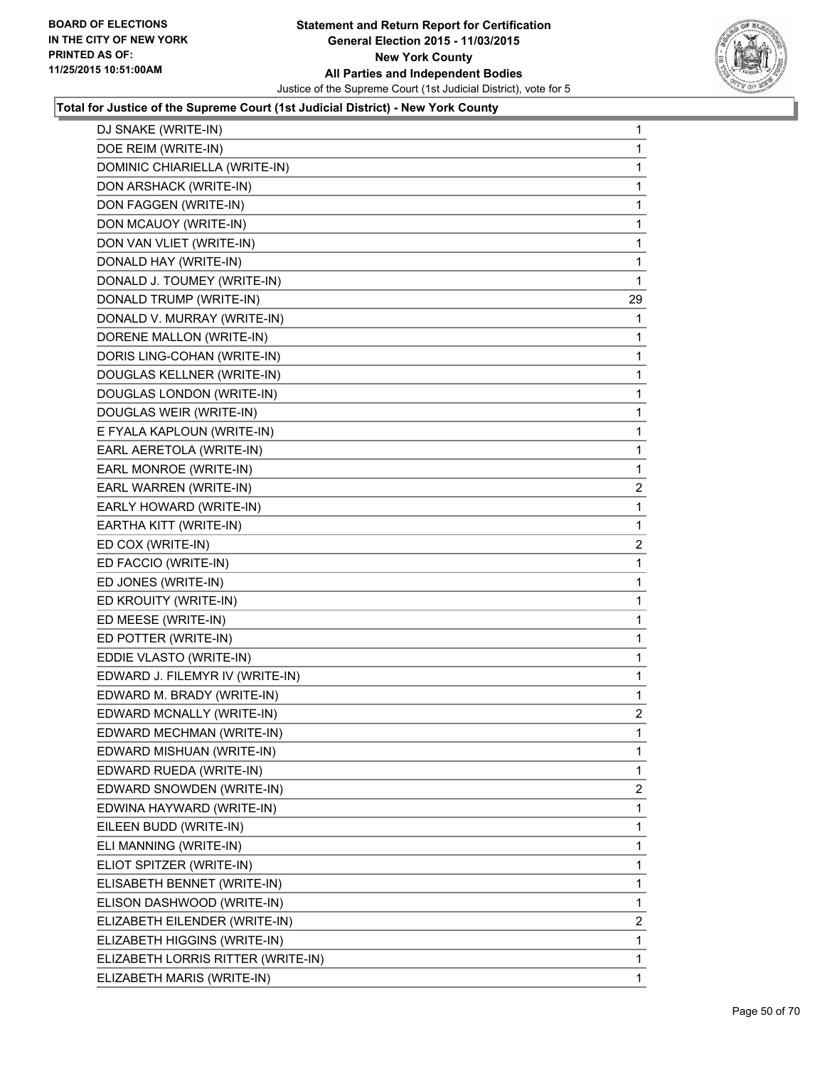**Total for Justice of the Supreme Court (1st Judicial District) - New York County**

| Candidate | Votes |
|---|---|
| DJ SNAKE (WRITE-IN) | 1 |
| DOE REIM (WRITE-IN) | 1 |
| DOMINIC CHIARIELLA (WRITE-IN) | 1 |
| DON ARSHACK (WRITE-IN) | 1 |
| DON FAGGEN (WRITE-IN) | 1 |
| DON MCAUOY (WRITE-IN) | 1 |
| DON VAN VLIET (WRITE-IN) | 1 |
| DONALD HAY (WRITE-IN) | 1 |
| DONALD J. TOUMEY (WRITE-IN) | 1 |
| DONALD TRUMP (WRITE-IN) | 29 |
| DONALD V. MURRAY (WRITE-IN) | 1 |
| DORENE MALLON (WRITE-IN) | 1 |
| DORIS LING-COHAN (WRITE-IN) | 1 |
| DOUGLAS KELLNER (WRITE-IN) | 1 |
| DOUGLAS LONDON (WRITE-IN) | 1 |
| DOUGLAS WEIR (WRITE-IN) | 1 |
| E FYALA KAPLOUN (WRITE-IN) | 1 |
| EARL AERETOLA (WRITE-IN) | 1 |
| EARL MONROE (WRITE-IN) | 1 |
| EARL WARREN (WRITE-IN) | 2 |
| EARLY HOWARD (WRITE-IN) | 1 |
| EARTHA KITT (WRITE-IN) | 1 |
| ED COX (WRITE-IN) | 2 |
| ED FACCIO (WRITE-IN) | 1 |
| ED JONES (WRITE-IN) | 1 |
| ED KROUITY (WRITE-IN) | 1 |
| ED MEESE (WRITE-IN) | 1 |
| ED POTTER (WRITE-IN) | 1 |
| EDDIE VLASTO (WRITE-IN) | 1 |
| EDWARD J. FILEMYR IV (WRITE-IN) | 1 |
| EDWARD M. BRADY (WRITE-IN) | 1 |
| EDWARD MCNALLY (WRITE-IN) | 2 |
| EDWARD MECHMAN (WRITE-IN) | 1 |
| EDWARD MISHUAN (WRITE-IN) | 1 |
| EDWARD RUEDA (WRITE-IN) | 1 |
| EDWARD SNOWDEN (WRITE-IN) | 2 |
| EDWINA HAYWARD (WRITE-IN) | 1 |
| EILEEN BUDD (WRITE-IN) | 1 |
| ELI MANNING (WRITE-IN) | 1 |
| ELIOT SPITZER (WRITE-IN) | 1 |
| ELISABETH BENNET (WRITE-IN) | 1 |
| ELISON DASHWOOD (WRITE-IN) | 1 |
| ELIZABETH EILENDER (WRITE-IN) | 2 |
| ELIZABETH HIGGINS (WRITE-IN) | 1 |
| ELIZABETH LORRIS RITTER (WRITE-IN) | 1 |
| ELIZABETH MARIS (WRITE-IN) | 1 |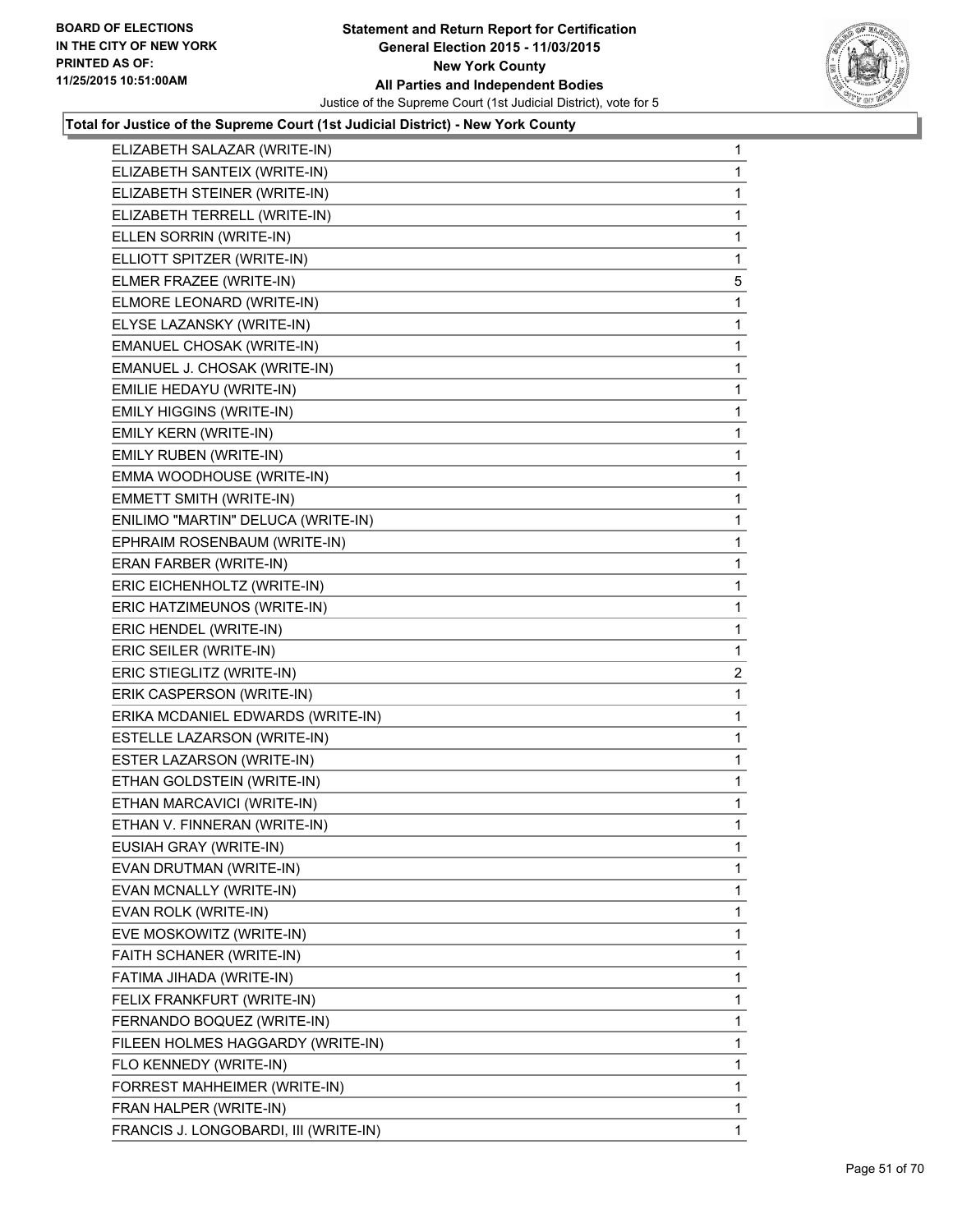**Total for Justice of the Supreme Court (1st Judicial District) - New York County**

| | |
|---|---|
| ELIZABETH SALAZAR (WRITE-IN) | 1 |
| ELIZABETH SANTEIX (WRITE-IN) | 1 |
| ELIZABETH STEINER (WRITE-IN) | 1 |
| ELIZABETH TERRELL (WRITE-IN) | 1 |
| ELLEN SORRIN (WRITE-IN) | 1 |
| ELLIOTT SPITZER (WRITE-IN) | 1 |
| ELMER FRAZEE (WRITE-IN) | 5 |
| ELMORE LEONARD (WRITE-IN) | 1 |
| ELYSE LAZANSKY (WRITE-IN) | 1 |
| EMANUEL CHOSAK (WRITE-IN) | 1 |
| EMANUEL J. CHOSAK (WRITE-IN) | 1 |
| EMILIE HEDAYU (WRITE-IN) | 1 |
| EMILY HIGGINS (WRITE-IN) | 1 |
| EMILY KERN (WRITE-IN) | 1 |
| EMILY RUBEN (WRITE-IN) | 1 |
| EMMA WOODHOUSE (WRITE-IN) | 1 |
| EMMETT SMITH (WRITE-IN) | 1 |
| ENILIMO "MARTIN" DELUCA (WRITE-IN) | 1 |
| EPHRAIM ROSENBAUM (WRITE-IN) | 1 |
| ERAN FARBER (WRITE-IN) | 1 |
| ERIC EICHENHOLTZ (WRITE-IN) | 1 |
| ERIC HATZIMEUNOS (WRITE-IN) | 1 |
| ERIC HENDEL (WRITE-IN) | 1 |
| ERIC SEILER (WRITE-IN) | 1 |
| ERIC STIEGLITZ (WRITE-IN) | 2 |
| ERIK CASPERSON (WRITE-IN) | 1 |
| ERIKA MCDANIEL EDWARDS (WRITE-IN) | 1 |
| ESTELLE LAZARSON (WRITE-IN) | 1 |
| ESTER LAZARSON (WRITE-IN) | 1 |
| ETHAN GOLDSTEIN (WRITE-IN) | 1 |
| ETHAN MARCAVICI (WRITE-IN) | 1 |
| ETHAN V. FINNERAN (WRITE-IN) | 1 |
| EUSIAH GRAY (WRITE-IN) | 1 |
| EVAN DRUTMAN (WRITE-IN) | 1 |
| EVAN MCNALLY (WRITE-IN) | 1 |
| EVAN ROLK (WRITE-IN) | 1 |
| EVE MOSKOWITZ (WRITE-IN) | 1 |
| FAITH SCHANER (WRITE-IN) | 1 |
| FATIMA JIHADA (WRITE-IN) | 1 |
| FELIX FRANKFURT (WRITE-IN) | 1 |
| FERNANDO BOQUEZ (WRITE-IN) | 1 |
| FILEEN HOLMES HAGGARDY (WRITE-IN) | 1 |
| FLO KENNEDY (WRITE-IN) | 1 |
| FORREST MAHHEIMER (WRITE-IN) | 1 |
| FRAN HALPER (WRITE-IN) | 1 |
| FRANCIS J. LONGOBARDI, III (WRITE-IN) | 1 |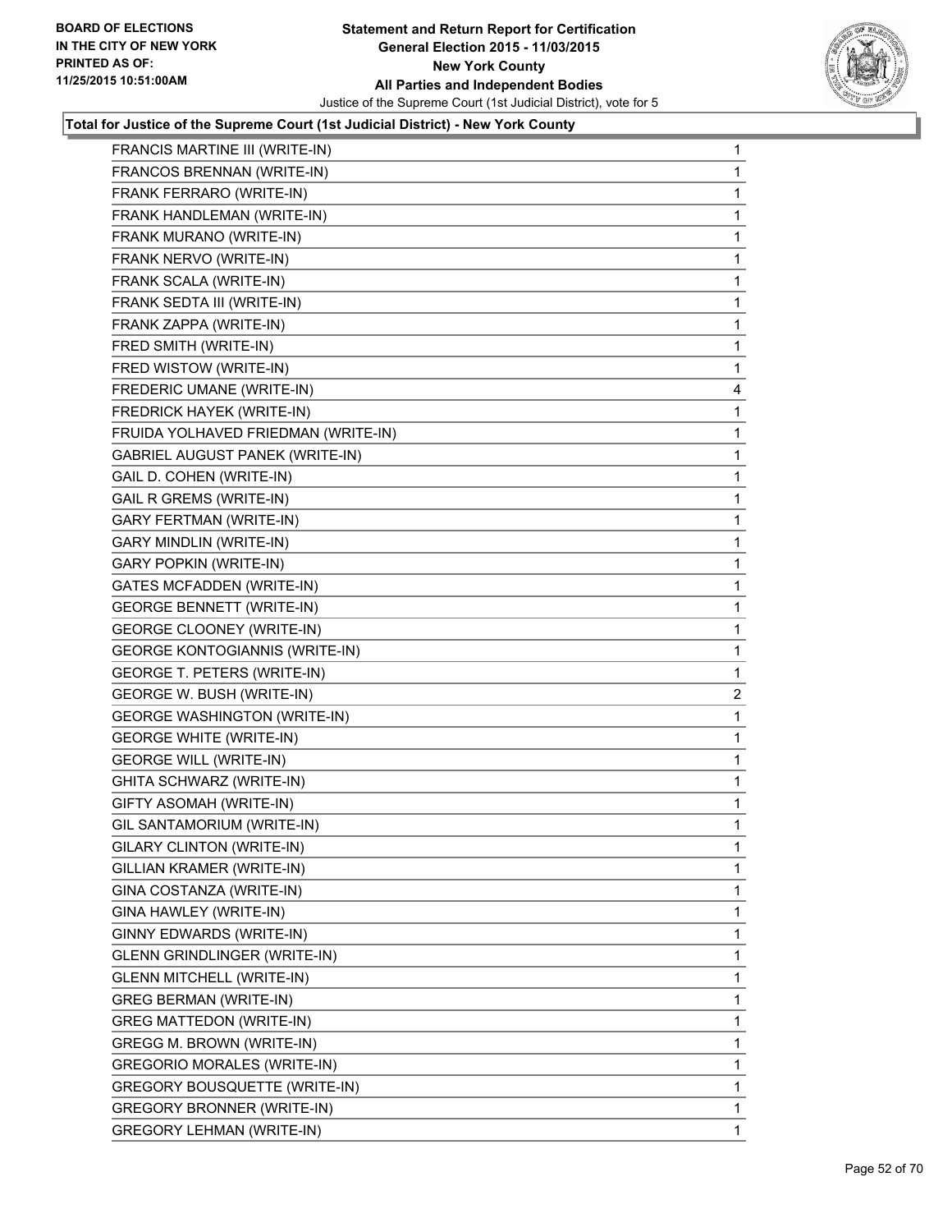**Total for Justice of the Supreme Court (1st Judicial District) - New York County**

| | |
|---|---|
| FRANCIS MARTINE III (WRITE-IN) | 1 |
| FRANCOS BRENNAN (WRITE-IN) | 1 |
| FRANK FERRARO (WRITE-IN) | 1 |
| FRANK HANDLEMAN (WRITE-IN) | 1 |
| FRANK MURANO (WRITE-IN) | 1 |
| FRANK NERVO (WRITE-IN) | 1 |
| FRANK SCALA (WRITE-IN) | 1 |
| FRANK SEDTA III (WRITE-IN) | 1 |
| FRANK ZAPPA (WRITE-IN) | 1 |
| FRED SMITH (WRITE-IN) | 1 |
| FRED WISTOW (WRITE-IN) | 1 |
| FREDERIC UMANE (WRITE-IN) | 4 |
| FREDRICK HAYEK (WRITE-IN) | 1 |
| FRUIDA YOLHAVED FRIEDMAN (WRITE-IN) | 1 |
| GABRIEL AUGUST PANEK (WRITE-IN) | 1 |
| GAIL D. COHEN (WRITE-IN) | 1 |
| GAIL R GREMS (WRITE-IN) | 1 |
| GARY FERTMAN (WRITE-IN) | 1 |
| GARY MINDLIN (WRITE-IN) | 1 |
| GARY POPKIN (WRITE-IN) | 1 |
| GATES MCFADDEN (WRITE-IN) | 1 |
| GEORGE BENNETT (WRITE-IN) | 1 |
| GEORGE CLOONEY (WRITE-IN) | 1 |
| GEORGE KONTOGIANNIS (WRITE-IN) | 1 |
| GEORGE T. PETERS (WRITE-IN) | 1 |
| GEORGE W. BUSH (WRITE-IN) | 2 |
| GEORGE WASHINGTON (WRITE-IN) | 1 |
| GEORGE WHITE (WRITE-IN) | 1 |
| GEORGE WILL (WRITE-IN) | 1 |
| GHITA SCHWARZ (WRITE-IN) | 1 |
| GIFTY ASOMAH (WRITE-IN) | 1 |
| GIL SANTAMORIUM (WRITE-IN) | 1 |
| GILARY CLINTON (WRITE-IN) | 1 |
| GILLIAN KRAMER (WRITE-IN) | 1 |
| GINA COSTANZA (WRITE-IN) | 1 |
| GINA HAWLEY (WRITE-IN) | 1 |
| GINNY EDWARDS (WRITE-IN) | 1 |
| GLENN GRINDLINGER (WRITE-IN) | 1 |
| GLENN MITCHELL (WRITE-IN) | 1 |
| GREG BERMAN (WRITE-IN) | 1 |
| GREG MATTEDON (WRITE-IN) | 1 |
| GREGG M. BROWN (WRITE-IN) | 1 |
| GREGORIO MORALES (WRITE-IN) | 1 |
| GREGORY BOUSQUETTE (WRITE-IN) | 1 |
| GREGORY BRONNER (WRITE-IN) | 1 |
| GREGORY LEHMAN (WRITE-IN) | 1 |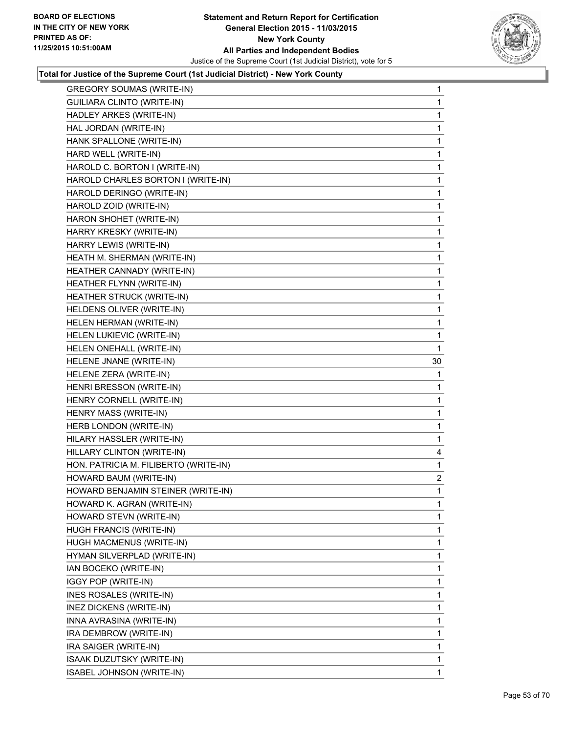**Total for Justice of the Supreme Court (1st Judicial District) - New York County**

| Candidate | Votes |
|---|---|
| GREGORY SOUMAS (WRITE-IN) | 1 |
| GUILIARA CLINTO (WRITE-IN) | 1 |
| HADLEY ARKES (WRITE-IN) | 1 |
| HAL JORDAN (WRITE-IN) | 1 |
| HANK SPALLONE (WRITE-IN) | 1 |
| HARD WELL (WRITE-IN) | 1 |
| HAROLD C. BORTON I (WRITE-IN) | 1 |
| HAROLD CHARLES BORTON I (WRITE-IN) | 1 |
| HAROLD DERINGO (WRITE-IN) | 1 |
| HAROLD ZOID (WRITE-IN) | 1 |
| HARON SHOHET (WRITE-IN) | 1 |
| HARRY KRESKY (WRITE-IN) | 1 |
| HARRY LEWIS (WRITE-IN) | 1 |
| HEATH M. SHERMAN (WRITE-IN) | 1 |
| HEATHER CANNADY (WRITE-IN) | 1 |
| HEATHER FLYNN (WRITE-IN) | 1 |
| HEATHER STRUCK (WRITE-IN) | 1 |
| HELDENS OLIVER (WRITE-IN) | 1 |
| HELEN HERMAN (WRITE-IN) | 1 |
| HELEN LUKIEVIC (WRITE-IN) | 1 |
| HELEN ONEHALL (WRITE-IN) | 1 |
| HELENE JNANE (WRITE-IN) | 30 |
| HELENE ZERA (WRITE-IN) | 1 |
| HENRI BRESSON (WRITE-IN) | 1 |
| HENRY CORNELL (WRITE-IN) | 1 |
| HENRY MASS (WRITE-IN) | 1 |
| HERB LONDON (WRITE-IN) | 1 |
| HILARY HASSLER (WRITE-IN) | 1 |
| HILLARY CLINTON (WRITE-IN) | 4 |
| HON. PATRICIA M. FILIBERTO (WRITE-IN) | 1 |
| HOWARD BAUM (WRITE-IN) | 2 |
| HOWARD BENJAMIN STEINER (WRITE-IN) | 1 |
| HOWARD K. AGRAN (WRITE-IN) | 1 |
| HOWARD STEVN (WRITE-IN) | 1 |
| HUGH FRANCIS (WRITE-IN) | 1 |
| HUGH MACMENUS (WRITE-IN) | 1 |
| HYMAN SILVERPLAD (WRITE-IN) | 1 |
| IAN BOCEKO (WRITE-IN) | 1 |
| IGGY POP (WRITE-IN) | 1 |
| INES ROSALES (WRITE-IN) | 1 |
| INEZ DICKENS (WRITE-IN) | 1 |
| INNA AVRASINA (WRITE-IN) | 1 |
| IRA DEMBROW (WRITE-IN) | 1 |
| IRA SAIGER (WRITE-IN) | 1 |
| ISAAK DUZUTSKY (WRITE-IN) | 1 |
| ISABEL JOHNSON (WRITE-IN) | 1 |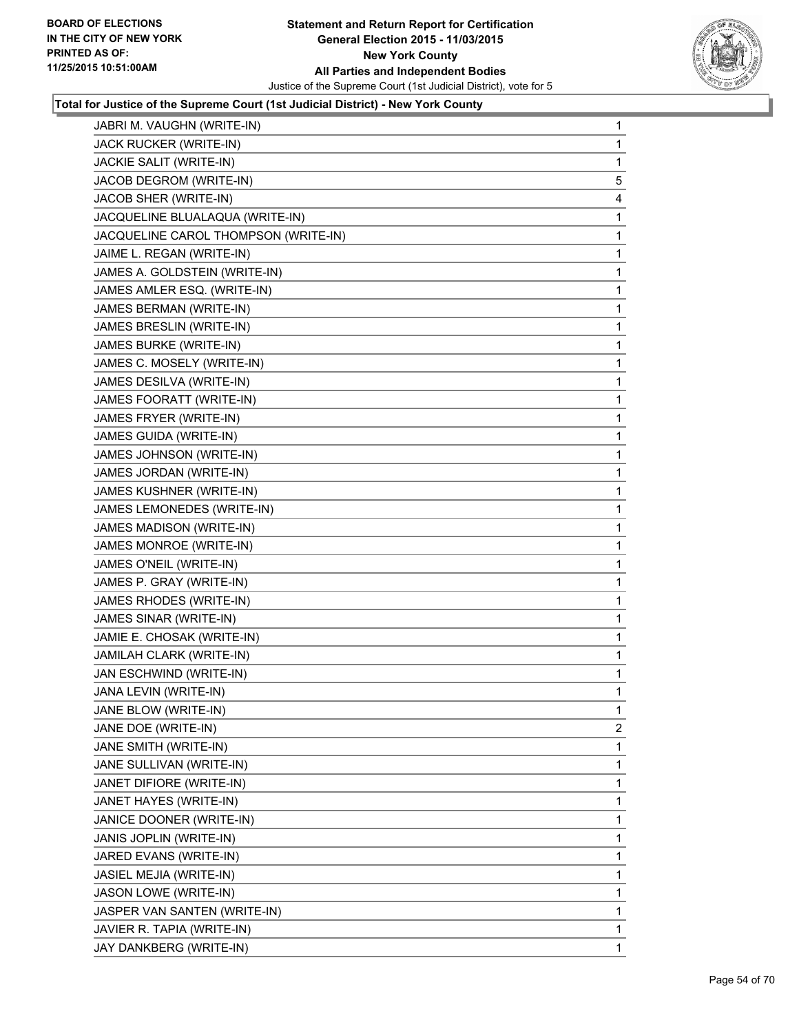**Total for Justice of the Supreme Court (1st Judicial District) - New York County**

| | |
|---|---|
| JABRI M. VAUGHN (WRITE-IN) | 1 |
| JACK RUCKER (WRITE-IN) | 1 |
| JACKIE SALIT (WRITE-IN) | 1 |
| JACOB DEGROM (WRITE-IN) | 5 |
| JACOB SHER (WRITE-IN) | 4 |
| JACQUELINE BLUALAQUA (WRITE-IN) | 1 |
| JACQUELINE CAROL THOMPSON (WRITE-IN) | 1 |
| JAIME L. REGAN (WRITE-IN) | 1 |
| JAMES A. GOLDSTEIN (WRITE-IN) | 1 |
| JAMES AMLER ESQ. (WRITE-IN) | 1 |
| JAMES BERMAN (WRITE-IN) | 1 |
| JAMES BRESLIN (WRITE-IN) | 1 |
| JAMES BURKE (WRITE-IN) | 1 |
| JAMES C. MOSELY (WRITE-IN) | 1 |
| JAMES DESILVA (WRITE-IN) | 1 |
| JAMES FOORATT (WRITE-IN) | 1 |
| JAMES FRYER (WRITE-IN) | 1 |
| JAMES GUIDA (WRITE-IN) | 1 |
| JAMES JOHNSON (WRITE-IN) | 1 |
| JAMES JORDAN (WRITE-IN) | 1 |
| JAMES KUSHNER (WRITE-IN) | 1 |
| JAMES LEMONEDES (WRITE-IN) | 1 |
| JAMES MADISON (WRITE-IN) | 1 |
| JAMES MONROE (WRITE-IN) | 1 |
| JAMES O'NEIL (WRITE-IN) | 1 |
| JAMES P. GRAY (WRITE-IN) | 1 |
| JAMES RHODES (WRITE-IN) | 1 |
| JAMES SINAR (WRITE-IN) | 1 |
| JAMIE E. CHOSAK (WRITE-IN) | 1 |
| JAMILAH CLARK (WRITE-IN) | 1 |
| JAN ESCHWIND (WRITE-IN) | 1 |
| JANA LEVIN (WRITE-IN) | 1 |
| JANE BLOW (WRITE-IN) | 1 |
| JANE DOE (WRITE-IN) | 2 |
| JANE SMITH (WRITE-IN) | 1 |
| JANE SULLIVAN (WRITE-IN) | 1 |
| JANET DIFIORE (WRITE-IN) | 1 |
| JANET HAYES (WRITE-IN) | 1 |
| JANICE DOONER (WRITE-IN) | 1 |
| JANIS JOPLIN (WRITE-IN) | 1 |
| JARED EVANS (WRITE-IN) | 1 |
| JASIEL MEJIA (WRITE-IN) | 1 |
| JASON LOWE (WRITE-IN) | 1 |
| JASPER VAN SANTEN (WRITE-IN) | 1 |
| JAVIER R. TAPIA (WRITE-IN) | 1 |
| JAY DANKBERG (WRITE-IN) | 1 |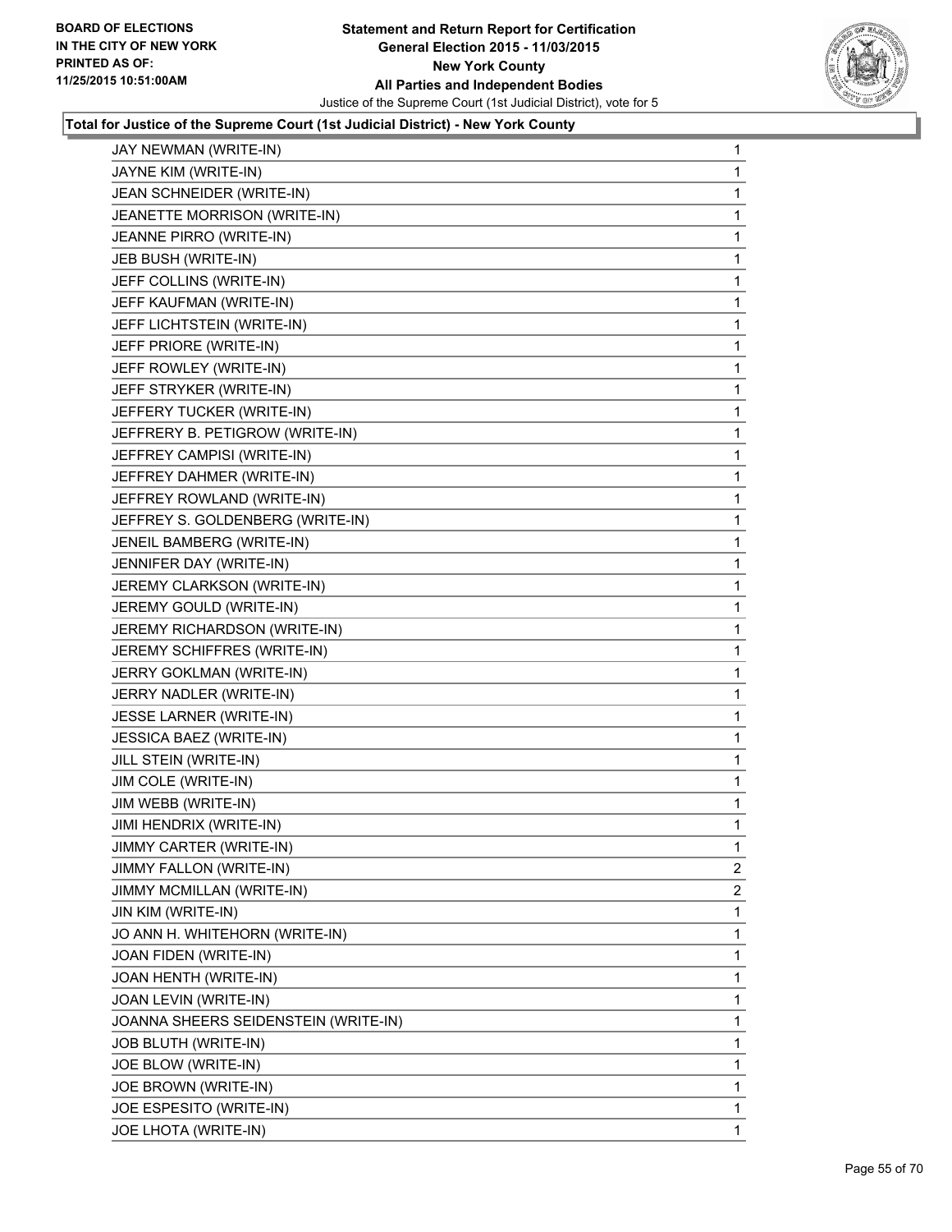**Total for Justice of the Supreme Court (1st Judicial District) - New York County**

| | |
|---|---|
| JAY NEWMAN (WRITE-IN) | 1 |
| JAYNE KIM (WRITE-IN) | 1 |
| JEAN SCHNEIDER (WRITE-IN) | 1 |
| JEANETTE MORRISON (WRITE-IN) | 1 |
| JEANNE PIRRO (WRITE-IN) | 1 |
| JEB BUSH (WRITE-IN) | 1 |
| JEFF COLLINS (WRITE-IN) | 1 |
| JEFF KAUFMAN (WRITE-IN) | 1 |
| JEFF LICHTSTEIN (WRITE-IN) | 1 |
| JEFF PRIORE (WRITE-IN) | 1 |
| JEFF ROWLEY (WRITE-IN) | 1 |
| JEFF STRYKER (WRITE-IN) | 1 |
| JEFFERY TUCKER (WRITE-IN) | 1 |
| JEFFRERY B. PETIGROW (WRITE-IN) | 1 |
| JEFFREY CAMPISI (WRITE-IN) | 1 |
| JEFFREY DAHMER (WRITE-IN) | 1 |
| JEFFREY ROWLAND (WRITE-IN) | 1 |
| JEFFREY S. GOLDENBERG (WRITE-IN) | 1 |
| JENEIL BAMBERG (WRITE-IN) | 1 |
| JENNIFER DAY (WRITE-IN) | 1 |
| JEREMY CLARKSON (WRITE-IN) | 1 |
| JEREMY GOULD (WRITE-IN) | 1 |
| JEREMY RICHARDSON (WRITE-IN) | 1 |
| JEREMY SCHIFFRES (WRITE-IN) | 1 |
| JERRY GOKLMAN (WRITE-IN) | 1 |
| JERRY NADLER (WRITE-IN) | 1 |
| JESSE LARNER (WRITE-IN) | 1 |
| JESSICA BAEZ (WRITE-IN) | 1 |
| JILL STEIN (WRITE-IN) | 1 |
| JIM COLE (WRITE-IN) | 1 |
| JIM WEBB (WRITE-IN) | 1 |
| JIMI HENDRIX (WRITE-IN) | 1 |
| JIMMY CARTER (WRITE-IN) | 1 |
| JIMMY FALLON (WRITE-IN) | 2 |
| JIMMY MCMILLAN (WRITE-IN) | 2 |
| JIN KIM (WRITE-IN) | 1 |
| JO ANN H. WHITEHORN (WRITE-IN) | 1 |
| JOAN FIDEN (WRITE-IN) | 1 |
| JOAN HENTH (WRITE-IN) | 1 |
| JOAN LEVIN (WRITE-IN) | 1 |
| JOANNA SHEERS SEIDENSTEIN (WRITE-IN) | 1 |
| JOB BLUTH (WRITE-IN) | 1 |
| JOE BLOW (WRITE-IN) | 1 |
| JOE BROWN (WRITE-IN) | 1 |
| JOE ESPESITO (WRITE-IN) | 1 |
| JOE LHOTA (WRITE-IN) | 1 |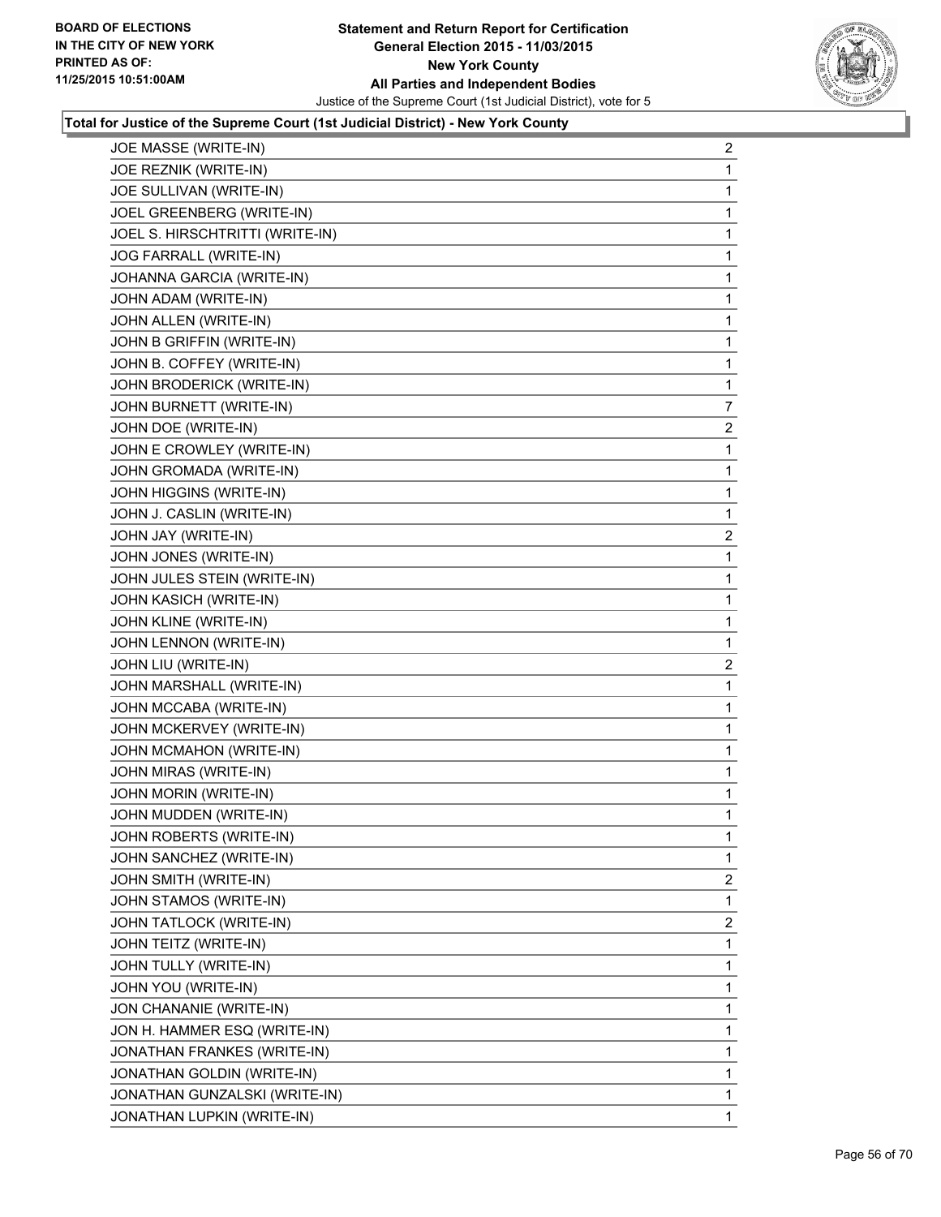## Total for Justice of the Supreme Court (1st Judicial District) - New York County

| | |
|---|---|
| JOE MASSE (WRITE-IN) | 2 |
| JOE REZNIK (WRITE-IN) | 1 |
| JOE SULLIVAN (WRITE-IN) | 1 |
| JOEL GREENBERG (WRITE-IN) | 1 |
| JOEL S. HIRSCHTRITTI (WRITE-IN) | 1 |
| JOG FARRALL (WRITE-IN) | 1 |
| JOHANNA GARCIA (WRITE-IN) | 1 |
| JOHN ADAM (WRITE-IN) | 1 |
| JOHN ALLEN (WRITE-IN) | 1 |
| JOHN B GRIFFIN (WRITE-IN) | 1 |
| JOHN B. COFFEY (WRITE-IN) | 1 |
| JOHN BRODERICK (WRITE-IN) | 1 |
| JOHN BURNETT (WRITE-IN) | 7 |
| JOHN DOE (WRITE-IN) | 2 |
| JOHN E CROWLEY (WRITE-IN) | 1 |
| JOHN GROMADA (WRITE-IN) | 1 |
| JOHN HIGGINS (WRITE-IN) | 1 |
| JOHN J. CASLIN (WRITE-IN) | 1 |
| JOHN JAY (WRITE-IN) | 2 |
| JOHN JONES (WRITE-IN) | 1 |
| JOHN JULES STEIN (WRITE-IN) | 1 |
| JOHN KASICH (WRITE-IN) | 1 |
| JOHN KLINE (WRITE-IN) | 1 |
| JOHN LENNON (WRITE-IN) | 1 |
| JOHN LIU (WRITE-IN) | 2 |
| JOHN MARSHALL (WRITE-IN) | 1 |
| JOHN MCCABA (WRITE-IN) | 1 |
| JOHN MCKERVEY (WRITE-IN) | 1 |
| JOHN MCMAHON (WRITE-IN) | 1 |
| JOHN MIRAS (WRITE-IN) | 1 |
| JOHN MORIN (WRITE-IN) | 1 |
| JOHN MUDDEN (WRITE-IN) | 1 |
| JOHN ROBERTS (WRITE-IN) | 1 |
| JOHN SANCHEZ (WRITE-IN) | 1 |
| JOHN SMITH (WRITE-IN) | 2 |
| JOHN STAMOS (WRITE-IN) | 1 |
| JOHN TATLOCK (WRITE-IN) | 2 |
| JOHN TEITZ (WRITE-IN) | 1 |
| JOHN TULLY (WRITE-IN) | 1 |
| JOHN YOU (WRITE-IN) | 1 |
| JON CHANANIE (WRITE-IN) | 1 |
| JON H. HAMMER ESQ (WRITE-IN) | 1 |
| JONATHAN FRANKES (WRITE-IN) | 1 |
| JONATHAN GOLDIN (WRITE-IN) | 1 |
| JONATHAN GUNZALSKI (WRITE-IN) | 1 |
| JONATHAN LUPKIN (WRITE-IN) | 1 |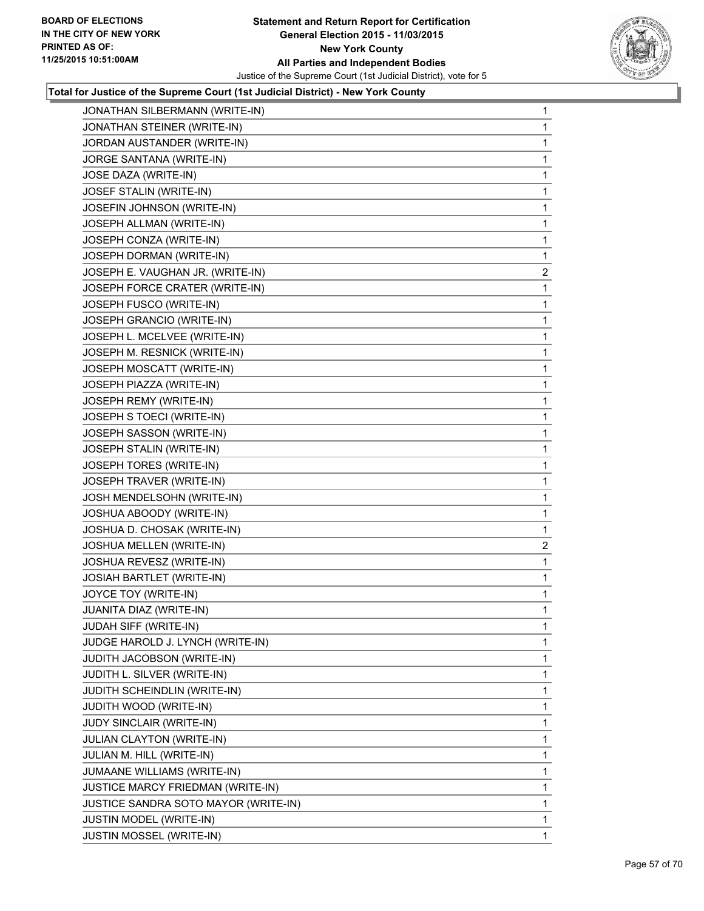**Total for Justice of the Supreme Court (1st Judicial District) - New York County**

| | |
|---|---|
| JONATHAN SILBERMANN (WRITE-IN) | 1 |
| JONATHAN STEINER (WRITE-IN) | 1 |
| JORDAN AUSTANDER (WRITE-IN) | 1 |
| JORGE SANTANA (WRITE-IN) | 1 |
| JOSE DAZA (WRITE-IN) | 1 |
| JOSEF STALIN (WRITE-IN) | 1 |
| JOSEFIN JOHNSON (WRITE-IN) | 1 |
| JOSEPH ALLMAN (WRITE-IN) | 1 |
| JOSEPH CONZA (WRITE-IN) | 1 |
| JOSEPH DORMAN (WRITE-IN) | 1 |
| JOSEPH E. VAUGHAN JR. (WRITE-IN) | 2 |
| JOSEPH FORCE CRATER (WRITE-IN) | 1 |
| JOSEPH FUSCO (WRITE-IN) | 1 |
| JOSEPH GRANCIO (WRITE-IN) | 1 |
| JOSEPH L. MCELVEE (WRITE-IN) | 1 |
| JOSEPH M. RESNICK (WRITE-IN) | 1 |
| JOSEPH MOSCATT (WRITE-IN) | 1 |
| JOSEPH PIAZZA (WRITE-IN) | 1 |
| JOSEPH REMY (WRITE-IN) | 1 |
| JOSEPH S TOECI (WRITE-IN) | 1 |
| JOSEPH SASSON (WRITE-IN) | 1 |
| JOSEPH STALIN (WRITE-IN) | 1 |
| JOSEPH TORES (WRITE-IN) | 1 |
| JOSEPH TRAVER (WRITE-IN) | 1 |
| JOSH MENDELSOHN (WRITE-IN) | 1 |
| JOSHUA ABOODY (WRITE-IN) | 1 |
| JOSHUA D. CHOSAK (WRITE-IN) | 1 |
| JOSHUA MELLEN (WRITE-IN) | 2 |
| JOSHUA REVESZ (WRITE-IN) | 1 |
| JOSIAH BARTLET (WRITE-IN) | 1 |
| JOYCE TOY (WRITE-IN) | 1 |
| JUANITA DIAZ (WRITE-IN) | 1 |
| JUDAH SIFF (WRITE-IN) | 1 |
| JUDGE HAROLD J. LYNCH (WRITE-IN) | 1 |
| JUDITH JACOBSON (WRITE-IN) | 1 |
| JUDITH L. SILVER (WRITE-IN) | 1 |
| JUDITH SCHEINDLIN (WRITE-IN) | 1 |
| JUDITH WOOD (WRITE-IN) | 1 |
| JUDY SINCLAIR (WRITE-IN) | 1 |
| JULIAN CLAYTON (WRITE-IN) | 1 |
| JULIAN M. HILL (WRITE-IN) | 1 |
| JUMAANE WILLIAMS (WRITE-IN) | 1 |
| JUSTICE MARCY FRIEDMAN (WRITE-IN) | 1 |
| JUSTICE SANDRA SOTO MAYOR (WRITE-IN) | 1 |
| JUSTIN MODEL (WRITE-IN) | 1 |
| JUSTIN MOSSEL (WRITE-IN) | 1 |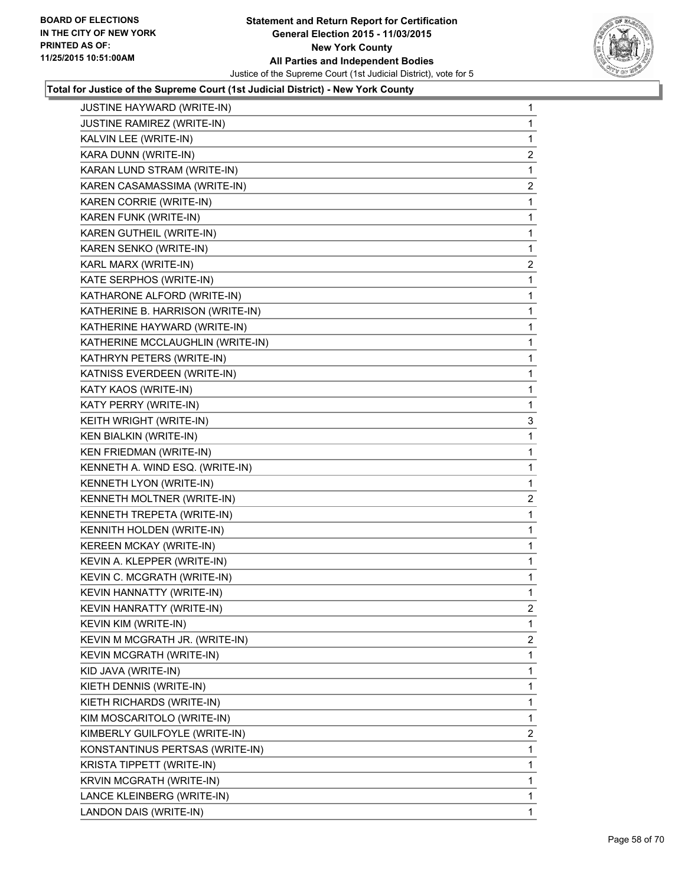**Total for Justice of the Supreme Court (1st Judicial District) - New York County**

| | |
|---|---|
| JUSTINE HAYWARD (WRITE-IN) | 1 |
| JUSTINE RAMIREZ (WRITE-IN) | 1 |
| KALVIN LEE (WRITE-IN) | 1 |
| KARA DUNN (WRITE-IN) | 2 |
| KARAN LUND STRAM (WRITE-IN) | 1 |
| KAREN CASAMASSIMA (WRITE-IN) | 2 |
| KAREN CORRIE (WRITE-IN) | 1 |
| KAREN FUNK (WRITE-IN) | 1 |
| KAREN GUTHEIL (WRITE-IN) | 1 |
| KAREN SENKO (WRITE-IN) | 1 |
| KARL MARX (WRITE-IN) | 2 |
| KATE SERPHOS (WRITE-IN) | 1 |
| KATHARONE ALFORD (WRITE-IN) | 1 |
| KATHERINE B. HARRISON (WRITE-IN) | 1 |
| KATHERINE HAYWARD (WRITE-IN) | 1 |
| KATHERINE MCCLAUGHLIN (WRITE-IN) | 1 |
| KATHRYN PETERS (WRITE-IN) | 1 |
| KATNISS EVERDEEN (WRITE-IN) | 1 |
| KATY KAOS (WRITE-IN) | 1 |
| KATY PERRY (WRITE-IN) | 1 |
| KEITH WRIGHT (WRITE-IN) | 3 |
| KEN BIALKIN (WRITE-IN) | 1 |
| KEN FRIEDMAN (WRITE-IN) | 1 |
| KENNETH A. WIND ESQ. (WRITE-IN) | 1 |
| KENNETH LYON (WRITE-IN) | 1 |
| KENNETH MOLTNER (WRITE-IN) | 2 |
| KENNETH TREPETA (WRITE-IN) | 1 |
| KENNITH HOLDEN (WRITE-IN) | 1 |
| KEREEN MCKAY (WRITE-IN) | 1 |
| KEVIN A. KLEPPER (WRITE-IN) | 1 |
| KEVIN C. MCGRATH (WRITE-IN) | 1 |
| KEVIN HANNATTY (WRITE-IN) | 1 |
| KEVIN HANRATTY (WRITE-IN) | 2 |
| KEVIN KIM (WRITE-IN) | 1 |
| KEVIN M MCGRATH JR. (WRITE-IN) | 2 |
| KEVIN MCGRATH (WRITE-IN) | 1 |
| KID JAVA (WRITE-IN) | 1 |
| KIETH DENNIS (WRITE-IN) | 1 |
| KIETH RICHARDS (WRITE-IN) | 1 |
| KIM MOSCARITOLO (WRITE-IN) | 1 |
| KIMBERLY GUILFOYLE (WRITE-IN) | 2 |
| KONSTANTINUS PERTSAS (WRITE-IN) | 1 |
| KRISTA TIPPETT (WRITE-IN) | 1 |
| KRVIN MCGRATH (WRITE-IN) | 1 |
| LANCE KLEINBERG (WRITE-IN) | 1 |
| LANDON DAIS (WRITE-IN) | 1 |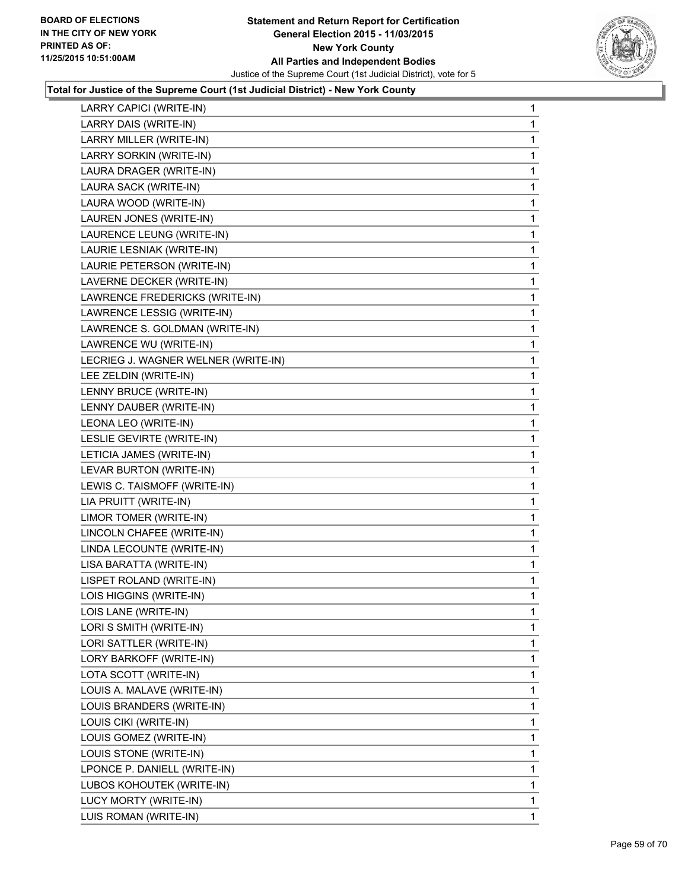**Total for Justice of the Supreme Court (1st Judicial District) - New York County**

| | |
|---|---|
| LARRY CAPICI (WRITE-IN) | 1 |
| LARRY DAIS (WRITE-IN) | 1 |
| LARRY MILLER (WRITE-IN) | 1 |
| LARRY SORKIN (WRITE-IN) | 1 |
| LAURA DRAGER (WRITE-IN) | 1 |
| LAURA SACK (WRITE-IN) | 1 |
| LAURA WOOD (WRITE-IN) | 1 |
| LAUREN JONES (WRITE-IN) | 1 |
| LAURENCE LEUNG (WRITE-IN) | 1 |
| LAURIE LESNIAK (WRITE-IN) | 1 |
| LAURIE PETERSON (WRITE-IN) | 1 |
| LAVERNE DECKER (WRITE-IN) | 1 |
| LAWRENCE FREDERICKS (WRITE-IN) | 1 |
| LAWRENCE LESSIG (WRITE-IN) | 1 |
| LAWRENCE S. GOLDMAN (WRITE-IN) | 1 |
| LAWRENCE WU (WRITE-IN) | 1 |
| LECRIEG J. WAGNER WELNER (WRITE-IN) | 1 |
| LEE ZELDIN (WRITE-IN) | 1 |
| LENNY BRUCE (WRITE-IN) | 1 |
| LENNY DAUBER (WRITE-IN) | 1 |
| LEONA LEO (WRITE-IN) | 1 |
| LESLIE GEVIRTE (WRITE-IN) | 1 |
| LETICIA JAMES (WRITE-IN) | 1 |
| LEVAR BURTON (WRITE-IN) | 1 |
| LEWIS C. TAISMOFF (WRITE-IN) | 1 |
| LIA PRUITT (WRITE-IN) | 1 |
| LIMOR TOMER (WRITE-IN) | 1 |
| LINCOLN CHAFEE (WRITE-IN) | 1 |
| LINDA LECOUNTE (WRITE-IN) | 1 |
| LISA BARATTA (WRITE-IN) | 1 |
| LISPET ROLAND (WRITE-IN) | 1 |
| LOIS HIGGINS (WRITE-IN) | 1 |
| LOIS LANE (WRITE-IN) | 1 |
| LORI S SMITH (WRITE-IN) | 1 |
| LORI SATTLER (WRITE-IN) | 1 |
| LORY BARKOFF (WRITE-IN) | 1 |
| LOTA SCOTT (WRITE-IN) | 1 |
| LOUIS A. MALAVE (WRITE-IN) | 1 |
| LOUIS BRANDERS (WRITE-IN) | 1 |
| LOUIS CIKI (WRITE-IN) | 1 |
| LOUIS GOMEZ (WRITE-IN) | 1 |
| LOUIS STONE (WRITE-IN) | 1 |
| LPONCE P. DANIELL (WRITE-IN) | 1 |
| LUBOS KOHOUTEK (WRITE-IN) | 1 |
| LUCY MORTY (WRITE-IN) | 1 |
| LUIS ROMAN (WRITE-IN) | 1 |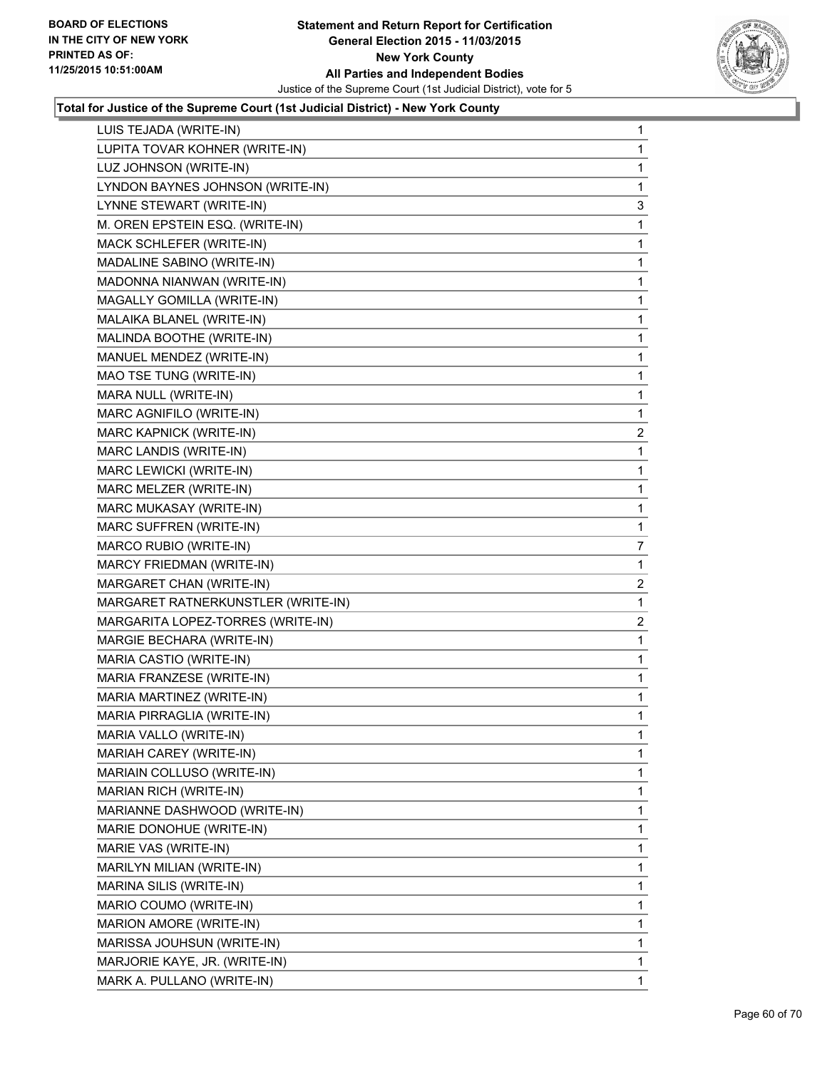**Total for Justice of the Supreme Court (1st Judicial District) - New York County**

| | |
|---|---|
| LUIS TEJADA (WRITE-IN) | 1 |
| LUPITA TOVAR KOHNER (WRITE-IN) | 1 |
| LUZ JOHNSON (WRITE-IN) | 1 |
| LYNDON BAYNES JOHNSON (WRITE-IN) | 1 |
| LYNNE STEWART (WRITE-IN) | 3 |
| M. OREN EPSTEIN ESQ. (WRITE-IN) | 1 |
| MACK SCHLEFER (WRITE-IN) | 1 |
| MADALINE SABINO (WRITE-IN) | 1 |
| MADONNA NIANWAN (WRITE-IN) | 1 |
| MAGALLY GOMILLA (WRITE-IN) | 1 |
| MALAIKA BLANEL (WRITE-IN) | 1 |
| MALINDA BOOTHE (WRITE-IN) | 1 |
| MANUEL MENDEZ (WRITE-IN) | 1 |
| MAO TSE TUNG (WRITE-IN) | 1 |
| MARA NULL (WRITE-IN) | 1 |
| MARC AGNIFILO (WRITE-IN) | 1 |
| MARC KAPNICK (WRITE-IN) | 2 |
| MARC LANDIS (WRITE-IN) | 1 |
| MARC LEWICKI (WRITE-IN) | 1 |
| MARC MELZER (WRITE-IN) | 1 |
| MARC MUKASAY (WRITE-IN) | 1 |
| MARC SUFFREN (WRITE-IN) | 1 |
| MARCO RUBIO (WRITE-IN) | 7 |
| MARCY FRIEDMAN (WRITE-IN) | 1 |
| MARGARET CHAN (WRITE-IN) | 2 |
| MARGARET RATNERKUNSTLER (WRITE-IN) | 1 |
| MARGARITA LOPEZ-TORRES (WRITE-IN) | 2 |
| MARGIE BECHARA (WRITE-IN) | 1 |
| MARIA CASTIO (WRITE-IN) | 1 |
| MARIA FRANZESE (WRITE-IN) | 1 |
| MARIA MARTINEZ (WRITE-IN) | 1 |
| MARIA PIRRAGLIA (WRITE-IN) | 1 |
| MARIA VALLO (WRITE-IN) | 1 |
| MARIAH CAREY (WRITE-IN) | 1 |
| MARIAIN COLLUSO (WRITE-IN) | 1 |
| MARIAN RICH (WRITE-IN) | 1 |
| MARIANNE DASHWOOD (WRITE-IN) | 1 |
| MARIE DONOHUE (WRITE-IN) | 1 |
| MARIE VAS (WRITE-IN) | 1 |
| MARILYN MILIAN (WRITE-IN) | 1 |
| MARINA SILIS (WRITE-IN) | 1 |
| MARIO COUMO (WRITE-IN) | 1 |
| MARION AMORE (WRITE-IN) | 1 |
| MARISSA JOUHSUN (WRITE-IN) | 1 |
| MARJORIE KAYE, JR. (WRITE-IN) | 1 |
| MARK A. PULLANO (WRITE-IN) | 1 |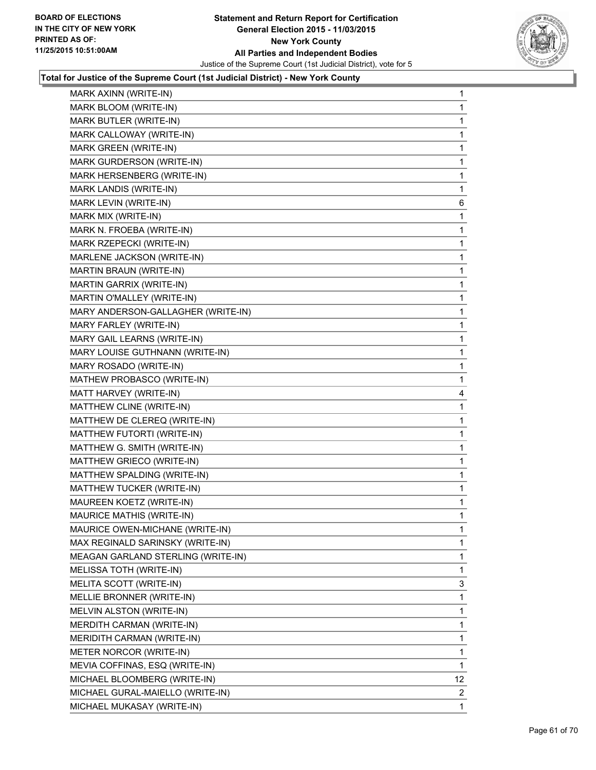**Statement and Return Report for Certification**
**General Election 2015 - 11/03/2015**
**New York County**
**All Parties and Independent Bodies**
Justice of the Supreme Court (1st Judicial District), vote for 5

BOARD OF ELECTIONS IN THE CITY OF NEW YORK PRINTED AS OF: 11/25/2015 10:51:00AM

**Total for Justice of the Supreme Court (1st Judicial District) - New York County**

| | |
|---|---|
| MARK AXINN (WRITE-IN) | 1 |
| MARK BLOOM (WRITE-IN) | 1 |
| MARK BUTLER (WRITE-IN) | 1 |
| MARK CALLOWAY (WRITE-IN) | 1 |
| MARK GREEN (WRITE-IN) | 1 |
| MARK GURDERSON (WRITE-IN) | 1 |
| MARK HERSENBERG (WRITE-IN) | 1 |
| MARK LANDIS (WRITE-IN) | 1 |
| MARK LEVIN (WRITE-IN) | 6 |
| MARK MIX (WRITE-IN) | 1 |
| MARK N. FROEBA (WRITE-IN) | 1 |
| MARK RZEPECKI (WRITE-IN) | 1 |
| MARLENE JACKSON (WRITE-IN) | 1 |
| MARTIN BRAUN (WRITE-IN) | 1 |
| MARTIN GARRIX (WRITE-IN) | 1 |
| MARTIN O'MALLEY (WRITE-IN) | 1 |
| MARY ANDERSON-GALLAGHER (WRITE-IN) | 1 |
| MARY FARLEY (WRITE-IN) | 1 |
| MARY GAIL LEARNS (WRITE-IN) | 1 |
| MARY LOUISE GUTHNANN (WRITE-IN) | 1 |
| MARY ROSADO (WRITE-IN) | 1 |
| MATHEW PROBASCO (WRITE-IN) | 1 |
| MATT HARVEY (WRITE-IN) | 4 |
| MATTHEW CLINE (WRITE-IN) | 1 |
| MATTHEW DE CLEREQ (WRITE-IN) | 1 |
| MATTHEW FUTORTI (WRITE-IN) | 1 |
| MATTHEW G. SMITH (WRITE-IN) | 1 |
| MATTHEW GRIECO (WRITE-IN) | 1 |
| MATTHEW SPALDING (WRITE-IN) | 1 |
| MATTHEW TUCKER (WRITE-IN) | 1 |
| MAUREEN KOETZ (WRITE-IN) | 1 |
| MAURICE MATHIS (WRITE-IN) | 1 |
| MAURICE OWEN-MICHANE (WRITE-IN) | 1 |
| MAX REGINALD SARINSKY (WRITE-IN) | 1 |
| MEAGAN GARLAND STERLING (WRITE-IN) | 1 |
| MELISSA TOTH (WRITE-IN) | 1 |
| MELITA SCOTT (WRITE-IN) | 3 |
| MELLIE BRONNER (WRITE-IN) | 1 |
| MELVIN ALSTON (WRITE-IN) | 1 |
| MERDITH CARMAN (WRITE-IN) | 1 |
| MERIDITH CARMAN (WRITE-IN) | 1 |
| METER NORCOR (WRITE-IN) | 1 |
| MEVIA COFFINAS, ESQ (WRITE-IN) | 1 |
| MICHAEL BLOOMBERG (WRITE-IN) | 12 |
| MICHAEL GURAL-MAIELLO (WRITE-IN) | 2 |
| MICHAEL MUKASAY (WRITE-IN) | 1 |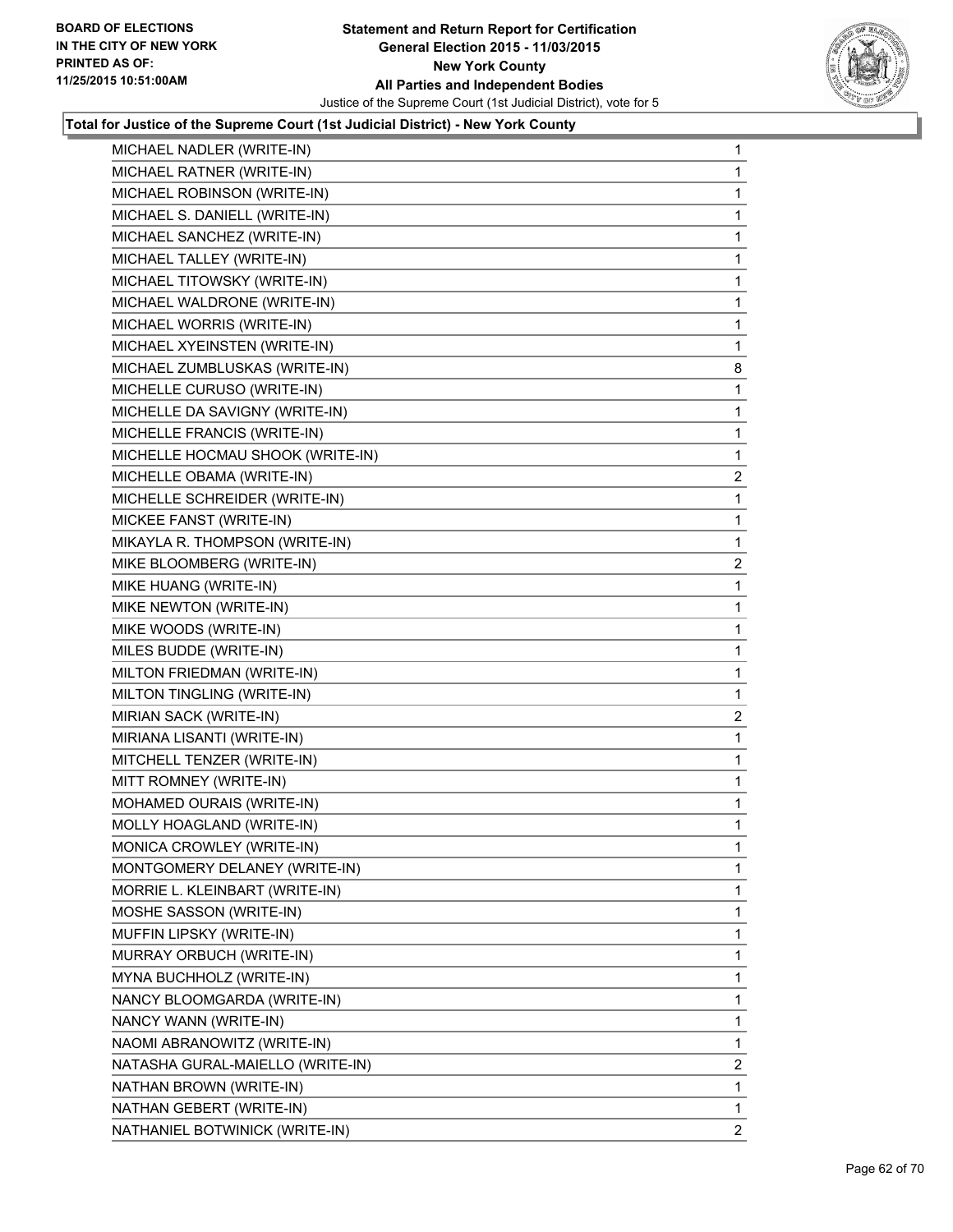## Total for Justice of the Supreme Court (1st Judicial District) - New York County

| Candidate | Votes |
|---|---|
| MICHAEL NADLER (WRITE-IN) | 1 |
| MICHAEL RATNER (WRITE-IN) | 1 |
| MICHAEL ROBINSON (WRITE-IN) | 1 |
| MICHAEL S. DANIELL (WRITE-IN) | 1 |
| MICHAEL SANCHEZ (WRITE-IN) | 1 |
| MICHAEL TALLEY (WRITE-IN) | 1 |
| MICHAEL TITOWSKY (WRITE-IN) | 1 |
| MICHAEL WALDRONE (WRITE-IN) | 1 |
| MICHAEL WORRIS (WRITE-IN) | 1 |
| MICHAEL XYEINSTEN (WRITE-IN) | 1 |
| MICHAEL ZUMBLUSKAS (WRITE-IN) | 8 |
| MICHELLE CURUSO (WRITE-IN) | 1 |
| MICHELLE DA SAVIGNY (WRITE-IN) | 1 |
| MICHELLE FRANCIS (WRITE-IN) | 1 |
| MICHELLE HOCMAU SHOOK (WRITE-IN) | 1 |
| MICHELLE OBAMA (WRITE-IN) | 2 |
| MICHELLE SCHREIDER (WRITE-IN) | 1 |
| MICKEE FANST (WRITE-IN) | 1 |
| MIKAYLA R. THOMPSON (WRITE-IN) | 1 |
| MIKE BLOOMBERG (WRITE-IN) | 2 |
| MIKE HUANG (WRITE-IN) | 1 |
| MIKE NEWTON (WRITE-IN) | 1 |
| MIKE WOODS (WRITE-IN) | 1 |
| MILES BUDDE (WRITE-IN) | 1 |
| MILTON FRIEDMAN (WRITE-IN) | 1 |
| MILTON TINGLING (WRITE-IN) | 1 |
| MIRIAN SACK (WRITE-IN) | 2 |
| MIRIANA LISANTI (WRITE-IN) | 1 |
| MITCHELL TENZER (WRITE-IN) | 1 |
| MITT ROMNEY (WRITE-IN) | 1 |
| MOHAMED OURAIS (WRITE-IN) | 1 |
| MOLLY HOAGLAND (WRITE-IN) | 1 |
| MONICA CROWLEY (WRITE-IN) | 1 |
| MONTGOMERY DELANEY (WRITE-IN) | 1 |
| MORRIE L. KLEINBART (WRITE-IN) | 1 |
| MOSHE SASSON (WRITE-IN) | 1 |
| MUFFIN LIPSKY (WRITE-IN) | 1 |
| MURRAY ORBUCH (WRITE-IN) | 1 |
| MYNA BUCHHOLZ (WRITE-IN) | 1 |
| NANCY BLOOMGARDA (WRITE-IN) | 1 |
| NANCY WANN (WRITE-IN) | 1 |
| NAOMI ABRANOWITZ (WRITE-IN) | 1 |
| NATASHA GURAL-MAIELLO (WRITE-IN) | 2 |
| NATHAN BROWN (WRITE-IN) | 1 |
| NATHAN GEBERT (WRITE-IN) | 1 |
| NATHANIEL BOTWINICK (WRITE-IN) | 2 |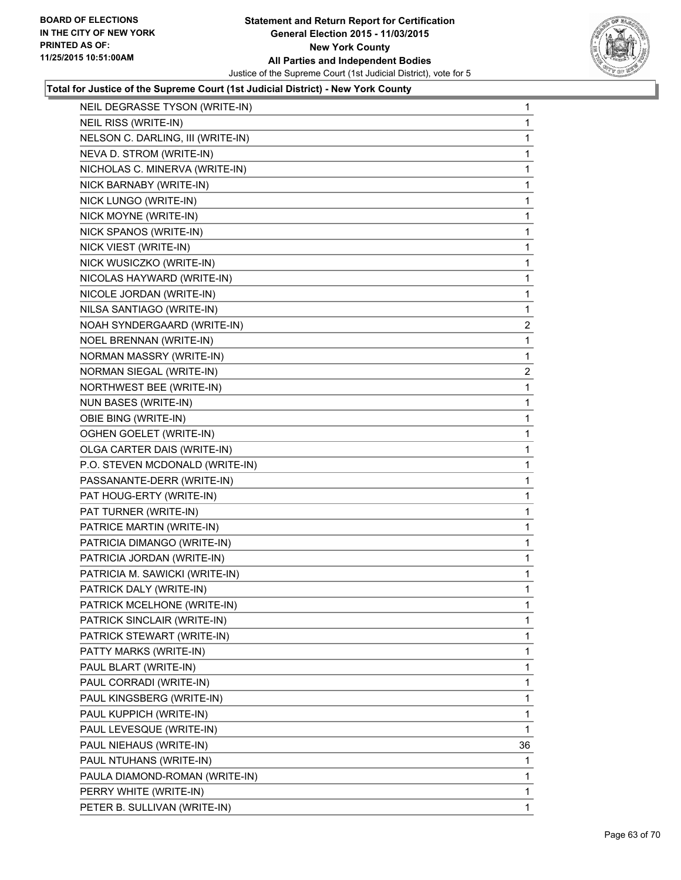**Total for Justice of the Supreme Court (1st Judicial District) - New York County**

| | |
|---|---|
| NEIL DEGRASSE TYSON (WRITE-IN) | 1 |
| NEIL RISS (WRITE-IN) | 1 |
| NELSON C. DARLING, III (WRITE-IN) | 1 |
| NEVA D. STROM (WRITE-IN) | 1 |
| NICHOLAS C. MINERVA (WRITE-IN) | 1 |
| NICK BARNABY (WRITE-IN) | 1 |
| NICK LUNGO (WRITE-IN) | 1 |
| NICK MOYNE (WRITE-IN) | 1 |
| NICK SPANOS (WRITE-IN) | 1 |
| NICK VIEST (WRITE-IN) | 1 |
| NICK WUSICZKO (WRITE-IN) | 1 |
| NICOLAS HAYWARD (WRITE-IN) | 1 |
| NICOLE JORDAN (WRITE-IN) | 1 |
| NILSA SANTIAGO (WRITE-IN) | 1 |
| NOAH SYNDERGAARD (WRITE-IN) | 2 |
| NOEL BRENNAN (WRITE-IN) | 1 |
| NORMAN MASSRY (WRITE-IN) | 1 |
| NORMAN SIEGAL (WRITE-IN) | 2 |
| NORTHWEST BEE (WRITE-IN) | 1 |
| NUN BASES (WRITE-IN) | 1 |
| OBIE BING (WRITE-IN) | 1 |
| OGHEN GOELET (WRITE-IN) | 1 |
| OLGA CARTER DAIS (WRITE-IN) | 1 |
| P.O. STEVEN MCDONALD (WRITE-IN) | 1 |
| PASSANANTE-DERR (WRITE-IN) | 1 |
| PAT HOUG-ERTY (WRITE-IN) | 1 |
| PAT TURNER (WRITE-IN) | 1 |
| PATRICE MARTIN (WRITE-IN) | 1 |
| PATRICIA DIMANGO (WRITE-IN) | 1 |
| PATRICIA JORDAN (WRITE-IN) | 1 |
| PATRICIA M. SAWICKI (WRITE-IN) | 1 |
| PATRICK DALY (WRITE-IN) | 1 |
| PATRICK MCELHONE (WRITE-IN) | 1 |
| PATRICK SINCLAIR (WRITE-IN) | 1 |
| PATRICK STEWART (WRITE-IN) | 1 |
| PATTY MARKS (WRITE-IN) | 1 |
| PAUL BLART (WRITE-IN) | 1 |
| PAUL CORRADI (WRITE-IN) | 1 |
| PAUL KINGSBERG (WRITE-IN) | 1 |
| PAUL KUPPICH (WRITE-IN) | 1 |
| PAUL LEVESQUE (WRITE-IN) | 1 |
| PAUL NIEHAUS (WRITE-IN) | 36 |
| PAUL NTUHANS (WRITE-IN) | 1 |
| PAULA DIAMOND-ROMAN (WRITE-IN) | 1 |
| PERRY WHITE (WRITE-IN) | 1 |
| PETER B. SULLIVAN (WRITE-IN) | 1 |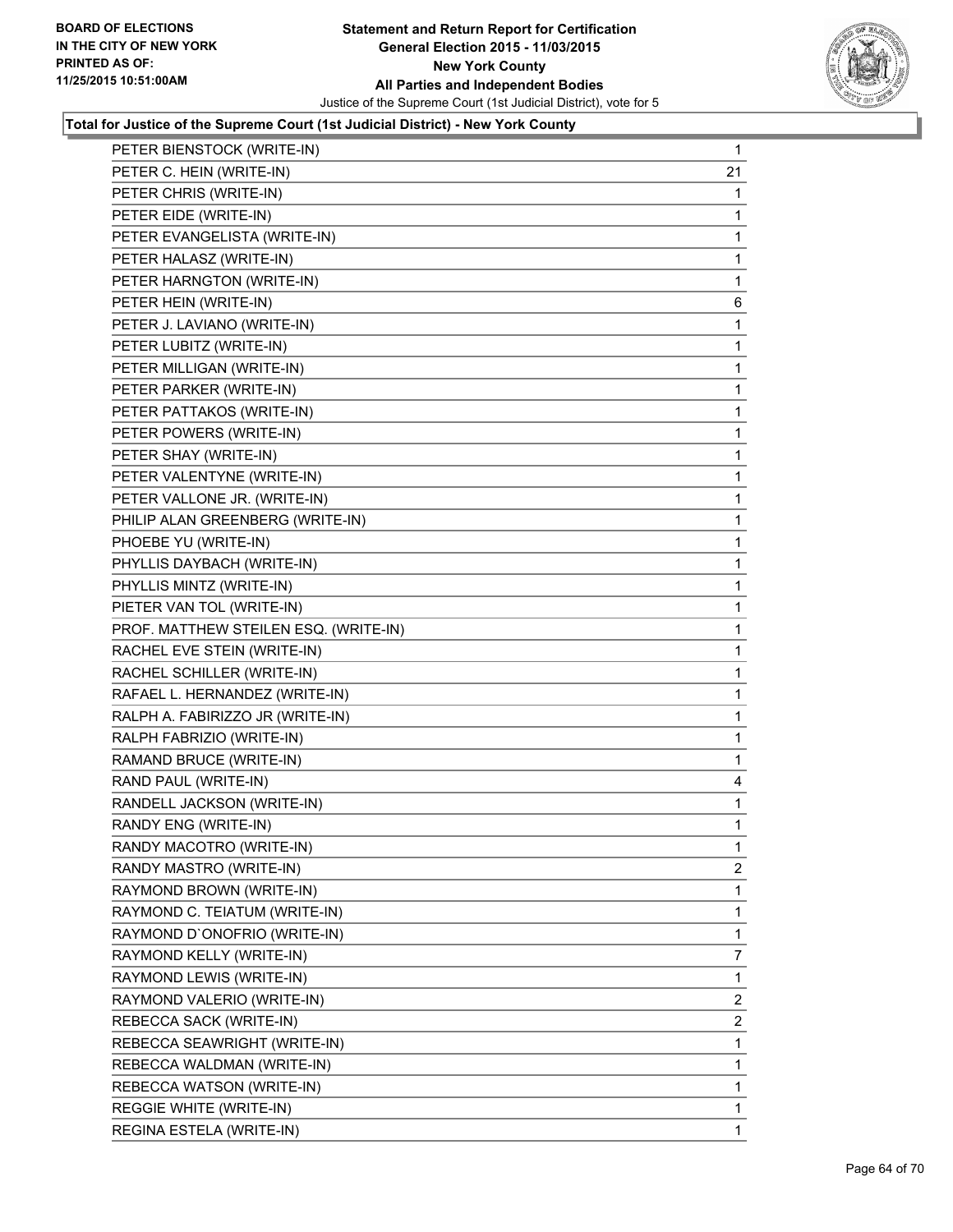**Statement and Return Report for Certification**
**General Election 2015 - 11/03/2015**
**New York County**
**All Parties and Independent Bodies**
Justice of the Supreme Court (1st Judicial District), vote for 5

BOARD OF ELECTIONS IN THE CITY OF NEW YORK PRINTED AS OF: 11/25/2015 10:51:00AM

### Total for Justice of the Supreme Court (1st Judicial District) - New York County

| Candidate | Votes |
|---|---|
| PETER BIENSTOCK (WRITE-IN) | 1 |
| PETER C. HEIN (WRITE-IN) | 21 |
| PETER CHRIS (WRITE-IN) | 1 |
| PETER EIDE (WRITE-IN) | 1 |
| PETER EVANGELISTA (WRITE-IN) | 1 |
| PETER HALASZ (WRITE-IN) | 1 |
| PETER HARNGTON (WRITE-IN) | 1 |
| PETER HEIN (WRITE-IN) | 6 |
| PETER J. LAVIANO (WRITE-IN) | 1 |
| PETER LUBITZ (WRITE-IN) | 1 |
| PETER MILLIGAN (WRITE-IN) | 1 |
| PETER PARKER (WRITE-IN) | 1 |
| PETER PATTAKOS (WRITE-IN) | 1 |
| PETER POWERS (WRITE-IN) | 1 |
| PETER SHAY (WRITE-IN) | 1 |
| PETER VALENTYNE (WRITE-IN) | 1 |
| PETER VALLONE JR. (WRITE-IN) | 1 |
| PHILIP ALAN GREENBERG (WRITE-IN) | 1 |
| PHOEBE YU (WRITE-IN) | 1 |
| PHYLLIS DAYBACH (WRITE-IN) | 1 |
| PHYLLIS MINTZ (WRITE-IN) | 1 |
| PIETER VAN TOL (WRITE-IN) | 1 |
| PROF. MATTHEW STEILEN ESQ. (WRITE-IN) | 1 |
| RACHEL EVE STEIN (WRITE-IN) | 1 |
| RACHEL SCHILLER (WRITE-IN) | 1 |
| RAFAEL L. HERNANDEZ (WRITE-IN) | 1 |
| RALPH A. FABIRIZZO JR (WRITE-IN) | 1 |
| RALPH FABRIZIO (WRITE-IN) | 1 |
| RAMAND BRUCE (WRITE-IN) | 1 |
| RAND PAUL (WRITE-IN) | 4 |
| RANDELL JACKSON (WRITE-IN) | 1 |
| RANDY ENG (WRITE-IN) | 1 |
| RANDY MACOTRO (WRITE-IN) | 1 |
| RANDY MASTRO (WRITE-IN) | 2 |
| RAYMOND BROWN (WRITE-IN) | 1 |
| RAYMOND C. TEIATUM (WRITE-IN) | 1 |
| RAYMOND D`ONOFRIO (WRITE-IN) | 1 |
| RAYMOND KELLY (WRITE-IN) | 7 |
| RAYMOND LEWIS (WRITE-IN) | 1 |
| RAYMOND VALERIO (WRITE-IN) | 2 |
| REBECCA SACK (WRITE-IN) | 2 |
| REBECCA SEAWRIGHT (WRITE-IN) | 1 |
| REBECCA WALDMAN (WRITE-IN) | 1 |
| REBECCA WATSON (WRITE-IN) | 1 |
| REGGIE WHITE (WRITE-IN) | 1 |
| REGINA ESTELA (WRITE-IN) | 1 |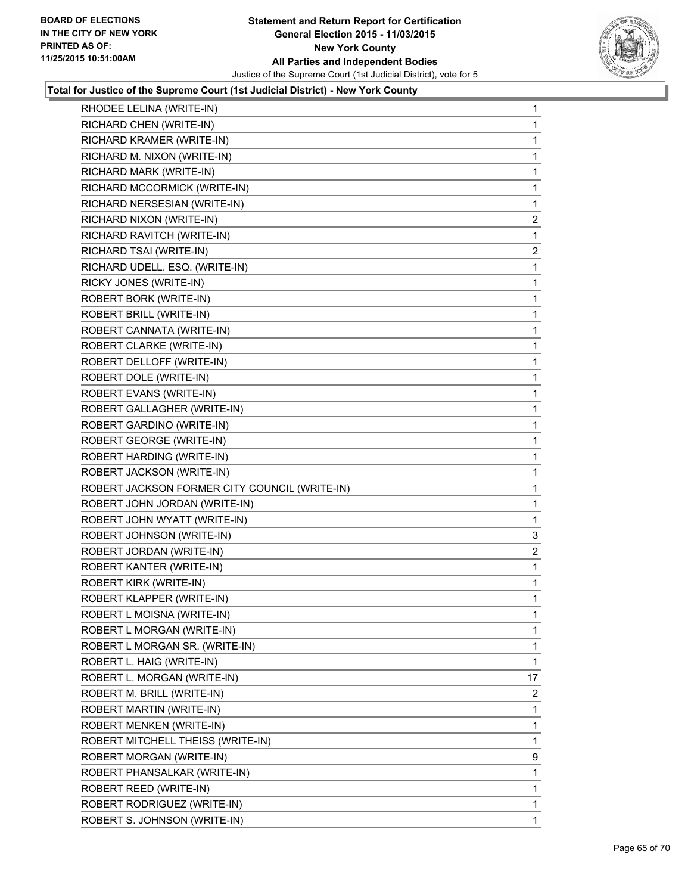**Total for Justice of the Supreme Court (1st Judicial District) - New York County**

| | |
|---|---|
| RHODEE LELINA (WRITE-IN) | 1 |
| RICHARD CHEN (WRITE-IN) | 1 |
| RICHARD KRAMER (WRITE-IN) | 1 |
| RICHARD M. NIXON (WRITE-IN) | 1 |
| RICHARD MARK (WRITE-IN) | 1 |
| RICHARD MCCORMICK (WRITE-IN) | 1 |
| RICHARD NERSESIAN (WRITE-IN) | 1 |
| RICHARD NIXON (WRITE-IN) | 2 |
| RICHARD RAVITCH (WRITE-IN) | 1 |
| RICHARD TSAI (WRITE-IN) | 2 |
| RICHARD UDELL. ESQ. (WRITE-IN) | 1 |
| RICKY JONES (WRITE-IN) | 1 |
| ROBERT BORK (WRITE-IN) | 1 |
| ROBERT BRILL (WRITE-IN) | 1 |
| ROBERT CANNATA (WRITE-IN) | 1 |
| ROBERT CLARKE (WRITE-IN) | 1 |
| ROBERT DELLOFF (WRITE-IN) | 1 |
| ROBERT DOLE (WRITE-IN) | 1 |
| ROBERT EVANS (WRITE-IN) | 1 |
| ROBERT GALLAGHER (WRITE-IN) | 1 |
| ROBERT GARDINO (WRITE-IN) | 1 |
| ROBERT GEORGE (WRITE-IN) | 1 |
| ROBERT HARDING (WRITE-IN) | 1 |
| ROBERT JACKSON (WRITE-IN) | 1 |
| ROBERT JACKSON FORMER CITY COUNCIL (WRITE-IN) | 1 |
| ROBERT JOHN JORDAN (WRITE-IN) | 1 |
| ROBERT JOHN WYATT (WRITE-IN) | 1 |
| ROBERT JOHNSON (WRITE-IN) | 3 |
| ROBERT JORDAN (WRITE-IN) | 2 |
| ROBERT KANTER (WRITE-IN) | 1 |
| ROBERT KIRK (WRITE-IN) | 1 |
| ROBERT KLAPPER (WRITE-IN) | 1 |
| ROBERT L MOISNA (WRITE-IN) | 1 |
| ROBERT L MORGAN (WRITE-IN) | 1 |
| ROBERT L MORGAN SR. (WRITE-IN) | 1 |
| ROBERT L. HAIG (WRITE-IN) | 1 |
| ROBERT L. MORGAN (WRITE-IN) | 17 |
| ROBERT M. BRILL (WRITE-IN) | 2 |
| ROBERT MARTIN (WRITE-IN) | 1 |
| ROBERT MENKEN (WRITE-IN) | 1 |
| ROBERT MITCHELL THEISS (WRITE-IN) | 1 |
| ROBERT MORGAN (WRITE-IN) | 9 |
| ROBERT PHANSALKAR (WRITE-IN) | 1 |
| ROBERT REED (WRITE-IN) | 1 |
| ROBERT RODRIGUEZ (WRITE-IN) | 1 |
| ROBERT S. JOHNSON (WRITE-IN) | 1 |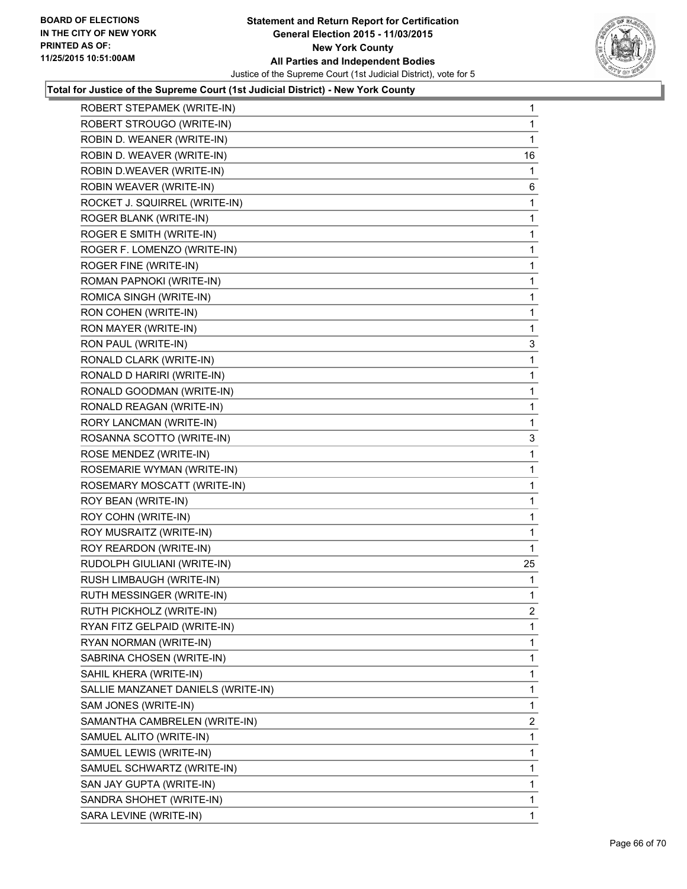**Total for Justice of the Supreme Court (1st Judicial District) - New York County**

| | |
|---|---|
| ROBERT STEPAMEK (WRITE-IN) | 1 |
| ROBERT STROUGO (WRITE-IN) | 1 |
| ROBIN D. WEANER (WRITE-IN) | 1 |
| ROBIN D. WEAVER (WRITE-IN) | 16 |
| ROBIN D.WEAVER (WRITE-IN) | 1 |
| ROBIN WEAVER (WRITE-IN) | 6 |
| ROCKET J. SQUIRREL (WRITE-IN) | 1 |
| ROGER BLANK (WRITE-IN) | 1 |
| ROGER E SMITH (WRITE-IN) | 1 |
| ROGER F. LOMENZO (WRITE-IN) | 1 |
| ROGER FINE (WRITE-IN) | 1 |
| ROMAN PAPNOKI (WRITE-IN) | 1 |
| ROMICA SINGH (WRITE-IN) | 1 |
| RON COHEN (WRITE-IN) | 1 |
| RON MAYER (WRITE-IN) | 1 |
| RON PAUL (WRITE-IN) | 3 |
| RONALD CLARK (WRITE-IN) | 1 |
| RONALD D HARIRI (WRITE-IN) | 1 |
| RONALD GOODMAN (WRITE-IN) | 1 |
| RONALD REAGAN (WRITE-IN) | 1 |
| RORY LANCMAN (WRITE-IN) | 1 |
| ROSANNA SCOTTO (WRITE-IN) | 3 |
| ROSE MENDEZ (WRITE-IN) | 1 |
| ROSEMARIE WYMAN (WRITE-IN) | 1 |
| ROSEMARY MOSCATT (WRITE-IN) | 1 |
| ROY BEAN (WRITE-IN) | 1 |
| ROY COHN (WRITE-IN) | 1 |
| ROY MUSRAITZ (WRITE-IN) | 1 |
| ROY REARDON (WRITE-IN) | 1 |
| RUDOLPH GIULIANI (WRITE-IN) | 25 |
| RUSH LIMBAUGH (WRITE-IN) | 1 |
| RUTH MESSINGER (WRITE-IN) | 1 |
| RUTH PICKHOLZ (WRITE-IN) | 2 |
| RYAN FITZ GELPAID (WRITE-IN) | 1 |
| RYAN NORMAN (WRITE-IN) | 1 |
| SABRINA CHOSEN (WRITE-IN) | 1 |
| SAHIL KHERA (WRITE-IN) | 1 |
| SALLIE MANZANET DANIELS (WRITE-IN) | 1 |
| SAM JONES (WRITE-IN) | 1 |
| SAMANTHA CAMBRELEN (WRITE-IN) | 2 |
| SAMUEL ALITO (WRITE-IN) | 1 |
| SAMUEL LEWIS (WRITE-IN) | 1 |
| SAMUEL SCHWARTZ (WRITE-IN) | 1 |
| SAN JAY GUPTA (WRITE-IN) | 1 |
| SANDRA SHOHET (WRITE-IN) | 1 |
| SARA LEVINE (WRITE-IN) | 1 |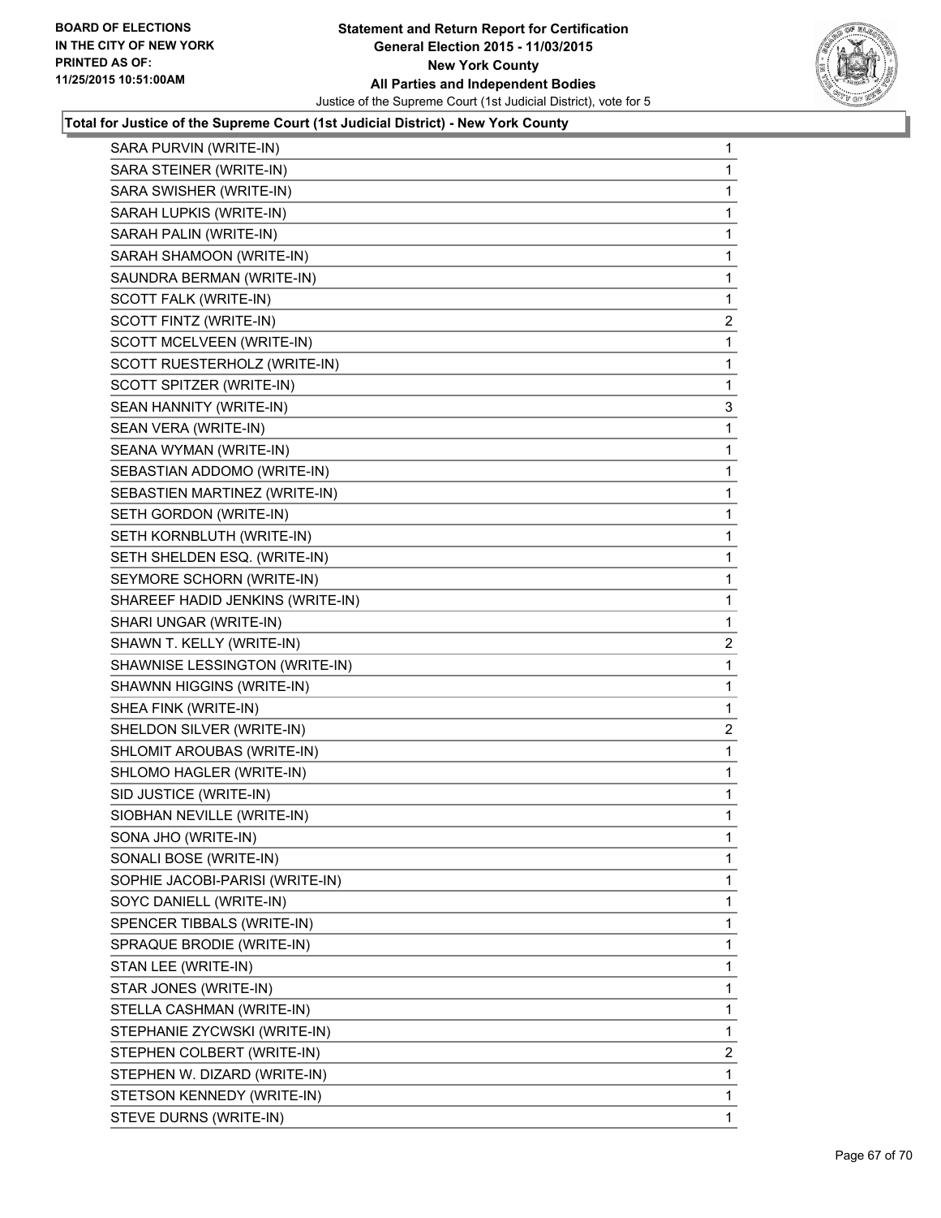**Total for Justice of the Supreme Court (1st Judicial District) - New York County**

| | |
|---|---|
| SARA PURVIN (WRITE-IN) | 1 |
| SARA STEINER (WRITE-IN) | 1 |
| SARA SWISHER (WRITE-IN) | 1 |
| SARAH LUPKIS (WRITE-IN) | 1 |
| SARAH PALIN (WRITE-IN) | 1 |
| SARAH SHAMOON (WRITE-IN) | 1 |
| SAUNDRA BERMAN (WRITE-IN) | 1 |
| SCOTT FALK (WRITE-IN) | 1 |
| SCOTT FINTZ (WRITE-IN) | 2 |
| SCOTT MCELVEEN (WRITE-IN) | 1 |
| SCOTT RUESTERHOLZ (WRITE-IN) | 1 |
| SCOTT SPITZER (WRITE-IN) | 1 |
| SEAN HANNITY (WRITE-IN) | 3 |
| SEAN VERA (WRITE-IN) | 1 |
| SEANA WYMAN (WRITE-IN) | 1 |
| SEBASTIAN ADDOMO (WRITE-IN) | 1 |
| SEBASTIEN MARTINEZ (WRITE-IN) | 1 |
| SETH GORDON (WRITE-IN) | 1 |
| SETH KORNBLUTH (WRITE-IN) | 1 |
| SETH SHELDEN ESQ. (WRITE-IN) | 1 |
| SEYMORE SCHORN (WRITE-IN) | 1 |
| SHAREEF HADID JENKINS (WRITE-IN) | 1 |
| SHARI UNGAR (WRITE-IN) | 1 |
| SHAWN T. KELLY (WRITE-IN) | 2 |
| SHAWNISE LESSINGTON (WRITE-IN) | 1 |
| SHAWNN HIGGINS (WRITE-IN) | 1 |
| SHEA FINK (WRITE-IN) | 1 |
| SHELDON SILVER (WRITE-IN) | 2 |
| SHLOMIT AROUBAS (WRITE-IN) | 1 |
| SHLOMO HAGLER (WRITE-IN) | 1 |
| SID JUSTICE (WRITE-IN) | 1 |
| SIOBHAN NEVILLE (WRITE-IN) | 1 |
| SONA JHO (WRITE-IN) | 1 |
| SONALI BOSE (WRITE-IN) | 1 |
| SOPHIE JACOBI-PARISI (WRITE-IN) | 1 |
| SOYC DANIELL (WRITE-IN) | 1 |
| SPENCER TIBBALS (WRITE-IN) | 1 |
| SPRAQUE BRODIE (WRITE-IN) | 1 |
| STAN LEE (WRITE-IN) | 1 |
| STAR JONES (WRITE-IN) | 1 |
| STELLA CASHMAN (WRITE-IN) | 1 |
| STEPHANIE ZYCWSKI (WRITE-IN) | 1 |
| STEPHEN COLBERT (WRITE-IN) | 2 |
| STEPHEN W. DIZARD (WRITE-IN) | 1 |
| STETSON KENNEDY (WRITE-IN) | 1 |
| STEVE DURNS (WRITE-IN) | 1 |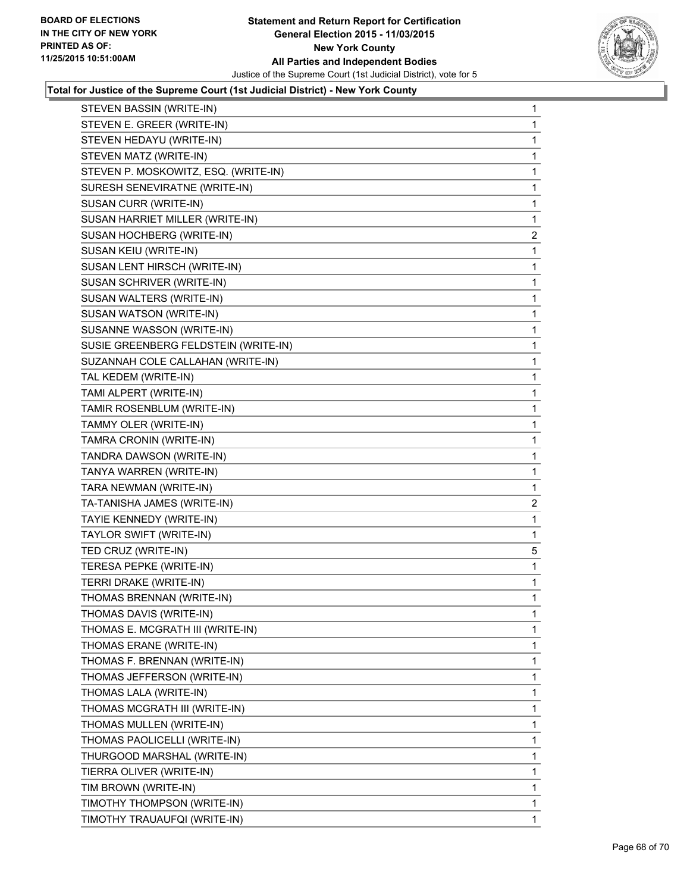**Total for Justice of the Supreme Court (1st Judicial District) - New York County**

| | |
|---|---|
| STEVEN BASSIN (WRITE-IN) | 1 |
| STEVEN E. GREER (WRITE-IN) | 1 |
| STEVEN HEDAYU (WRITE-IN) | 1 |
| STEVEN MATZ (WRITE-IN) | 1 |
| STEVEN P. MOSKOWITZ, ESQ. (WRITE-IN) | 1 |
| SURESH SENEVIRATNE (WRITE-IN) | 1 |
| SUSAN CURR (WRITE-IN) | 1 |
| SUSAN HARRIET MILLER (WRITE-IN) | 1 |
| SUSAN HOCHBERG (WRITE-IN) | 2 |
| SUSAN KEIU (WRITE-IN) | 1 |
| SUSAN LENT HIRSCH (WRITE-IN) | 1 |
| SUSAN SCHRIVER (WRITE-IN) | 1 |
| SUSAN WALTERS (WRITE-IN) | 1 |
| SUSAN WATSON (WRITE-IN) | 1 |
| SUSANNE WASSON (WRITE-IN) | 1 |
| SUSIE GREENBERG FELDSTEIN (WRITE-IN) | 1 |
| SUZANNAH COLE CALLAHAN (WRITE-IN) | 1 |
| TAL KEDEM (WRITE-IN) | 1 |
| TAMI ALPERT (WRITE-IN) | 1 |
| TAMIR ROSENBLUM (WRITE-IN) | 1 |
| TAMMY OLER (WRITE-IN) | 1 |
| TAMRA CRONIN (WRITE-IN) | 1 |
| TANDRA DAWSON (WRITE-IN) | 1 |
| TANYA WARREN (WRITE-IN) | 1 |
| TARA NEWMAN (WRITE-IN) | 1 |
| TA-TANISHA JAMES (WRITE-IN) | 2 |
| TAYIE KENNEDY (WRITE-IN) | 1 |
| TAYLOR SWIFT (WRITE-IN) | 1 |
| TED CRUZ (WRITE-IN) | 5 |
| TERESA PEPKE (WRITE-IN) | 1 |
| TERRI DRAKE (WRITE-IN) | 1 |
| THOMAS BRENNAN (WRITE-IN) | 1 |
| THOMAS DAVIS (WRITE-IN) | 1 |
| THOMAS E. MCGRATH III (WRITE-IN) | 1 |
| THOMAS ERANE (WRITE-IN) | 1 |
| THOMAS F. BRENNAN (WRITE-IN) | 1 |
| THOMAS JEFFERSON (WRITE-IN) | 1 |
| THOMAS LALA (WRITE-IN) | 1 |
| THOMAS MCGRATH III (WRITE-IN) | 1 |
| THOMAS MULLEN (WRITE-IN) | 1 |
| THOMAS PAOLICELLI (WRITE-IN) | 1 |
| THURGOOD MARSHAL (WRITE-IN) | 1 |
| TIERRA OLIVER (WRITE-IN) | 1 |
| TIM BROWN (WRITE-IN) | 1 |
| TIMOTHY THOMPSON (WRITE-IN) | 1 |
| TIMOTHY TRAUAUFQI (WRITE-IN) | 1 |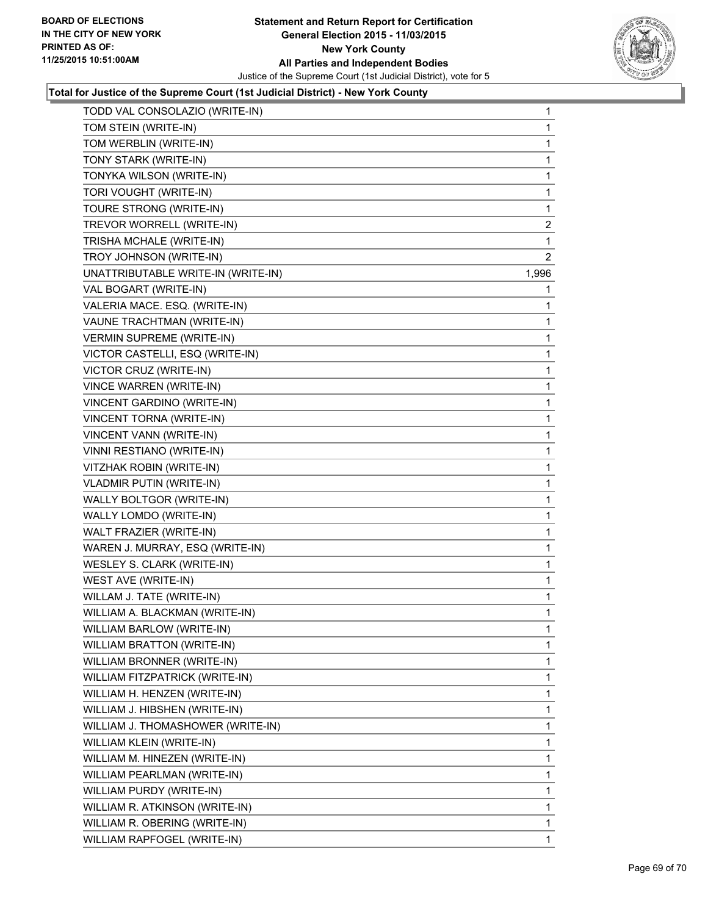**Total for Justice of the Supreme Court (1st Judicial District) - New York County**

| | |
|---|---|
| TODD VAL CONSOLAZIO (WRITE-IN) | 1 |
| TOM STEIN (WRITE-IN) | 1 |
| TOM WERBLIN (WRITE-IN) | 1 |
| TONY STARK (WRITE-IN) | 1 |
| TONYKA WILSON (WRITE-IN) | 1 |
| TORI VOUGHT (WRITE-IN) | 1 |
| TOURE STRONG (WRITE-IN) | 1 |
| TREVOR WORRELL (WRITE-IN) | 2 |
| TRISHA MCHALE (WRITE-IN) | 1 |
| TROY JOHNSON (WRITE-IN) | 2 |
| UNATTRIBUTABLE WRITE-IN (WRITE-IN) | 1,996 |
| VAL BOGART (WRITE-IN) | 1 |
| VALERIA MACE. ESQ. (WRITE-IN) | 1 |
| VAUNE TRACHTMAN (WRITE-IN) | 1 |
| VERMIN SUPREME (WRITE-IN) | 1 |
| VICTOR CASTELLI, ESQ (WRITE-IN) | 1 |
| VICTOR CRUZ (WRITE-IN) | 1 |
| VINCE WARREN (WRITE-IN) | 1 |
| VINCENT GARDINO (WRITE-IN) | 1 |
| VINCENT TORNA (WRITE-IN) | 1 |
| VINCENT VANN (WRITE-IN) | 1 |
| VINNI RESTIANO (WRITE-IN) | 1 |
| VITZHAK ROBIN (WRITE-IN) | 1 |
| VLADMIR PUTIN (WRITE-IN) | 1 |
| WALLY BOLTGOR (WRITE-IN) | 1 |
| WALLY LOMDO (WRITE-IN) | 1 |
| WALT FRAZIER (WRITE-IN) | 1 |
| WAREN J. MURRAY, ESQ (WRITE-IN) | 1 |
| WESLEY S. CLARK (WRITE-IN) | 1 |
| WEST AVE (WRITE-IN) | 1 |
| WILLAM J. TATE (WRITE-IN) | 1 |
| WILLIAM A. BLACKMAN (WRITE-IN) | 1 |
| WILLIAM BARLOW (WRITE-IN) | 1 |
| WILLIAM BRATTON (WRITE-IN) | 1 |
| WILLIAM BRONNER (WRITE-IN) | 1 |
| WILLIAM FITZPATRICK (WRITE-IN) | 1 |
| WILLIAM H. HENZEN (WRITE-IN) | 1 |
| WILLIAM J. HIBSHEN (WRITE-IN) | 1 |
| WILLIAM J. THOMASHOWER (WRITE-IN) | 1 |
| WILLIAM KLEIN (WRITE-IN) | 1 |
| WILLIAM M. HINEZEN (WRITE-IN) | 1 |
| WILLIAM PEARLMAN (WRITE-IN) | 1 |
| WILLIAM PURDY (WRITE-IN) | 1 |
| WILLIAM R. ATKINSON (WRITE-IN) | 1 |
| WILLIAM R. OBERING (WRITE-IN) | 1 |
| WILLIAM RAPFOGEL (WRITE-IN) | 1 |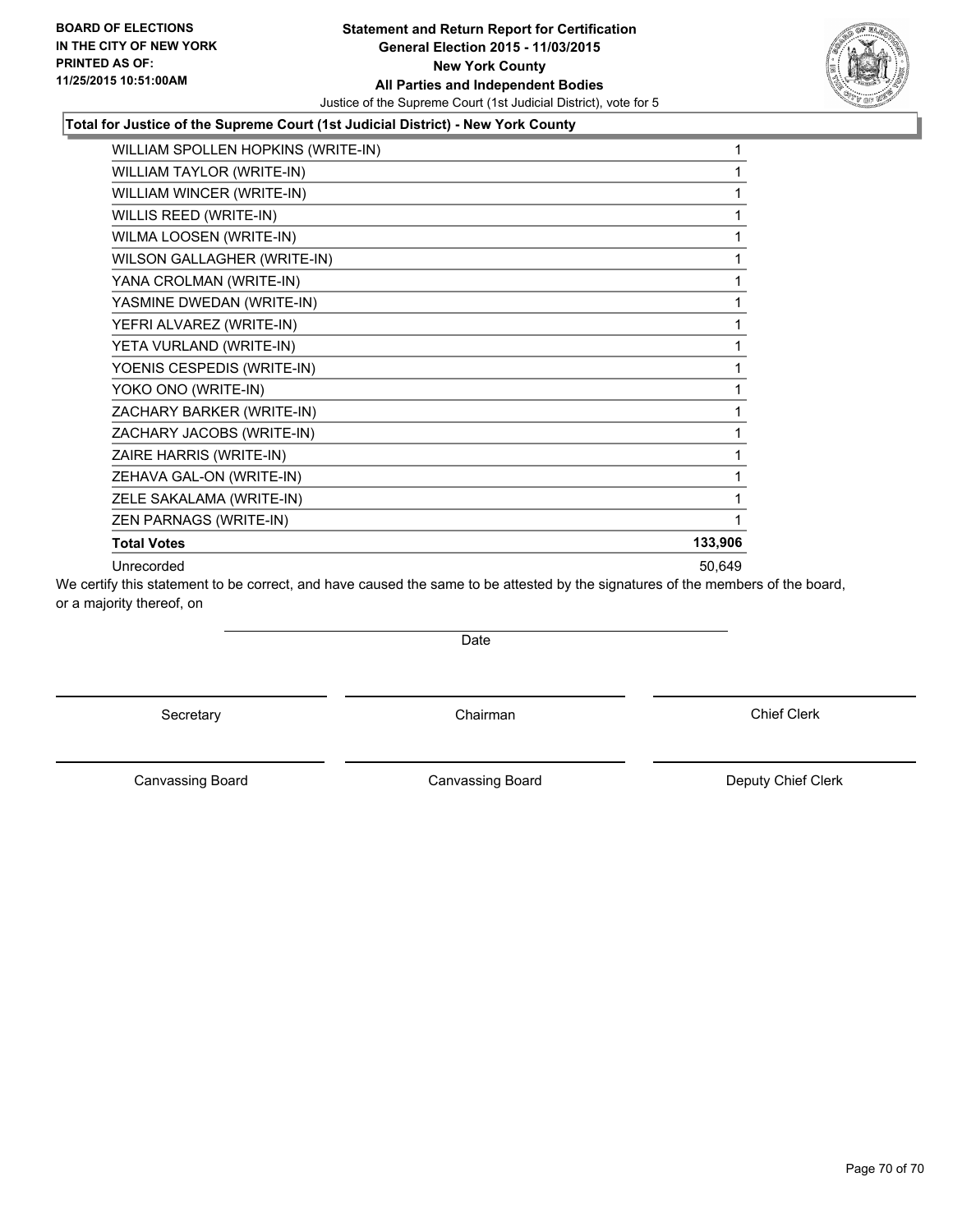**BOARD OF ELECTIONS IN THE CITY OF NEW YORK PRINTED AS OF: 11/25/2015 10:51:00AM**

**Statement and Return Report for Certification General Election 2015 - 11/03/2015 New York County All Parties and Independent Bodies**

Justice of the Supreme Court (1st Judicial District), vote for 5

### Total for Justice of the Supreme Court (1st Judicial District) - New York County

| | |
|---|---|
| WILLIAM SPOLLEN HOPKINS (WRITE-IN) | 1 |
| WILLIAM TAYLOR (WRITE-IN) | 1 |
| WILLIAM WINCER (WRITE-IN) | 1 |
| WILLIS REED (WRITE-IN) | 1 |
| WILMA LOOSEN (WRITE-IN) | 1 |
| WILSON GALLAGHER (WRITE-IN) | 1 |
| YANA CROLMAN (WRITE-IN) | 1 |
| YASMINE DWEDAN (WRITE-IN) | 1 |
| YEFRI ALVAREZ (WRITE-IN) | 1 |
| YETA VURLAND (WRITE-IN) | 1 |
| YOENIS CESPEDIS (WRITE-IN) | 1 |
| YOKO ONO (WRITE-IN) | 1 |
| ZACHARY BARKER (WRITE-IN) | 1 |
| ZACHARY JACOBS (WRITE-IN) | 1 |
| ZAIRE HARRIS (WRITE-IN) | 1 |
| ZEHAVA GAL-ON (WRITE-IN) | 1 |
| ZELE SAKALAMA (WRITE-IN) | 1 |
| ZEN PARNAGS (WRITE-IN) | 1 |
| **Total Votes** | **133,906** |
| Unrecorded | 50,649 |

We certify this statement to be correct, and have caused the same to be attested by the signatures of the members of the board, or a majority thereof, on

Date

Secretary | Chairman | Chief Clerk

Canvassing Board | Canvassing Board | Deputy Chief Clerk